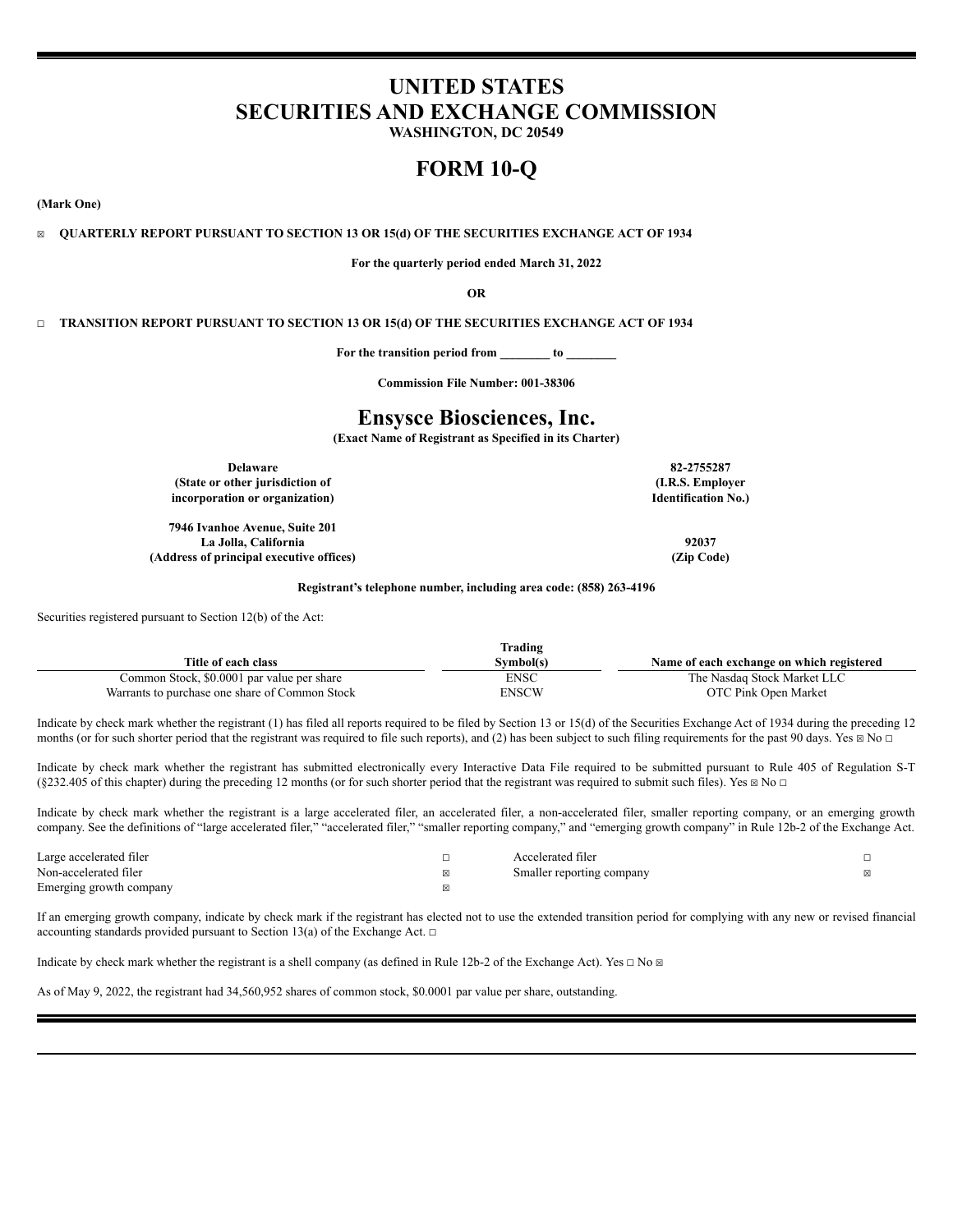# UNITED STATES
# SECURITIES AND EXCHANGE COMMISSION

**WASHINGTON, DC 20549**

# FORM 10-Q

**(Mark One)**

☒ **QUARTERLY REPORT PURSUANT TO SECTION 13 OR 15(d) OF THE SECURITIES EXCHANGE ACT OF 1934**

**For the quarterly period ended March 31, 2022**

**OR**

☐ **TRANSITION REPORT PURSUANT TO SECTION 13 OR 15(d) OF THE SECURITIES EXCHANGE ACT OF 1934**

**For the transition period from ________ to ________**

**Commission File Number: 001-38306**

# Ensysce Biosciences, Inc.

**(Exact Name of Registrant as Specified in its Charter)**

| | |
|---|---|
| **Delaware**<br>**(State or other jurisdiction of incorporation or organization)** | **82-2755287**<br>**(I.R.S. Employer Identification No.)** |
| **7946 Ivanhoe Avenue, Suite 201**<br>**La Jolla, California**<br>**(Address of principal executive offices)** | **92037**<br>**(Zip Code)** |

**Registrant's telephone number, including area code: (858) 263-4196**

Securities registered pursuant to Section 12(b) of the Act:

| Title of each class | Trading Symbol(s) | Name of each exchange on which registered |
|---|---|---|
| Common Stock, $0.0001 par value per share | ENSC | The Nasdaq Stock Market LLC |
| Warrants to purchase one share of Common Stock | ENSCW | OTC Pink Open Market |

Indicate by check mark whether the registrant (1) has filed all reports required to be filed by Section 13 or 15(d) of the Securities Exchange Act of 1934 during the preceding 12 months (or for such shorter period that the registrant was required to file such reports), and (2) has been subject to such filing requirements for the past 90 days. Yes ☒ No ☐

Indicate by check mark whether the registrant has submitted electronically every Interactive Data File required to be submitted pursuant to Rule 405 of Regulation S-T (§232.405 of this chapter) during the preceding 12 months (or for such shorter period that the registrant was required to submit such files). Yes ☒ No ☐

Indicate by check mark whether the registrant is a large accelerated filer, an accelerated filer, a non-accelerated filer, smaller reporting company, or an emerging growth company. See the definitions of "large accelerated filer," "accelerated filer," "smaller reporting company," and "emerging growth company" in Rule 12b-2 of the Exchange Act.

| | | | |
|---|---|---|---|
| Large accelerated filer | ☐ | Accelerated filer | ☐ |
| Non-accelerated filer | ☒ | Smaller reporting company | ☒ |
| Emerging growth company | ☒ | | |

If an emerging growth company, indicate by check mark if the registrant has elected not to use the extended transition period for complying with any new or revised financial accounting standards provided pursuant to Section 13(a) of the Exchange Act. ☐

Indicate by check mark whether the registrant is a shell company (as defined in Rule 12b-2 of the Exchange Act). Yes ☐ No ☒

As of May 9, 2022, the registrant had 34,560,952 shares of common stock, $0.0001 par value per share, outstanding.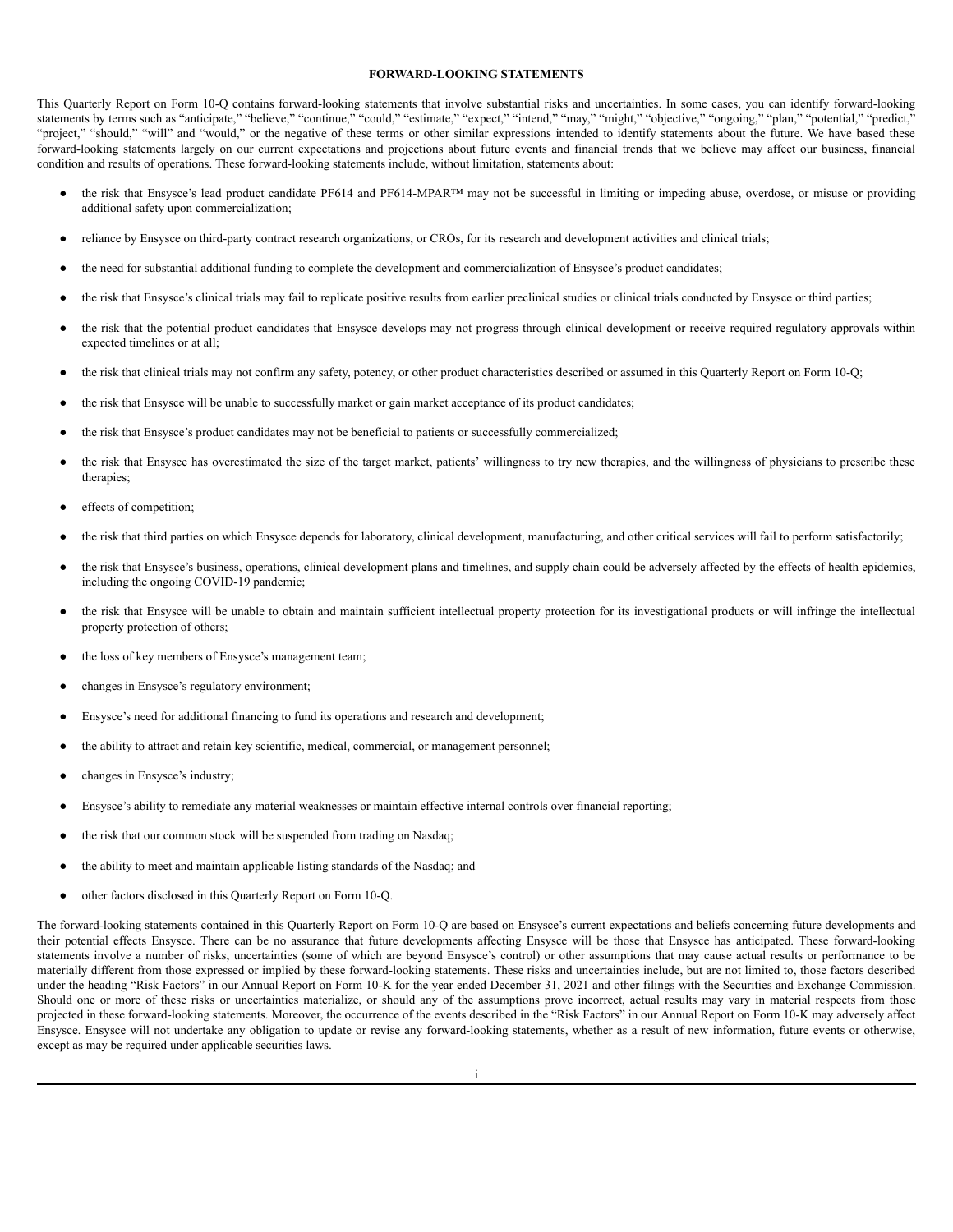## FORWARD-LOOKING STATEMENTS

This Quarterly Report on Form 10-Q contains forward-looking statements that involve substantial risks and uncertainties. In some cases, you can identify forward-looking statements by terms such as "anticipate," "believe," "continue," "could," "estimate," "expect," "intend," "may," "might," "objective," "ongoing," "plan," "potential," "predict," "project," "should," "will" and "would," or the negative of these terms or other similar expressions intended to identify statements about the future. We have based these forward-looking statements largely on our current expectations and projections about future events and financial trends that we believe may affect our business, financial condition and results of operations. These forward-looking statements include, without limitation, statements about:

- the risk that Ensysce's lead product candidate PF614 and PF614-MPAR™ may not be successful in limiting or impeding abuse, overdose, or misuse or providing additional safety upon commercialization;
- reliance by Ensysce on third-party contract research organizations, or CROs, for its research and development activities and clinical trials;
- the need for substantial additional funding to complete the development and commercialization of Ensysce's product candidates;
- the risk that Ensysce's clinical trials may fail to replicate positive results from earlier preclinical studies or clinical trials conducted by Ensysce or third parties;
- the risk that the potential product candidates that Ensysce develops may not progress through clinical development or receive required regulatory approvals within expected timelines or at all;
- the risk that clinical trials may not confirm any safety, potency, or other product characteristics described or assumed in this Quarterly Report on Form 10-Q;
- the risk that Ensysce will be unable to successfully market or gain market acceptance of its product candidates;
- the risk that Ensysce's product candidates may not be beneficial to patients or successfully commercialized;
- the risk that Ensysce has overestimated the size of the target market, patients' willingness to try new therapies, and the willingness of physicians to prescribe these therapies;
- effects of competition;
- the risk that third parties on which Ensysce depends for laboratory, clinical development, manufacturing, and other critical services will fail to perform satisfactorily;
- the risk that Ensysce's business, operations, clinical development plans and timelines, and supply chain could be adversely affected by the effects of health epidemics, including the ongoing COVID-19 pandemic;
- the risk that Ensysce will be unable to obtain and maintain sufficient intellectual property protection for its investigational products or will infringe the intellectual property protection of others;
- the loss of key members of Ensysce's management team;
- changes in Ensysce's regulatory environment;
- Ensysce's need for additional financing to fund its operations and research and development;
- the ability to attract and retain key scientific, medical, commercial, or management personnel;
- changes in Ensysce's industry;
- Ensysce's ability to remediate any material weaknesses or maintain effective internal controls over financial reporting;
- the risk that our common stock will be suspended from trading on Nasdaq;
- the ability to meet and maintain applicable listing standards of the Nasdaq; and
- other factors disclosed in this Quarterly Report on Form 10-Q.

The forward-looking statements contained in this Quarterly Report on Form 10-Q are based on Ensysce's current expectations and beliefs concerning future developments and their potential effects Ensysce. There can be no assurance that future developments affecting Ensysce will be those that Ensysce has anticipated. These forward-looking statements involve a number of risks, uncertainties (some of which are beyond Ensysce's control) or other assumptions that may cause actual results or performance to be materially different from those expressed or implied by these forward-looking statements. These risks and uncertainties include, but are not limited to, those factors described under the heading "Risk Factors" in our Annual Report on Form 10-K for the year ended December 31, 2021 and other filings with the Securities and Exchange Commission. Should one or more of these risks or uncertainties materialize, or should any of the assumptions prove incorrect, actual results may vary in material respects from those projected in these forward-looking statements. Moreover, the occurrence of the events described in the "Risk Factors" in our Annual Report on Form 10-K may adversely affect Ensysce. Ensysce will not undertake any obligation to update or revise any forward-looking statements, whether as a result of new information, future events or otherwise, except as may be required under applicable securities laws.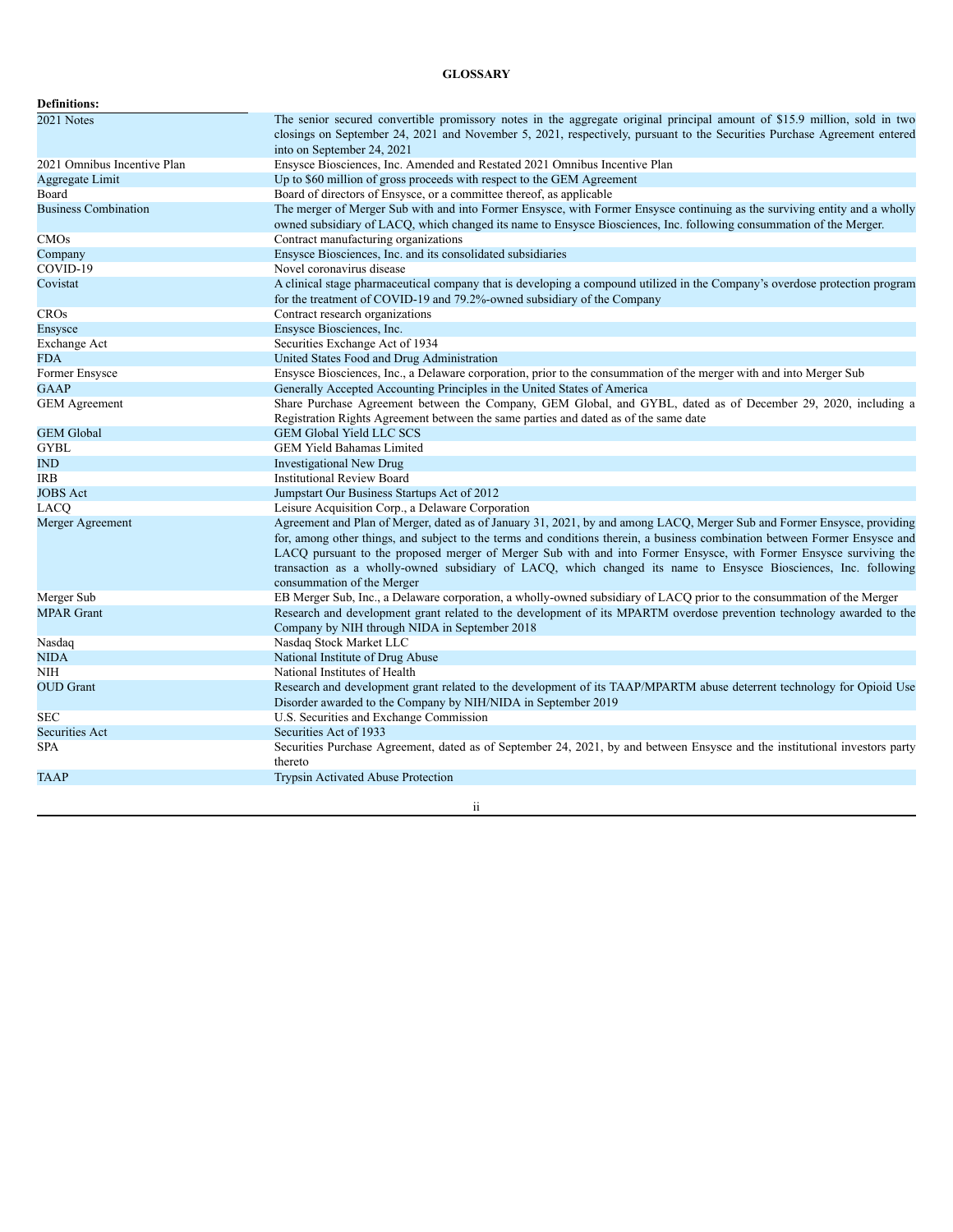# GLOSSARY

| Definitions: | |
|---|---|
| 2021 Notes | The senior secured convertible promissory notes in the aggregate original principal amount of $15.9 million, sold in two closings on September 24, 2021 and November 5, 2021, respectively, pursuant to the Securities Purchase Agreement entered into on September 24, 2021 |
| 2021 Omnibus Incentive Plan | Ensysce Biosciences, Inc. Amended and Restated 2021 Omnibus Incentive Plan |
| Aggregate Limit | Up to $60 million of gross proceeds with respect to the GEM Agreement |
| Board | Board of directors of Ensysce, or a committee thereof, as applicable |
| Business Combination | The merger of Merger Sub with and into Former Ensysce, with Former Ensysce continuing as the surviving entity and a wholly owned subsidiary of LACQ, which changed its name to Ensysce Biosciences, Inc. following consummation of the Merger. |
| CMOs | Contract manufacturing organizations |
| Company | Ensysce Biosciences, Inc. and its consolidated subsidiaries |
| COVID-19 | Novel coronavirus disease |
| Covistat | A clinical stage pharmaceutical company that is developing a compound utilized in the Company's overdose protection program for the treatment of COVID-19 and 79.2%-owned subsidiary of the Company |
| CROs | Contract research organizations |
| Ensysce | Ensysce Biosciences, Inc. |
| Exchange Act | Securities Exchange Act of 1934 |
| FDA | United States Food and Drug Administration |
| Former Ensysce | Ensysce Biosciences, Inc., a Delaware corporation, prior to the consummation of the merger with and into Merger Sub |
| GAAP | Generally Accepted Accounting Principles in the United States of America |
| GEM Agreement | Share Purchase Agreement between the Company, GEM Global, and GYBL, dated as of December 29, 2020, including a Registration Rights Agreement between the same parties and dated as of the same date |
| GEM Global | GEM Global Yield LLC SCS |
| GYBL | GEM Yield Bahamas Limited |
| IND | Investigational New Drug |
| IRB | Institutional Review Board |
| JOBS Act | Jumpstart Our Business Startups Act of 2012 |
| LACQ | Leisure Acquisition Corp., a Delaware Corporation |
| Merger Agreement | Agreement and Plan of Merger, dated as of January 31, 2021, by and among LACQ, Merger Sub and Former Ensysce, providing for, among other things, and subject to the terms and conditions therein, a business combination between Former Ensysce and LACQ pursuant to the proposed merger of Merger Sub with and into Former Ensysce, with Former Ensysce surviving the transaction as a wholly-owned subsidiary of LACQ, which changed its name to Ensysce Biosciences, Inc. following consummation of the Merger |
| Merger Sub | EB Merger Sub, Inc., a Delaware corporation, a wholly-owned subsidiary of LACQ prior to the consummation of the Merger |
| MPAR Grant | Research and development grant related to the development of its MPARTM overdose prevention technology awarded to the Company by NIH through NIDA in September 2018 |
| Nasdaq | Nasdaq Stock Market LLC |
| NIDA | National Institute of Drug Abuse |
| NIH | National Institutes of Health |
| OUD Grant | Research and development grant related to the development of its TAAP/MPARTM abuse deterrent technology for Opioid Use Disorder awarded to the Company by NIH/NIDA in September 2019 |
| SEC | U.S. Securities and Exchange Commission |
| Securities Act | Securities Act of 1933 |
| SPA | Securities Purchase Agreement, dated as of September 24, 2021, by and between Ensysce and the institutional investors party thereto |
| TAAP | Trypsin Activated Abuse Protection |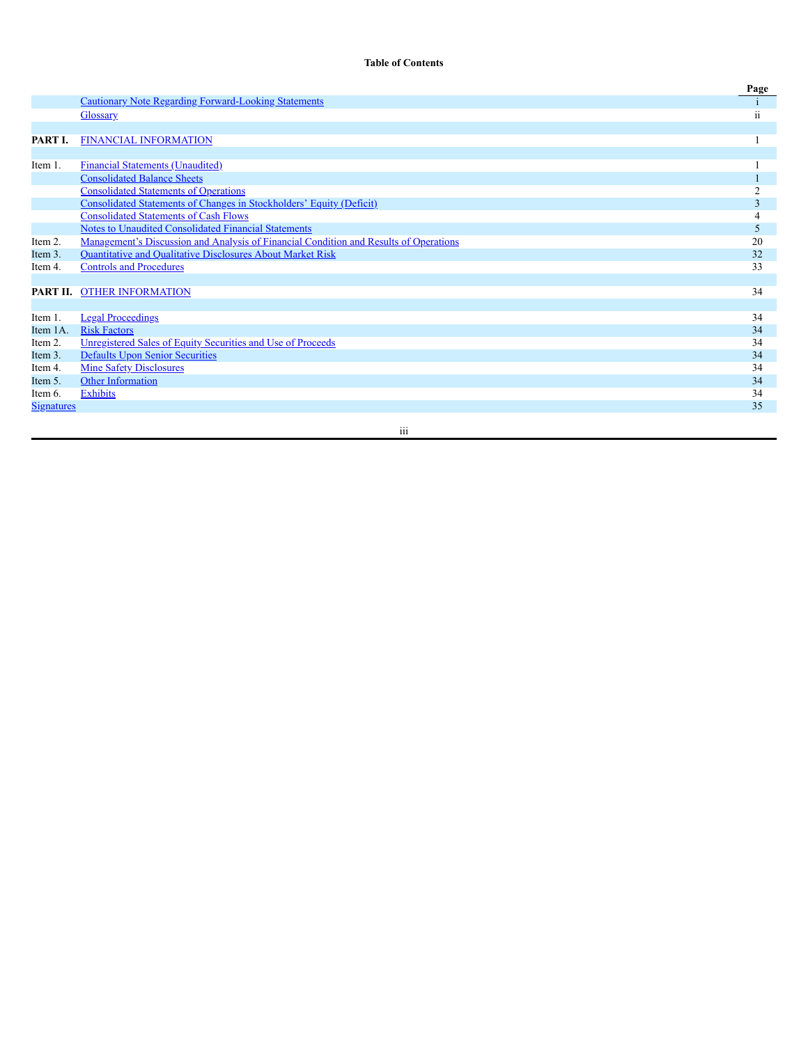**Table of Contents**

| | | Page |
|---|---|---|
| | Cautionary Note Regarding Forward-Looking Statements | i |
| | Glossary | ii |
| | | |
| **PART I.** | FINANCIAL INFORMATION | 1 |
| | | |
| Item 1. | Financial Statements (Unaudited) | 1 |
| | Consolidated Balance Sheets | 1 |
| | Consolidated Statements of Operations | 2 |
| | Consolidated Statements of Changes in Stockholders' Equity (Deficit) | 3 |
| | Consolidated Statements of Cash Flows | 4 |
| | Notes to Unaudited Consolidated Financial Statements | 5 |
| Item 2. | Management's Discussion and Analysis of Financial Condition and Results of Operations | 20 |
| Item 3. | Quantitative and Qualitative Disclosures About Market Risk | 32 |
| Item 4. | Controls and Procedures | 33 |
| | | |
| **PART II.** | OTHER INFORMATION | 34 |
| | | |
| Item 1. | Legal Proceedings | 34 |
| Item 1A. | Risk Factors | 34 |
| Item 2. | Unregistered Sales of Equity Securities and Use of Proceeds | 34 |
| Item 3. | Defaults Upon Senior Securities | 34 |
| Item 4. | Mine Safety Disclosures | 34 |
| Item 5. | Other Information | 34 |
| Item 6. | Exhibits | 34 |
| Signatures | | 35 |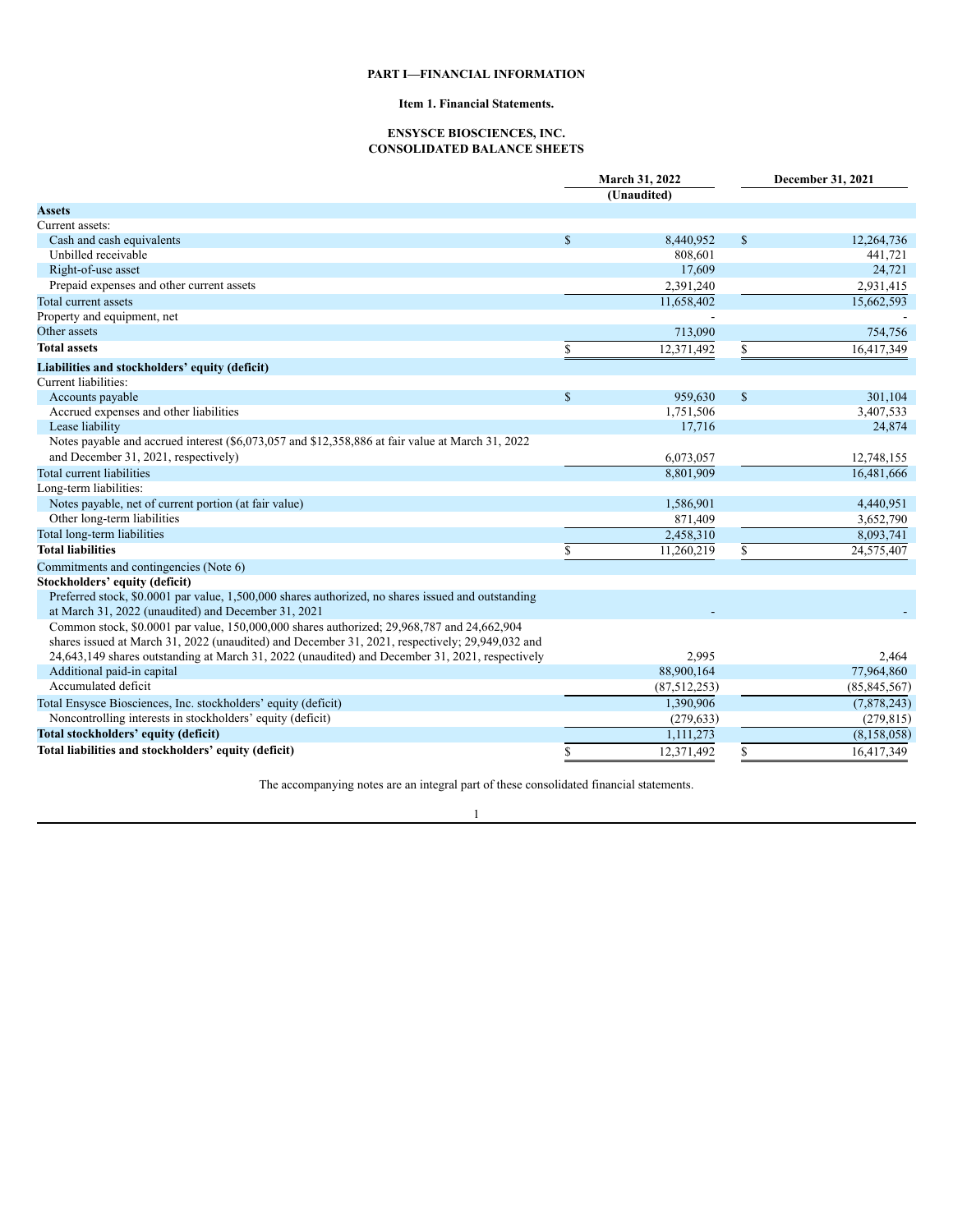# PART I—FINANCIAL INFORMATION

## Item 1. Financial Statements.

### ENSYSCE BIOSCIENCES, INC.
### CONSOLIDATED BALANCE SHEETS

| | March 31, 2022 (Unaudited) | December 31, 2021 |
|---|---|---|
| **Assets** | | |
| Current assets: | | |
| Cash and cash equivalents | $ 8,440,952 | $ 12,264,736 |
| Unbilled receivable | 808,601 | 441,721 |
| Right-of-use asset | 17,609 | 24,721 |
| Prepaid expenses and other current assets | 2,391,240 | 2,931,415 |
| Total current assets | 11,658,402 | 15,662,593 |
| Property and equipment, net | - | - |
| Other assets | 713,090 | 754,756 |
| **Total assets** | $ 12,371,492 | $ 16,417,349 |
| **Liabilities and stockholders' equity (deficit)** | | |
| Current liabilities: | | |
| Accounts payable | $ 959,630 | $ 301,104 |
| Accrued expenses and other liabilities | 1,751,506 | 3,407,533 |
| Lease liability | 17,716 | 24,874 |
| Notes payable and accrued interest ($6,073,057 and $12,358,886 at fair value at March 31, 2022 and December 31, 2021, respectively) | 6,073,057 | 12,748,155 |
| Total current liabilities | 8,801,909 | 16,481,666 |
| Long-term liabilities: | | |
| Notes payable, net of current portion (at fair value) | 1,586,901 | 4,440,951 |
| Other long-term liabilities | 871,409 | 3,652,790 |
| Total long-term liabilities | 2,458,310 | 8,093,741 |
| **Total liabilities** | $ 11,260,219 | $ 24,575,407 |
| Commitments and contingencies (Note 6) | | |
| **Stockholders' equity (deficit)** | | |
| Preferred stock, $0.0001 par value, 1,500,000 shares authorized, no shares issued and outstanding at March 31, 2022 (unaudited) and December 31, 2021 | - | - |
| Common stock, $0.0001 par value, 150,000,000 shares authorized; 29,968,787 and 24,662,904 shares issued at March 31, 2022 (unaudited) and December 31, 2021, respectively; 29,949,032 and 24,643,149 shares outstanding at March 31, 2022 (unaudited) and December 31, 2021, respectively | 2,995 | 2,464 |
| Additional paid-in capital | 88,900,164 | 77,964,860 |
| Accumulated deficit | (87,512,253) | (85,845,567) |
| Total Ensysce Biosciences, Inc. stockholders' equity (deficit) | 1,390,906 | (7,878,243) |
| Noncontrolling interests in stockholders' equity (deficit) | (279,633) | (279,815) |
| **Total stockholders' equity (deficit)** | 1,111,273 | (8,158,058) |
| **Total liabilities and stockholders' equity (deficit)** | $ 12,371,492 | $ 16,417,349 |

The accompanying notes are an integral part of these consolidated financial statements.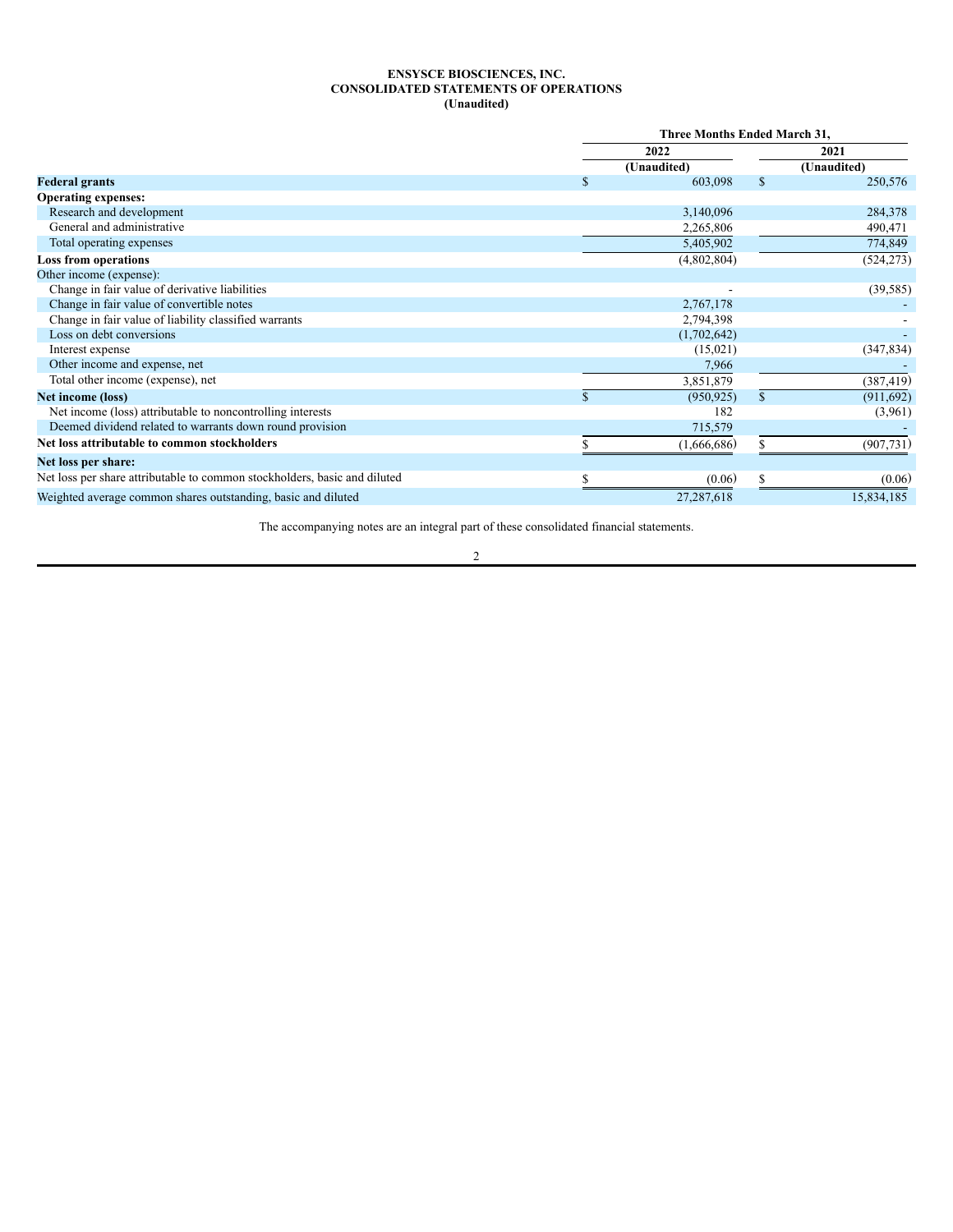**ENSYSCE BIOSCIENCES, INC.**
**CONSOLIDATED STATEMENTS OF OPERATIONS**
**(Unaudited)**

| | Three Months Ended March 31, | |
|---|---|---|
| | 2022 | 2021 |
| | (Unaudited) | (Unaudited) |
| **Federal grants** | $ 603,098 | $ 250,576 |
| **Operating expenses:** | | |
| Research and development | 3,140,096 | 284,378 |
| General and administrative | 2,265,806 | 490,471 |
| Total operating expenses | 5,405,902 | 774,849 |
| **Loss from operations** | (4,802,804) | (524,273) |
| Other income (expense): | | |
| Change in fair value of derivative liabilities | - | (39,585) |
| Change in fair value of convertible notes | 2,767,178 | - |
| Change in fair value of liability classified warrants | 2,794,398 | - |
| Loss on debt conversions | (1,702,642) | - |
| Interest expense | (15,021) | (347,834) |
| Other income and expense, net | 7,966 | - |
| Total other income (expense), net | 3,851,879 | (387,419) |
| **Net income (loss)** | $ (950,925) | $ (911,692) |
| Net income (loss) attributable to noncontrolling interests | 182 | (3,961) |
| Deemed dividend related to warrants down round provision | 715,579 | - |
| **Net loss attributable to common stockholders** | $ (1,666,686) | $ (907,731) |
| **Net loss per share:** | | |
| Net loss per share attributable to common stockholders, basic and diluted | $ (0.06) | $ (0.06) |
| Weighted average common shares outstanding, basic and diluted | 27,287,618 | 15,834,185 |

The accompanying notes are an integral part of these consolidated financial statements.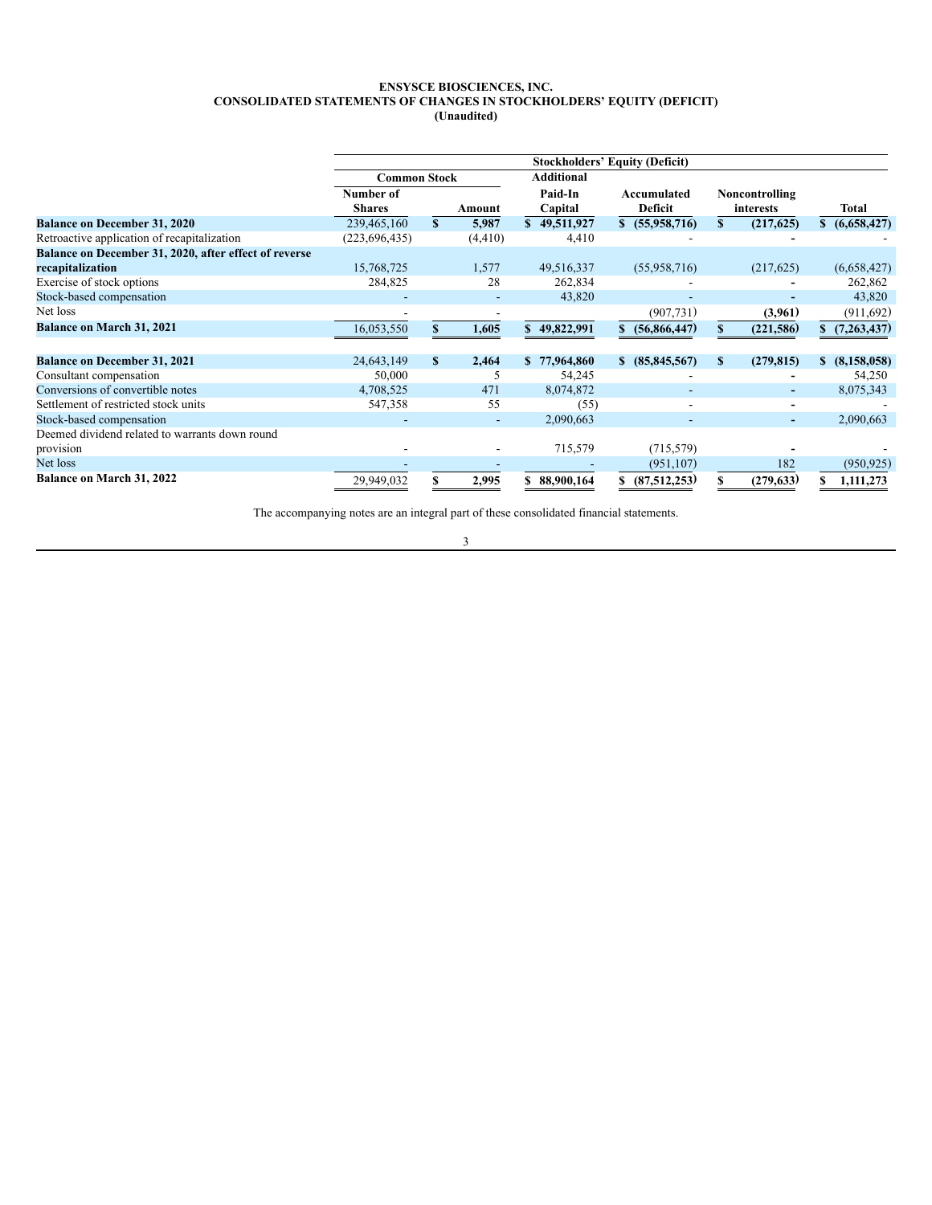**ENSYSCE BIOSCIENCES, INC.**
**CONSOLIDATED STATEMENTS OF CHANGES IN STOCKHOLDERS' EQUITY (DEFICIT)**
**(Unaudited)**

| | Stockholders' Equity (Deficit) | | | | | |
|---|---|---|---|---|---|---|
| | Common Stock | | Additional | | | |
| | Number of Shares | Amount | Paid-In Capital | Accumulated Deficit | Noncontrolling interests | Total |
| **Balance on December 31, 2020** | 239,465,160 | $ 5,987 | $ 49,511,927 | $ (55,958,716) | $ (217,625) | $ (6,658,427) |
| Retroactive application of recapitalization | (223,696,435) | (4,410) | 4,410 | - | - | - |
| **Balance on December 31, 2020, after effect of reverse recapitalization** | 15,768,725 | 1,577 | 49,516,337 | (55,958,716) | (217,625) | (6,658,427) |
| Exercise of stock options | 284,825 | 28 | 262,834 | - | - | 262,862 |
| Stock-based compensation | - | - | 43,820 | - | - | 43,820 |
| Net loss | - | - | | (907,731) | (3,961) | (911,692) |
| **Balance on March 31, 2021** | 16,053,550 | $ 1,605 | $ 49,822,991 | $ (56,866,447) | $ (221,586) | $ (7,263,437) |
| | | | | | | |
| **Balance on December 31, 2021** | 24,643,149 | $ 2,464 | $ 77,964,860 | $ (85,845,567) | $ (279,815) | $ (8,158,058) |
| Consultant compensation | 50,000 | 5 | 54,245 | - | - | 54,250 |
| Conversions of convertible notes | 4,708,525 | 471 | 8,074,872 | - | - | 8,075,343 |
| Settlement of restricted stock units | 547,358 | 55 | (55) | - | - | - |
| Stock-based compensation | - | - | 2,090,663 | - | - | 2,090,663 |
| Deemed dividend related to warrants down round provision | - | - | 715,579 | (715,579) | - | - |
| Net loss | - | - | - | (951,107) | 182 | (950,925) |
| **Balance on March 31, 2022** | 29,949,032 | $ 2,995 | $ 88,900,164 | $ (87,512,253) | $ (279,633) | $ 1,111,273 |

The accompanying notes are an integral part of these consolidated financial statements.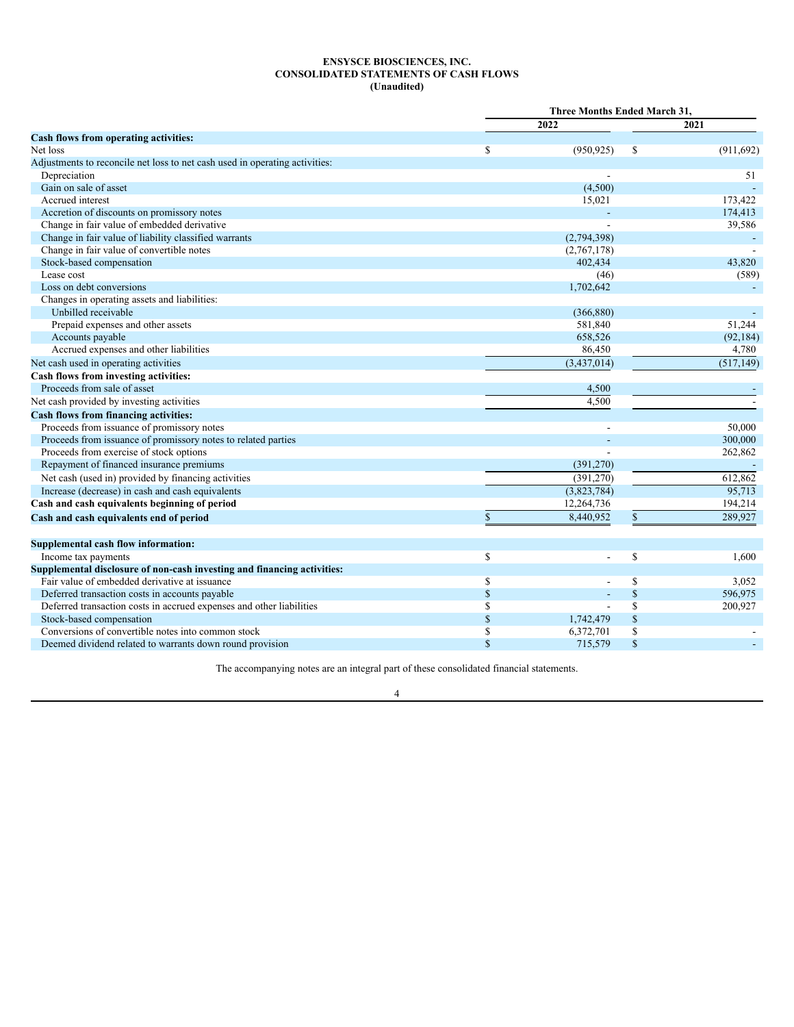**ENSYSCE BIOSCIENCES, INC.**
**CONSOLIDATED STATEMENTS OF CASH FLOWS**
**(Unaudited)**

| | Three Months Ended March 31, | |
|---|---|---|
| | 2022 | 2021 |
| **Cash flows from operating activities:** | | |
| Net loss | $ (950,925) | $ (911,692) |
| Adjustments to reconcile net loss to net cash used in operating activities: | | |
| Depreciation | - | 51 |
| Gain on sale of asset | (4,500) | - |
| Accrued interest | 15,021 | 173,422 |
| Accretion of discounts on promissory notes | - | 174,413 |
| Change in fair value of embedded derivative | - | 39,586 |
| Change in fair value of liability classified warrants | (2,794,398) | - |
| Change in fair value of convertible notes | (2,767,178) | - |
| Stock-based compensation | 402,434 | 43,820 |
| Lease cost | (46) | (589) |
| Loss on debt conversions | 1,702,642 | - |
| Changes in operating assets and liabilities: | | |
| Unbilled receivable | (366,880) | - |
| Prepaid expenses and other assets | 581,840 | 51,244 |
| Accounts payable | 658,526 | (92,184) |
| Accrued expenses and other liabilities | 86,450 | 4,780 |
| Net cash used in operating activities | (3,437,014) | (517,149) |
| **Cash flows from investing activities:** | | |
| Proceeds from sale of asset | 4,500 | - |
| Net cash provided by investing activities | 4,500 | - |
| **Cash flows from financing activities:** | | |
| Proceeds from issuance of promissory notes | - | 50,000 |
| Proceeds from issuance of promissory notes to related parties | - | 300,000 |
| Proceeds from exercise of stock options | - | 262,862 |
| Repayment of financed insurance premiums | (391,270) | - |
| Net cash (used in) provided by financing activities | (391,270) | 612,862 |
| Increase (decrease) in cash and cash equivalents | (3,823,784) | 95,713 |
| **Cash and cash equivalents beginning of period** | 12,264,736 | 194,214 |
| **Cash and cash equivalents end of period** | $ 8,440,952 | $ 289,927 |
| | | |
| **Supplemental cash flow information:** | | |
| Income tax payments | $ - | $ 1,600 |
| **Supplemental disclosure of non-cash investing and financing activities:** | | |
| Fair value of embedded derivative at issuance | $ - | $ 3,052 |
| Deferred transaction costs in accounts payable | $ - | $ 596,975 |
| Deferred transaction costs in accrued expenses and other liabilities | $ - | $ 200,927 |
| Stock-based compensation | $ 1,742,479 | $ |
| Conversions of convertible notes into common stock | $ 6,372,701 | $ - |
| Deemed dividend related to warrants down round provision | $ 715,579 | $ - |

The accompanying notes are an integral part of these consolidated financial statements.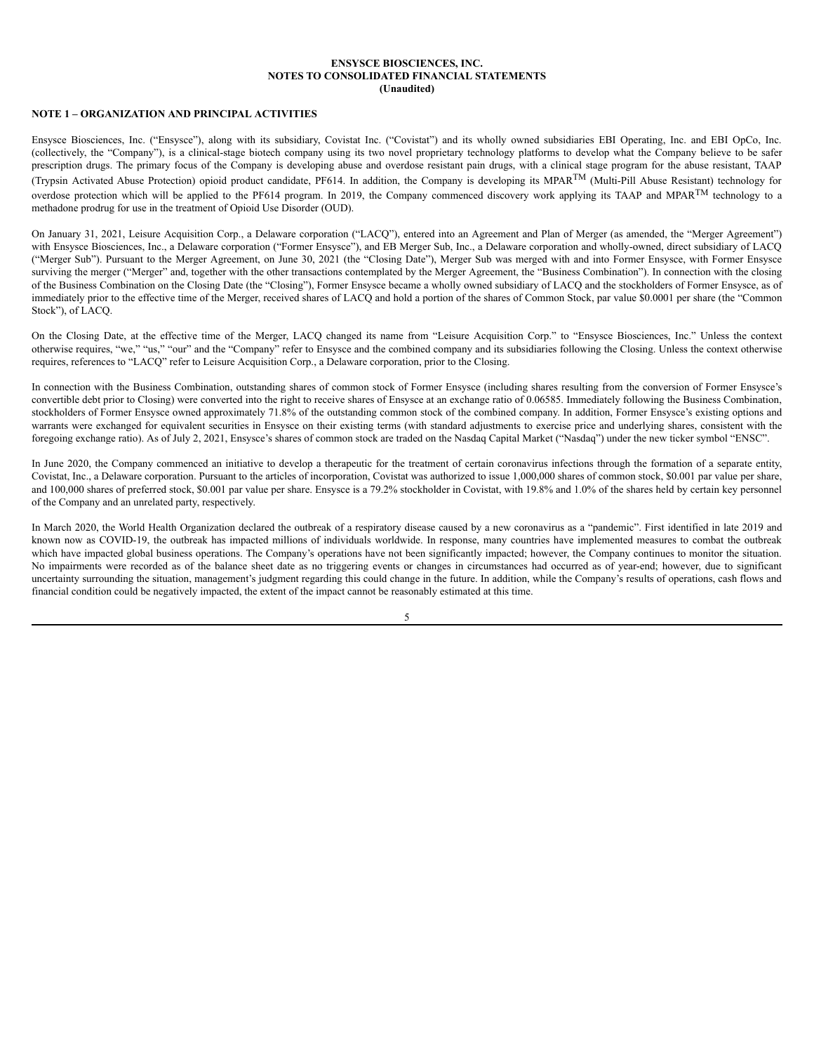**ENSYSCE BIOSCIENCES, INC.**
**NOTES TO CONSOLIDATED FINANCIAL STATEMENTS**
**(Unaudited)**

**NOTE 1 – ORGANIZATION AND PRINCIPAL ACTIVITIES**

Ensysce Biosciences, Inc. ("Ensysce"), along with its subsidiary, Covistat Inc. ("Covistat") and its wholly owned subsidiaries EBI Operating, Inc. and EBI OpCo, Inc. (collectively, the "Company"), is a clinical-stage biotech company using its two novel proprietary technology platforms to develop what the Company believe to be safer prescription drugs. The primary focus of the Company is developing abuse and overdose resistant pain drugs, with a clinical stage program for the abuse resistant, TAAP (Trypsin Activated Abuse Protection) opioid product candidate, PF614. In addition, the Company is developing its MPAR$^{TM}$ (Multi-Pill Abuse Resistant) technology for overdose protection which will be applied to the PF614 program. In 2019, the Company commenced discovery work applying its TAAP and MPAR$^{TM}$ technology to a methadone prodrug for use in the treatment of Opioid Use Disorder (OUD).

On January 31, 2021, Leisure Acquisition Corp., a Delaware corporation ("LACQ"), entered into an Agreement and Plan of Merger (as amended, the "Merger Agreement") with Ensysce Biosciences, Inc., a Delaware corporation ("Former Ensysce"), and EB Merger Sub, Inc., a Delaware corporation and wholly-owned, direct subsidiary of LACQ ("Merger Sub"). Pursuant to the Merger Agreement, on June 30, 2021 (the "Closing Date"), Merger Sub was merged with and into Former Ensysce, with Former Ensysce surviving the merger ("Merger" and, together with the other transactions contemplated by the Merger Agreement, the "Business Combination"). In connection with the closing of the Business Combination on the Closing Date (the "Closing"), Former Ensysce became a wholly owned subsidiary of LACQ and the stockholders of Former Ensysce, as of immediately prior to the effective time of the Merger, received shares of LACQ and hold a portion of the shares of Common Stock, par value $0.0001 per share (the "Common Stock"), of LACQ.

On the Closing Date, at the effective time of the Merger, LACQ changed its name from "Leisure Acquisition Corp." to "Ensysce Biosciences, Inc." Unless the context otherwise requires, "we," "us," "our" and the "Company" refer to Ensysce and the combined company and its subsidiaries following the Closing. Unless the context otherwise requires, references to "LACQ" refer to Leisure Acquisition Corp., a Delaware corporation, prior to the Closing.

In connection with the Business Combination, outstanding shares of common stock of Former Ensysce (including shares resulting from the conversion of Former Ensysce's convertible debt prior to Closing) were converted into the right to receive shares of Ensysce at an exchange ratio of 0.06585. Immediately following the Business Combination, stockholders of Former Ensysce owned approximately 71.8% of the outstanding common stock of the combined company. In addition, Former Ensysce's existing options and warrants were exchanged for equivalent securities in Ensysce on their existing terms (with standard adjustments to exercise price and underlying shares, consistent with the foregoing exchange ratio). As of July 2, 2021, Ensysce's shares of common stock are traded on the Nasdaq Capital Market ("Nasdaq") under the new ticker symbol "ENSC".

In June 2020, the Company commenced an initiative to develop a therapeutic for the treatment of certain coronavirus infections through the formation of a separate entity, Covistat, Inc., a Delaware corporation. Pursuant to the articles of incorporation, Covistat was authorized to issue 1,000,000 shares of common stock, $0.001 par value per share, and 100,000 shares of preferred stock, $0.001 par value per share. Ensysce is a 79.2% stockholder in Covistat, with 19.8% and 1.0% of the shares held by certain key personnel of the Company and an unrelated party, respectively.

In March 2020, the World Health Organization declared the outbreak of a respiratory disease caused by a new coronavirus as a "pandemic". First identified in late 2019 and known now as COVID-19, the outbreak has impacted millions of individuals worldwide. In response, many countries have implemented measures to combat the outbreak which have impacted global business operations. The Company's operations have not been significantly impacted; however, the Company continues to monitor the situation. No impairments were recorded as of the balance sheet date as no triggering events or changes in circumstances had occurred as of year-end; however, due to significant uncertainty surrounding the situation, management's judgment regarding this could change in the future. In addition, while the Company's results of operations, cash flows and financial condition could be negatively impacted, the extent of the impact cannot be reasonably estimated at this time.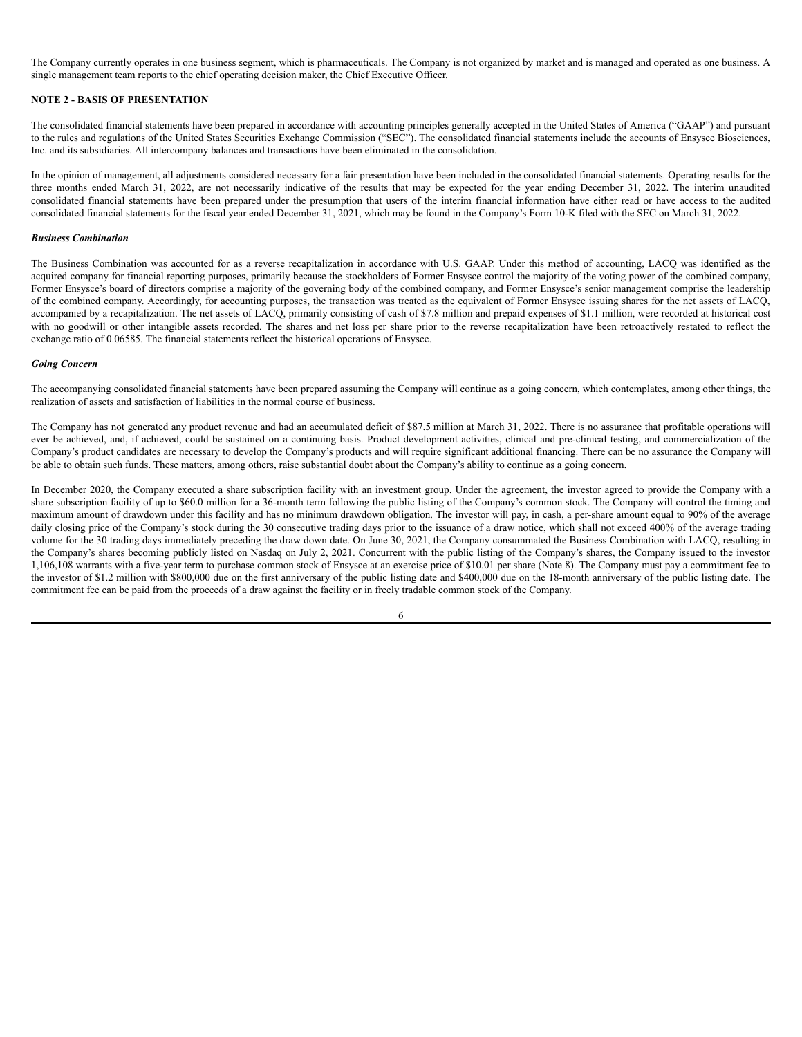The Company currently operates in one business segment, which is pharmaceuticals. The Company is not organized by market and is managed and operated as one business. A single management team reports to the chief operating decision maker, the Chief Executive Officer.

## NOTE 2 - BASIS OF PRESENTATION

The consolidated financial statements have been prepared in accordance with accounting principles generally accepted in the United States of America ("GAAP") and pursuant to the rules and regulations of the United States Securities Exchange Commission ("SEC"). The consolidated financial statements include the accounts of Ensysce Biosciences, Inc. and its subsidiaries. All intercompany balances and transactions have been eliminated in the consolidation.

In the opinion of management, all adjustments considered necessary for a fair presentation have been included in the consolidated financial statements. Operating results for the three months ended March 31, 2022, are not necessarily indicative of the results that may be expected for the year ending December 31, 2022. The interim unaudited consolidated financial statements have been prepared under the presumption that users of the interim financial information have either read or have access to the audited consolidated financial statements for the fiscal year ended December 31, 2021, which may be found in the Company's Form 10-K filed with the SEC on March 31, 2022.

### *Business Combination*

The Business Combination was accounted for as a reverse recapitalization in accordance with U.S. GAAP. Under this method of accounting, LACQ was identified as the acquired company for financial reporting purposes, primarily because the stockholders of Former Ensysce control the majority of the voting power of the combined company, Former Ensysce's board of directors comprise a majority of the governing body of the combined company, and Former Ensysce's senior management comprise the leadership of the combined company. Accordingly, for accounting purposes, the transaction was treated as the equivalent of Former Ensysce issuing shares for the net assets of LACQ, accompanied by a recapitalization. The net assets of LACQ, primarily consisting of cash of $7.8 million and prepaid expenses of $1.1 million, were recorded at historical cost with no goodwill or other intangible assets recorded. The shares and net loss per share prior to the reverse recapitalization have been retroactively restated to reflect the exchange ratio of 0.06585. The financial statements reflect the historical operations of Ensysce.

### *Going Concern*

The accompanying consolidated financial statements have been prepared assuming the Company will continue as a going concern, which contemplates, among other things, the realization of assets and satisfaction of liabilities in the normal course of business.

The Company has not generated any product revenue and had an accumulated deficit of $87.5 million at March 31, 2022. There is no assurance that profitable operations will ever be achieved, and, if achieved, could be sustained on a continuing basis. Product development activities, clinical and pre-clinical testing, and commercialization of the Company's product candidates are necessary to develop the Company's products and will require significant additional financing. There can be no assurance the Company will be able to obtain such funds. These matters, among others, raise substantial doubt about the Company's ability to continue as a going concern.

In December 2020, the Company executed a share subscription facility with an investment group. Under the agreement, the investor agreed to provide the Company with a share subscription facility of up to $60.0 million for a 36-month term following the public listing of the Company's common stock. The Company will control the timing and maximum amount of drawdown under this facility and has no minimum drawdown obligation. The investor will pay, in cash, a per-share amount equal to 90% of the average daily closing price of the Company's stock during the 30 consecutive trading days prior to the issuance of a draw notice, which shall not exceed 400% of the average trading volume for the 30 trading days immediately preceding the draw down date. On June 30, 2021, the Company consummated the Business Combination with LACQ, resulting in the Company's shares becoming publicly listed on Nasdaq on July 2, 2021. Concurrent with the public listing of the Company's shares, the Company issued to the investor 1,106,108 warrants with a five-year term to purchase common stock of Ensysce at an exercise price of $10.01 per share (Note 8). The Company must pay a commitment fee to the investor of $1.2 million with $800,000 due on the first anniversary of the public listing date and $400,000 due on the 18-month anniversary of the public listing date. The commitment fee can be paid from the proceeds of a draw against the facility or in freely tradable common stock of the Company.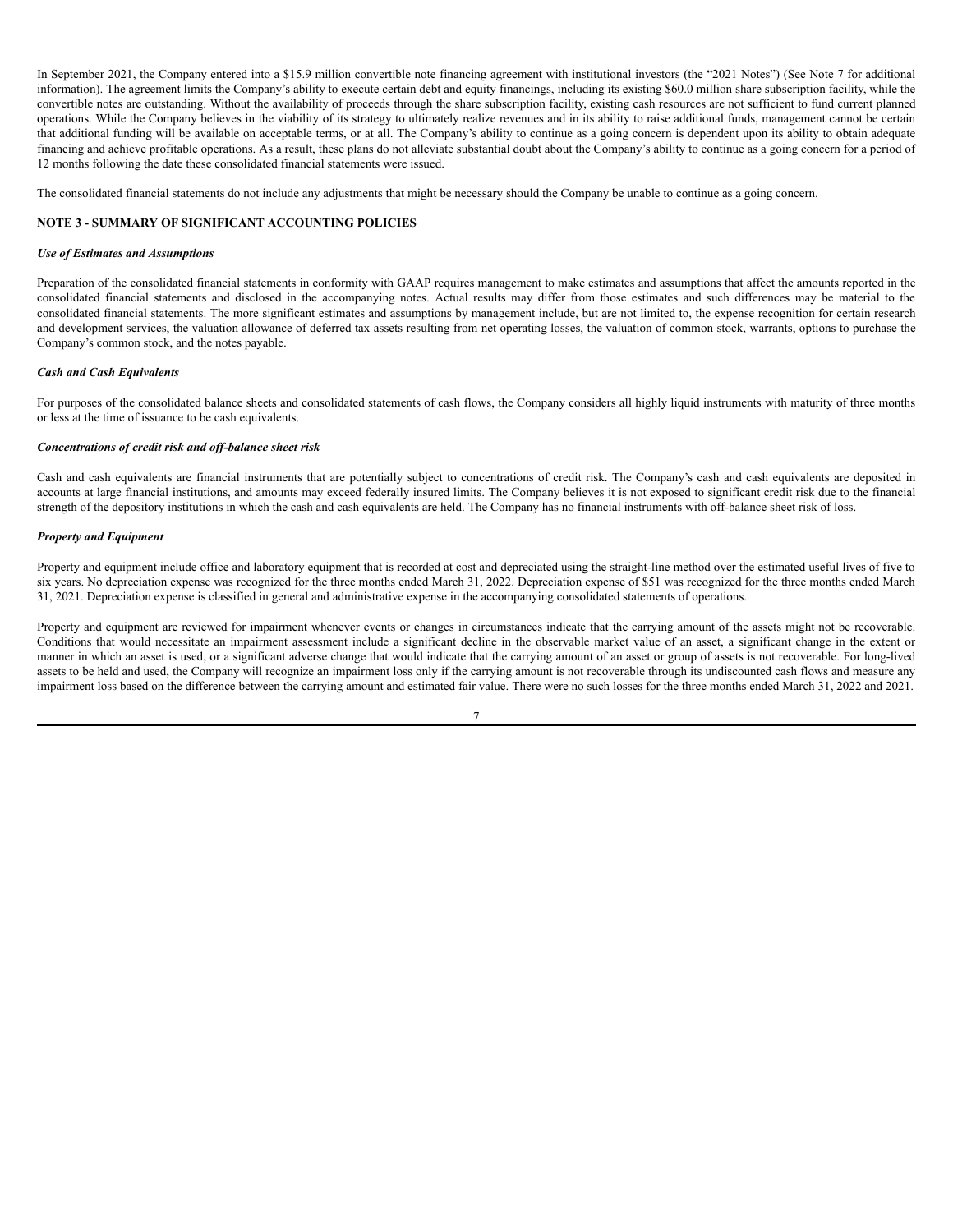In September 2021, the Company entered into a $15.9 million convertible note financing agreement with institutional investors (the “2021 Notes”) (See Note 7 for additional information). The agreement limits the Company’s ability to execute certain debt and equity financings, including its existing $60.0 million share subscription facility, while the convertible notes are outstanding. Without the availability of proceeds through the share subscription facility, existing cash resources are not sufficient to fund current planned operations. While the Company believes in the viability of its strategy to ultimately realize revenues and in its ability to raise additional funds, management cannot be certain that additional funding will be available on acceptable terms, or at all. The Company’s ability to continue as a going concern is dependent upon its ability to obtain adequate financing and achieve profitable operations. As a result, these plans do not alleviate substantial doubt about the Company’s ability to continue as a going concern for a period of 12 months following the date these consolidated financial statements were issued.

The consolidated financial statements do not include any adjustments that might be necessary should the Company be unable to continue as a going concern.

## NOTE 3 - SUMMARY OF SIGNIFICANT ACCOUNTING POLICIES

***Use of Estimates and Assumptions***

Preparation of the consolidated financial statements in conformity with GAAP requires management to make estimates and assumptions that affect the amounts reported in the consolidated financial statements and disclosed in the accompanying notes. Actual results may differ from those estimates and such differences may be material to the consolidated financial statements. The more significant estimates and assumptions by management include, but are not limited to, the expense recognition for certain research and development services, the valuation allowance of deferred tax assets resulting from net operating losses, the valuation of common stock, warrants, options to purchase the Company’s common stock, and the notes payable.

***Cash and Cash Equivalents***

For purposes of the consolidated balance sheets and consolidated statements of cash flows, the Company considers all highly liquid instruments with maturity of three months or less at the time of issuance to be cash equivalents.

***Concentrations of credit risk and off-balance sheet risk***

Cash and cash equivalents are financial instruments that are potentially subject to concentrations of credit risk. The Company’s cash and cash equivalents are deposited in accounts at large financial institutions, and amounts may exceed federally insured limits. The Company believes it is not exposed to significant credit risk due to the financial strength of the depository institutions in which the cash and cash equivalents are held. The Company has no financial instruments with off-balance sheet risk of loss.

***Property and Equipment***

Property and equipment include office and laboratory equipment that is recorded at cost and depreciated using the straight-line method over the estimated useful lives of five to six years. No depreciation expense was recognized for the three months ended March 31, 2022. Depreciation expense of $51 was recognized for the three months ended March 31, 2021. Depreciation expense is classified in general and administrative expense in the accompanying consolidated statements of operations.

Property and equipment are reviewed for impairment whenever events or changes in circumstances indicate that the carrying amount of the assets might not be recoverable. Conditions that would necessitate an impairment assessment include a significant decline in the observable market value of an asset, a significant change in the extent or manner in which an asset is used, or a significant adverse change that would indicate that the carrying amount of an asset or group of assets is not recoverable. For long-lived assets to be held and used, the Company will recognize an impairment loss only if the carrying amount is not recoverable through its undiscounted cash flows and measure any impairment loss based on the difference between the carrying amount and estimated fair value. There were no such losses for the three months ended March 31, 2022 and 2021.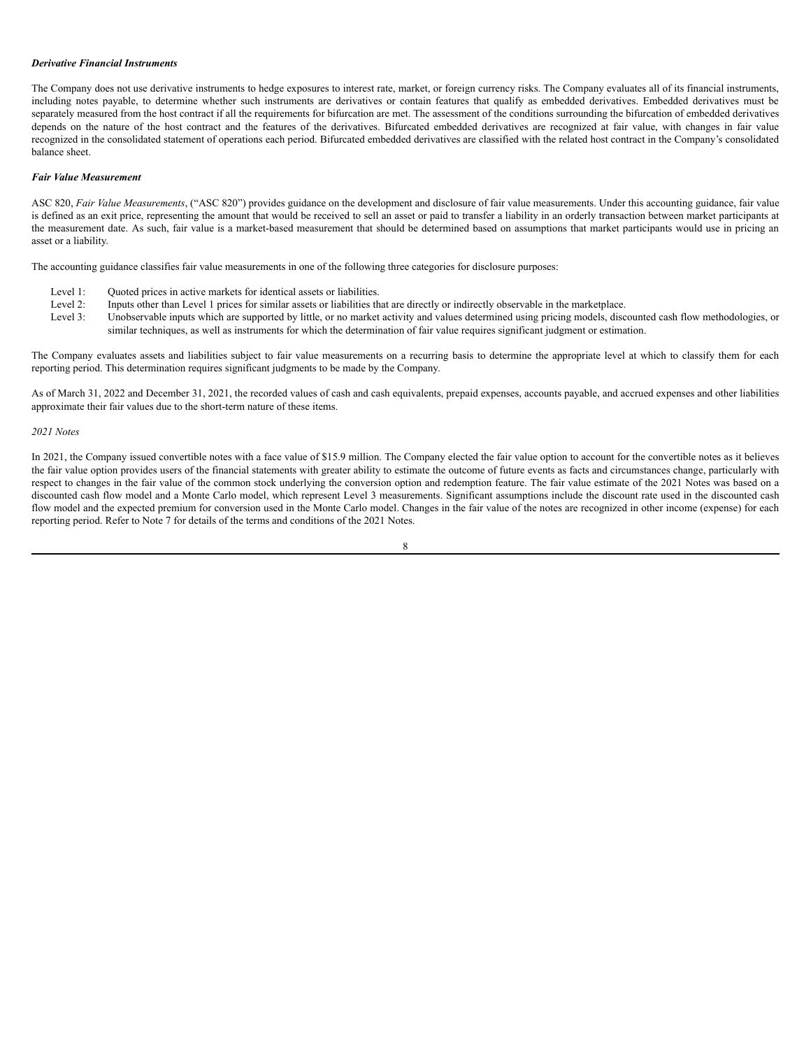***Derivative Financial Instruments***

The Company does not use derivative instruments to hedge exposures to interest rate, market, or foreign currency risks. The Company evaluates all of its financial instruments, including notes payable, to determine whether such instruments are derivatives or contain features that qualify as embedded derivatives. Embedded derivatives must be separately measured from the host contract if all the requirements for bifurcation are met. The assessment of the conditions surrounding the bifurcation of embedded derivatives depends on the nature of the host contract and the features of the derivatives. Bifurcated embedded derivatives are recognized at fair value, with changes in fair value recognized in the consolidated statement of operations each period. Bifurcated embedded derivatives are classified with the related host contract in the Company's consolidated balance sheet.

***Fair Value Measurement***

ASC 820, *Fair Value Measurements*, ("ASC 820") provides guidance on the development and disclosure of fair value measurements. Under this accounting guidance, fair value is defined as an exit price, representing the amount that would be received to sell an asset or paid to transfer a liability in an orderly transaction between market participants at the measurement date. As such, fair value is a market-based measurement that should be determined based on assumptions that market participants would use in pricing an asset or a liability.

The accounting guidance classifies fair value measurements in one of the following three categories for disclosure purposes:

- Level 1: Quoted prices in active markets for identical assets or liabilities.
- Level 2: Inputs other than Level 1 prices for similar assets or liabilities that are directly or indirectly observable in the marketplace.
- Level 3: Unobservable inputs which are supported by little, or no market activity and values determined using pricing models, discounted cash flow methodologies, or similar techniques, as well as instruments for which the determination of fair value requires significant judgment or estimation.

The Company evaluates assets and liabilities subject to fair value measurements on a recurring basis to determine the appropriate level at which to classify them for each reporting period. This determination requires significant judgments to be made by the Company.

As of March 31, 2022 and December 31, 2021, the recorded values of cash and cash equivalents, prepaid expenses, accounts payable, and accrued expenses and other liabilities approximate their fair values due to the short-term nature of these items.

*2021 Notes*

In 2021, the Company issued convertible notes with a face value of $15.9 million. The Company elected the fair value option to account for the convertible notes as it believes the fair value option provides users of the financial statements with greater ability to estimate the outcome of future events as facts and circumstances change, particularly with respect to changes in the fair value of the common stock underlying the conversion option and redemption feature. The fair value estimate of the 2021 Notes was based on a discounted cash flow model and a Monte Carlo model, which represent Level 3 measurements. Significant assumptions include the discount rate used in the discounted cash flow model and the expected premium for conversion used in the Monte Carlo model. Changes in the fair value of the notes are recognized in other income (expense) for each reporting period. Refer to Note 7 for details of the terms and conditions of the 2021 Notes.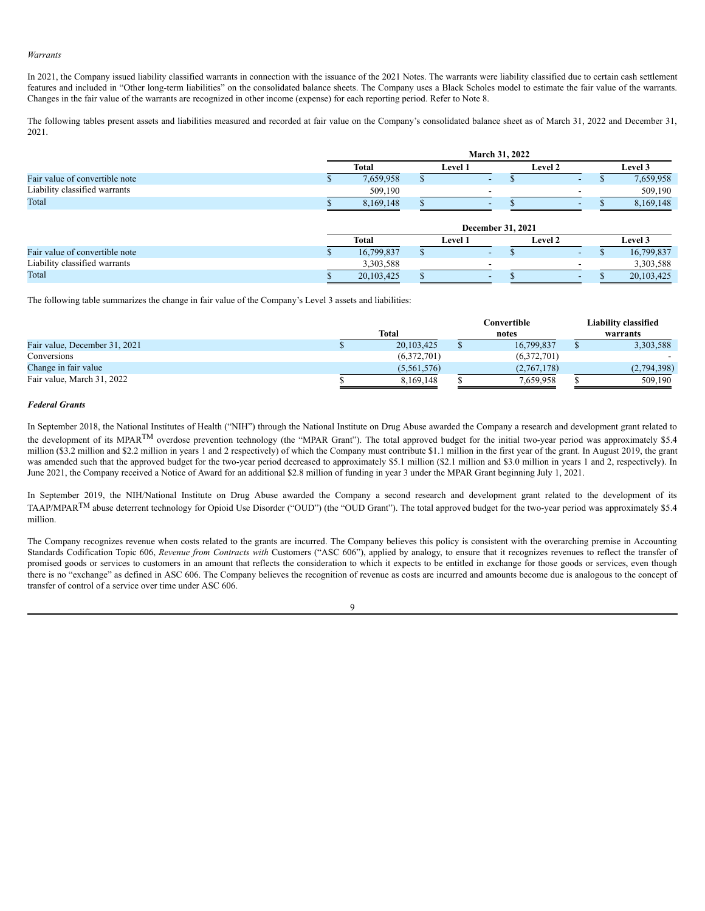*Warrants*

In 2021, the Company issued liability classified warrants in connection with the issuance of the 2021 Notes. The warrants were liability classified due to certain cash settlement features and included in "Other long-term liabilities" on the consolidated balance sheets. The Company uses a Black Scholes model to estimate the fair value of the warrants. Changes in the fair value of the warrants are recognized in other income (expense) for each reporting period. Refer to Note 8.

The following tables present assets and liabilities measured and recorded at fair value on the Company's consolidated balance sheet as of March 31, 2022 and December 31, 2021.

| | March 31, 2022 | | | |
|---|---|---|---|---|
| | Total | Level 1 | Level 2 | Level 3 |
| Fair value of convertible note | $ 7,659,958 | $ - | $ - | $ 7,659,958 |
| Liability classified warrants | 509,190 | - | - | 509,190 |
| Total | $ 8,169,148 | $ - | $ - | $ 8,169,148 |

| | December 31, 2021 | | | |
|---|---|---|---|---|
| | Total | Level 1 | Level 2 | Level 3 |
| Fair value of convertible note | $ 16,799,837 | $ - | $ - | $ 16,799,837 |
| Liability classified warrants | 3,303,588 | - | - | 3,303,588 |
| Total | $ 20,103,425 | $ - | $ - | $ 20,103,425 |

The following table summarizes the change in fair value of the Company's Level 3 assets and liabilities:

| | Total | Convertible notes | Liability classified warrants |
|---|---|---|---|
| Fair value, December 31, 2021 | $ 20,103,425 | $ 16,799,837 | $ 3,303,588 |
| Conversions | (6,372,701) | (6,372,701) | - |
| Change in fair value | (5,561,576) | (2,767,178) | (2,794,398) |
| Fair value, March 31, 2022 | $ 8,169,148 | $ 7,659,958 | $ 509,190 |

***Federal Grants***

In September 2018, the National Institutes of Health ("NIH") through the National Institute on Drug Abuse awarded the Company a research and development grant related to the development of its MPAR™ overdose prevention technology (the "MPAR Grant"). The total approved budget for the initial two-year period was approximately $5.4 million ($3.2 million and $2.2 million in years 1 and 2 respectively) of which the Company must contribute $1.1 million in the first year of the grant. In August 2019, the grant was amended such that the approved budget for the two-year period decreased to approximately $5.1 million ($2.1 million and $3.0 million in years 1 and 2, respectively). In June 2021, the Company received a Notice of Award for an additional $2.8 million of funding in year 3 under the MPAR Grant beginning July 1, 2021.

In September 2019, the NIH/National Institute on Drug Abuse awarded the Company a second research and development grant related to the development of its TAAP/MPAR™ abuse deterrent technology for Opioid Use Disorder ("OUD") (the "OUD Grant"). The total approved budget for the two-year period was approximately $5.4 million.

The Company recognizes revenue when costs related to the grants are incurred. The Company believes this policy is consistent with the overarching premise in Accounting Standards Codification Topic 606, *Revenue from Contracts with* Customers ("ASC 606"), applied by analogy, to ensure that it recognizes revenues to reflect the transfer of promised goods or services to customers in an amount that reflects the consideration to which it expects to be entitled in exchange for those goods or services, even though there is no "exchange" as defined in ASC 606. The Company believes the recognition of revenue as costs are incurred and amounts become due is analogous to the concept of transfer of control of a service over time under ASC 606.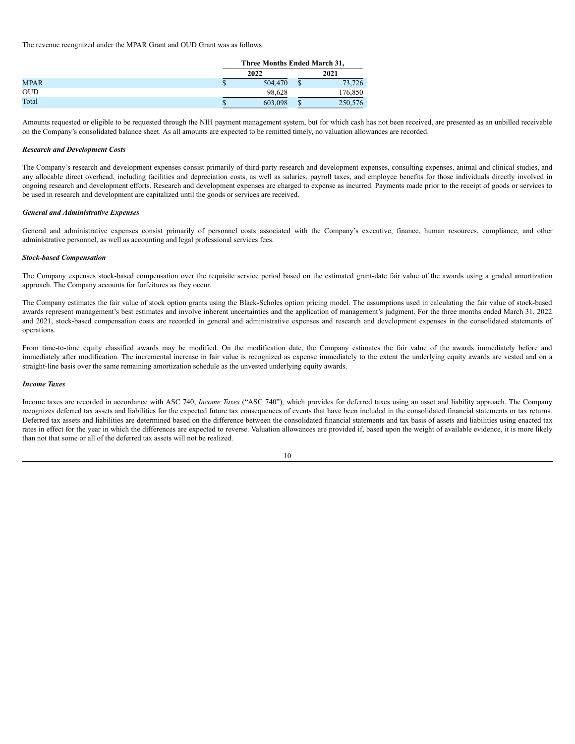The revenue recognized under the MPAR Grant and OUD Grant was as follows:

| | Three Months Ended March 31, | |
| --- | --- | --- |
| | 2022 | 2021 |
| MPAR | $ 504,470 | $ 73,726 |
| OUD | 98,628 | 176,850 |
| Total | $ 603,098 | $ 250,576 |

Amounts requested or eligible to be requested through the NIH payment management system, but for which cash has not been received, are presented as an unbilled receivable on the Company's consolidated balance sheet. As all amounts are expected to be remitted timely, no valuation allowances are recorded.

***Research and Development Costs***

The Company's research and development expenses consist primarily of third-party research and development expenses, consulting expenses, animal and clinical studies, and any allocable direct overhead, including facilities and depreciation costs, as well as salaries, payroll taxes, and employee benefits for those individuals directly involved in ongoing research and development efforts. Research and development expenses are charged to expense as incurred. Payments made prior to the receipt of goods or services to be used in research and development are capitalized until the goods or services are received.

***General and Administrative Expenses***

General and administrative expenses consist primarily of personnel costs associated with the Company's executive, finance, human resources, compliance, and other administrative personnel, as well as accounting and legal professional services fees.

***Stock-based Compensation***

The Company expenses stock-based compensation over the requisite service period based on the estimated grant-date fair value of the awards using a graded amortization approach. The Company accounts for forfeitures as they occur.

The Company estimates the fair value of stock option grants using the Black-Scholes option pricing model. The assumptions used in calculating the fair value of stock-based awards represent management's best estimates and involve inherent uncertainties and the application of management's judgment. For the three months ended March 31, 2022 and 2021, stock-based compensation costs are recorded in general and administrative expenses and research and development expenses in the consolidated statements of operations.

From time-to-time equity classified awards may be modified. On the modification date, the Company estimates the fair value of the awards immediately before and immediately after modification. The incremental increase in fair value is recognized as expense immediately to the extent the underlying equity awards are vested and on a straight-line basis over the same remaining amortization schedule as the unvested underlying equity awards.

***Income Taxes***

Income taxes are recorded in accordance with ASC 740, *Income Taxes* ("ASC 740"), which provides for deferred taxes using an asset and liability approach. The Company recognizes deferred tax assets and liabilities for the expected future tax consequences of events that have been included in the consolidated financial statements or tax returns. Deferred tax assets and liabilities are determined based on the difference between the consolidated financial statements and tax basis of assets and liabilities using enacted tax rates in effect for the year in which the differences are expected to reverse. Valuation allowances are provided if, based upon the weight of available evidence, it is more likely than not that some or all of the deferred tax assets will not be realized.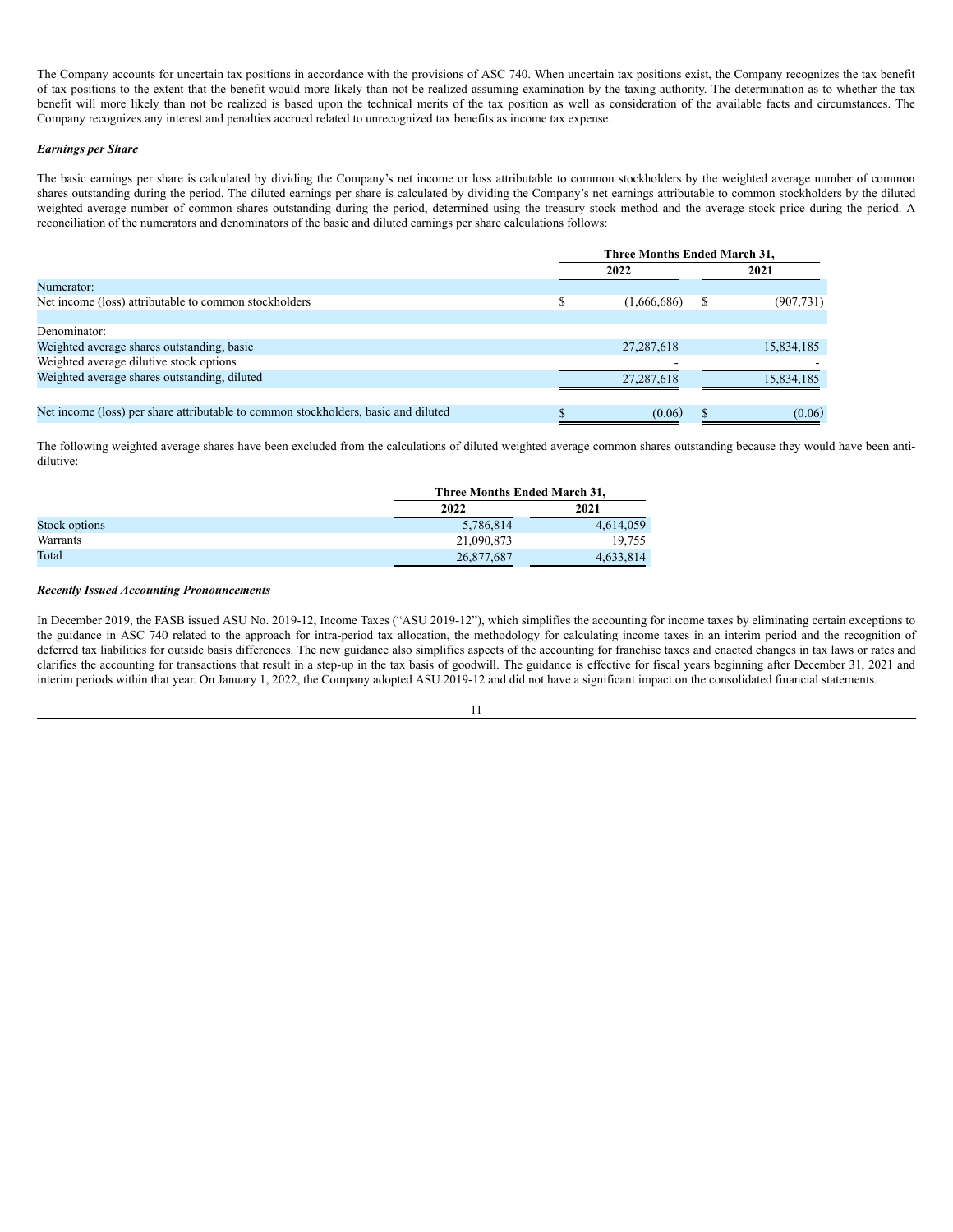The Company accounts for uncertain tax positions in accordance with the provisions of ASC 740. When uncertain tax positions exist, the Company recognizes the tax benefit of tax positions to the extent that the benefit would more likely than not be realized assuming examination by the taxing authority. The determination as to whether the tax benefit will more likely than not be realized is based upon the technical merits of the tax position as well as consideration of the available facts and circumstances. The Company recognizes any interest and penalties accrued related to unrecognized tax benefits as income tax expense.

***Earnings per Share***

The basic earnings per share is calculated by dividing the Company's net income or loss attributable to common stockholders by the weighted average number of common shares outstanding during the period. The diluted earnings per share is calculated by dividing the Company's net earnings attributable to common stockholders by the diluted weighted average number of common shares outstanding during the period, determined using the treasury stock method and the average stock price during the period. A reconciliation of the numerators and denominators of the basic and diluted earnings per share calculations follows:

| | Three Months Ended March 31, | |
|---|---|---|
| | 2022 | 2021 |
| Numerator: | | |
| Net income (loss) attributable to common stockholders | $ (1,666,686) | $ (907,731) |
| | | |
| Denominator: | | |
| Weighted average shares outstanding, basic | 27,287,618 | 15,834,185 |
| Weighted average dilutive stock options | - | - |
| Weighted average shares outstanding, diluted | 27,287,618 | 15,834,185 |
| | | |
| Net income (loss) per share attributable to common stockholders, basic and diluted | $ (0.06) | $ (0.06) |

The following weighted average shares have been excluded from the calculations of diluted weighted average common shares outstanding because they would have been anti-dilutive:

| | Three Months Ended March 31, | |
|---|---|---|
| | 2022 | 2021 |
| Stock options | 5,786,814 | 4,614,059 |
| Warrants | 21,090,873 | 19,755 |
| Total | 26,877,687 | 4,633,814 |

***Recently Issued Accounting Pronouncements***

In December 2019, the FASB issued ASU No. 2019-12, Income Taxes ("ASU 2019-12"), which simplifies the accounting for income taxes by eliminating certain exceptions to the guidance in ASC 740 related to the approach for intra-period tax allocation, the methodology for calculating income taxes in an interim period and the recognition of deferred tax liabilities for outside basis differences. The new guidance also simplifies aspects of the accounting for franchise taxes and enacted changes in tax laws or rates and clarifies the accounting for transactions that result in a step-up in the tax basis of goodwill. The guidance is effective for fiscal years beginning after December 31, 2021 and interim periods within that year. On January 1, 2022, the Company adopted ASU 2019-12 and did not have a significant impact on the consolidated financial statements.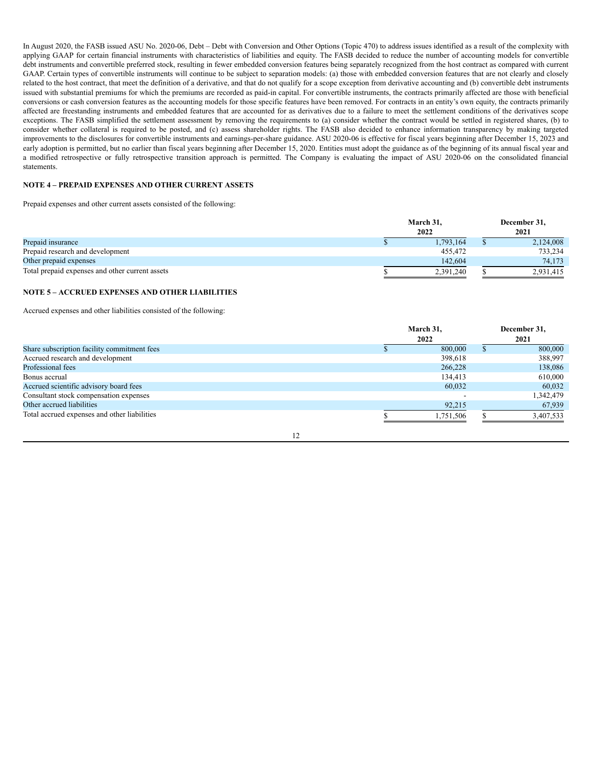In August 2020, the FASB issued ASU No. 2020-06, Debt – Debt with Conversion and Other Options (Topic 470) to address issues identified as a result of the complexity with applying GAAP for certain financial instruments with characteristics of liabilities and equity. The FASB decided to reduce the number of accounting models for convertible debt instruments and convertible preferred stock, resulting in fewer embedded conversion features being separately recognized from the host contract as compared with current GAAP. Certain types of convertible instruments will continue to be subject to separation models: (a) those with embedded conversion features that are not clearly and closely related to the host contract, that meet the definition of a derivative, and that do not qualify for a scope exception from derivative accounting and (b) convertible debt instruments issued with substantial premiums for which the premiums are recorded as paid-in capital. For convertible instruments, the contracts primarily affected are those with beneficial conversions or cash conversion features as the accounting models for those specific features have been removed. For contracts in an entity's own equity, the contracts primarily affected are freestanding instruments and embedded features that are accounted for as derivatives due to a failure to meet the settlement conditions of the derivatives scope exceptions. The FASB simplified the settlement assessment by removing the requirements to (a) consider whether the contract would be settled in registered shares, (b) to consider whether collateral is required to be posted, and (c) assess shareholder rights. The FASB also decided to enhance information transparency by making targeted improvements to the disclosures for convertible instruments and earnings-per-share guidance. ASU 2020-06 is effective for fiscal years beginning after December 15, 2023 and early adoption is permitted, but no earlier than fiscal years beginning after December 15, 2020. Entities must adopt the guidance as of the beginning of its annual fiscal year and a modified retrospective or fully retrospective transition approach is permitted. The Company is evaluating the impact of ASU 2020-06 on the consolidated financial statements.

**NOTE 4 – PREPAID EXPENSES AND OTHER CURRENT ASSETS**

Prepaid expenses and other current assets consisted of the following:

| | March 31, 2022 | December 31, 2021 |
|---|---|---|
| Prepaid insurance | $ 1,793,164 | $ 2,124,008 |
| Prepaid research and development | 455,472 | 733,234 |
| Other prepaid expenses | 142,604 | 74,173 |
| Total prepaid expenses and other current assets | $ 2,391,240 | $ 2,931,415 |

**NOTE 5 – ACCRUED EXPENSES AND OTHER LIABILITIES**

Accrued expenses and other liabilities consisted of the following:

| | March 31, 2022 | December 31, 2021 |
|---|---|---|
| Share subscription facility commitment fees | $ 800,000 | $ 800,000 |
| Accrued research and development | 398,618 | 388,997 |
| Professional fees | 266,228 | 138,086 |
| Bonus accrual | 134,413 | 610,000 |
| Accrued scientific advisory board fees | 60,032 | 60,032 |
| Consultant stock compensation expenses | - | 1,342,479 |
| Other accrued liabilities | 92,215 | 67,939 |
| Total accrued expenses and other liabilities | $ 1,751,506 | $ 3,407,533 |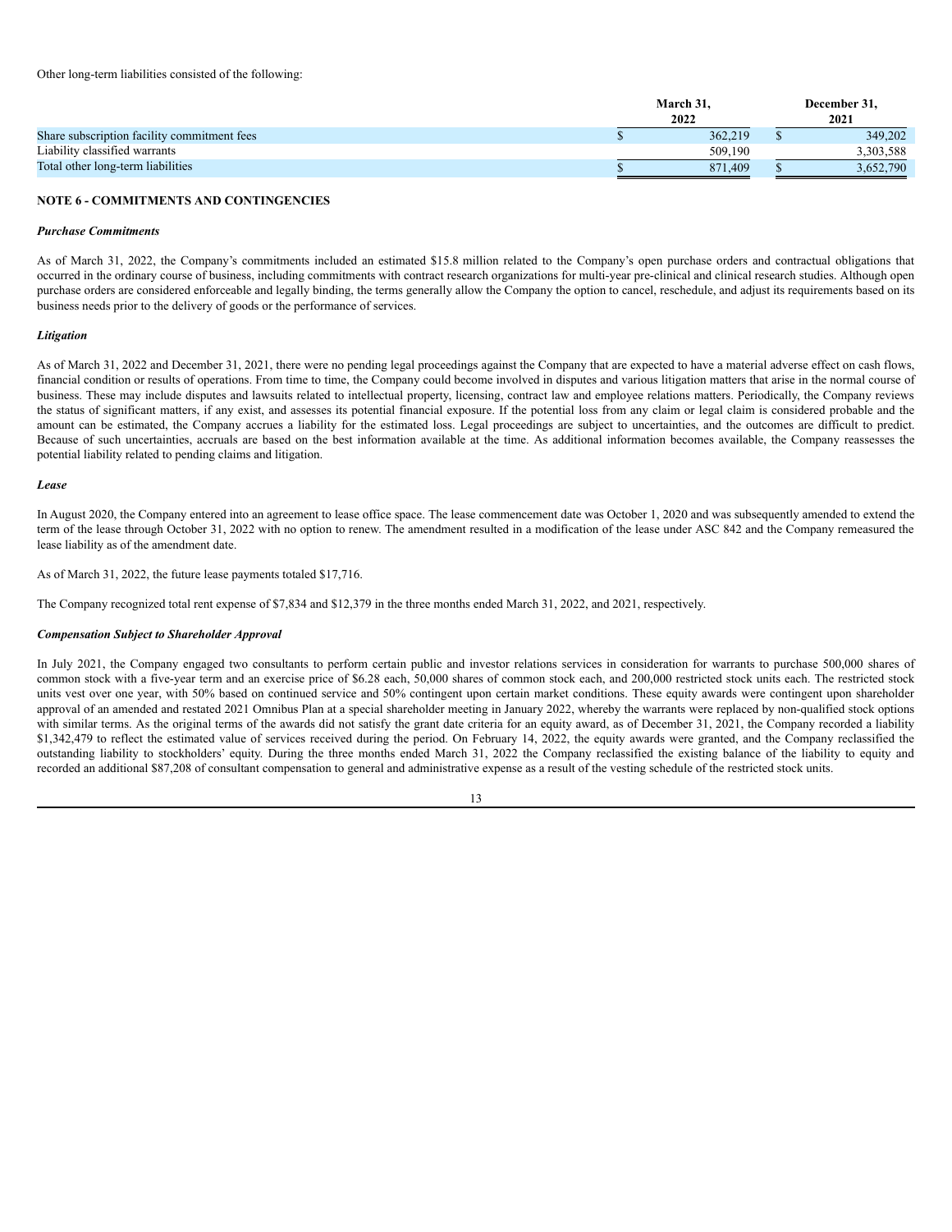Other long-term liabilities consisted of the following:

| | March 31, 2022 | December 31, 2021 |
|---|---|---|
| Share subscription facility commitment fees | $ 362,219 | $ 349,202 |
| Liability classified warrants | 509,190 | 3,303,588 |
| Total other long-term liabilities | $ 871,409 | $ 3,652,790 |

**NOTE 6 - COMMITMENTS AND CONTINGENCIES**

***Purchase Commitments***

As of March 31, 2022, the Company's commitments included an estimated $15.8 million related to the Company's open purchase orders and contractual obligations that occurred in the ordinary course of business, including commitments with contract research organizations for multi-year pre-clinical and clinical research studies. Although open purchase orders are considered enforceable and legally binding, the terms generally allow the Company the option to cancel, reschedule, and adjust its requirements based on its business needs prior to the delivery of goods or the performance of services.

***Litigation***

As of March 31, 2022 and December 31, 2021, there were no pending legal proceedings against the Company that are expected to have a material adverse effect on cash flows, financial condition or results of operations. From time to time, the Company could become involved in disputes and various litigation matters that arise in the normal course of business. These may include disputes and lawsuits related to intellectual property, licensing, contract law and employee relations matters. Periodically, the Company reviews the status of significant matters, if any exist, and assesses its potential financial exposure. If the potential loss from any claim or legal claim is considered probable and the amount can be estimated, the Company accrues a liability for the estimated loss. Legal proceedings are subject to uncertainties, and the outcomes are difficult to predict. Because of such uncertainties, accruals are based on the best information available at the time. As additional information becomes available, the Company reassesses the potential liability related to pending claims and litigation.

***Lease***

In August 2020, the Company entered into an agreement to lease office space. The lease commencement date was October 1, 2020 and was subsequently amended to extend the term of the lease through October 31, 2022 with no option to renew. The amendment resulted in a modification of the lease under ASC 842 and the Company remeasured the lease liability as of the amendment date.

As of March 31, 2022, the future lease payments totaled $17,716.

The Company recognized total rent expense of $7,834 and $12,379 in the three months ended March 31, 2022, and 2021, respectively.

***Compensation Subject to Shareholder Approval***

In July 2021, the Company engaged two consultants to perform certain public and investor relations services in consideration for warrants to purchase 500,000 shares of common stock with a five-year term and an exercise price of $6.28 each, 50,000 shares of common stock each, and 200,000 restricted stock units each. The restricted stock units vest over one year, with 50% based on continued service and 50% contingent upon certain market conditions. These equity awards were contingent upon shareholder approval of an amended and restated 2021 Omnibus Plan at a special shareholder meeting in January 2022, whereby the warrants were replaced by non-qualified stock options with similar terms. As the original terms of the awards did not satisfy the grant date criteria for an equity award, as of December 31, 2021, the Company recorded a liability $1,342,479 to reflect the estimated value of services received during the period. On February 14, 2022, the equity awards were granted, and the Company reclassified the outstanding liability to stockholders' equity. During the three months ended March 31, 2022 the Company reclassified the existing balance of the liability to equity and recorded an additional $87,208 of consultant compensation to general and administrative expense as a result of the vesting schedule of the restricted stock units.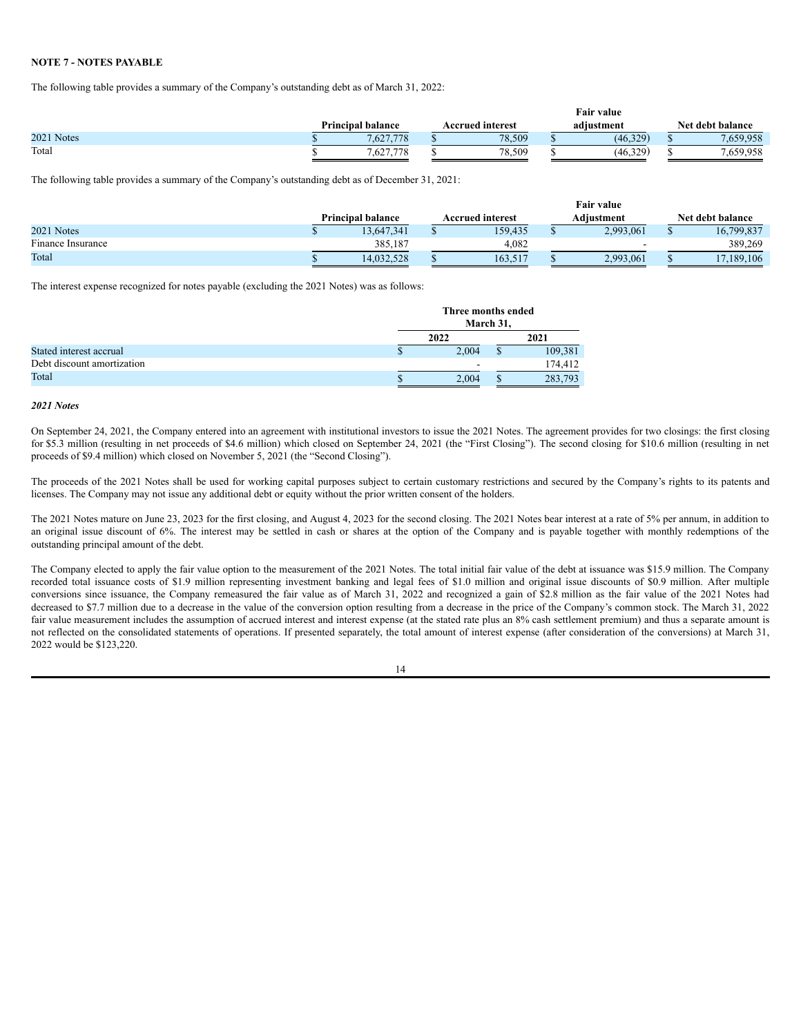**NOTE 7 - NOTES PAYABLE**

The following table provides a summary of the Company's outstanding debt as of March 31, 2022:

| | Principal balance | Accrued interest | Fair value adjustment | Net debt balance |
|---|---|---|---|---|
| 2021 Notes | $ 7,627,778 | $ 78,509 | $ (46,329) | $ 7,659,958 |
| Total | $ 7,627,778 | $ 78,509 | $ (46,329) | $ 7,659,958 |

The following table provides a summary of the Company's outstanding debt as of December 31, 2021:

| | Principal balance | Accrued interest | Fair value Adjustment | Net debt balance |
|---|---|---|---|---|
| 2021 Notes | $ 13,647,341 | $ 159,435 | $ 2,993,061 | $ 16,799,837 |
| Finance Insurance | 385,187 | 4,082 | - | 389,269 |
| Total | $ 14,032,528 | $ 163,517 | $ 2,993,061 | $ 17,189,106 |

The interest expense recognized for notes payable (excluding the 2021 Notes) was as follows:

| | Three months ended March 31, | |
|---|---|---|
| | 2022 | 2021 |
| Stated interest accrual | $ 2,004 | $ 109,381 |
| Debt discount amortization | - | 174,412 |
| Total | $ 2,004 | $ 283,793 |

***2021 Notes***

On September 24, 2021, the Company entered into an agreement with institutional investors to issue the 2021 Notes. The agreement provides for two closings: the first closing for $5.3 million (resulting in net proceeds of $4.6 million) which closed on September 24, 2021 (the "First Closing"). The second closing for $10.6 million (resulting in net proceeds of $9.4 million) which closed on November 5, 2021 (the "Second Closing").

The proceeds of the 2021 Notes shall be used for working capital purposes subject to certain customary restrictions and secured by the Company's rights to its patents and licenses. The Company may not issue any additional debt or equity without the prior written consent of the holders.

The 2021 Notes mature on June 23, 2023 for the first closing, and August 4, 2023 for the second closing. The 2021 Notes bear interest at a rate of 5% per annum, in addition to an original issue discount of 6%. The interest may be settled in cash or shares at the option of the Company and is payable together with monthly redemptions of the outstanding principal amount of the debt.

The Company elected to apply the fair value option to the measurement of the 2021 Notes. The total initial fair value of the debt at issuance was $15.9 million. The Company recorded total issuance costs of $1.9 million representing investment banking and legal fees of $1.0 million and original issue discounts of $0.9 million. After multiple conversions since issuance, the Company remeasured the fair value as of March 31, 2022 and recognized a gain of $2.8 million as the fair value of the 2021 Notes had decreased to $7.7 million due to a decrease in the value of the conversion option resulting from a decrease in the price of the Company's common stock. The March 31, 2022 fair value measurement includes the assumption of accrued interest and interest expense (at the stated rate plus an 8% cash settlement premium) and thus a separate amount is not reflected on the consolidated statements of operations. If presented separately, the total amount of interest expense (after consideration of the conversions) at March 31, 2022 would be $123,220.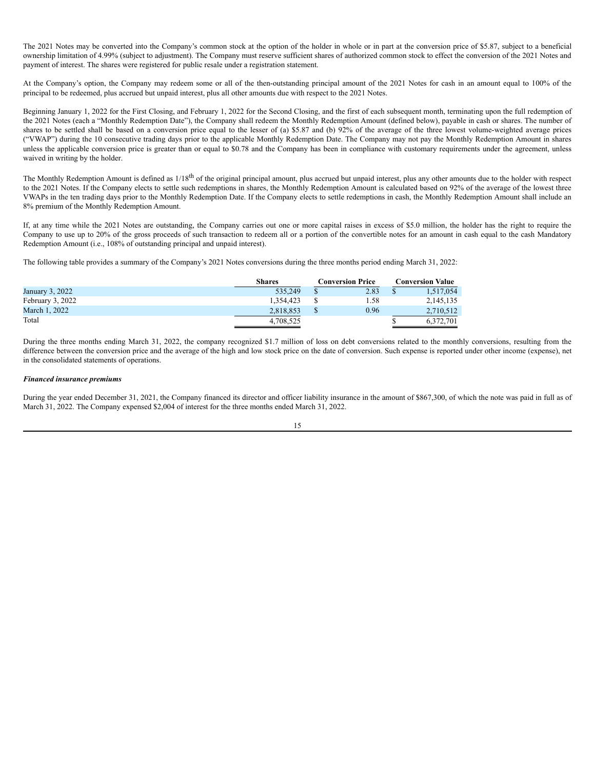The 2021 Notes may be converted into the Company's common stock at the option of the holder in whole or in part at the conversion price of $5.87, subject to a beneficial ownership limitation of 4.99% (subject to adjustment). The Company must reserve sufficient shares of authorized common stock to effect the conversion of the 2021 Notes and payment of interest. The shares were registered for public resale under a registration statement.

At the Company's option, the Company may redeem some or all of the then-outstanding principal amount of the 2021 Notes for cash in an amount equal to 100% of the principal to be redeemed, plus accrued but unpaid interest, plus all other amounts due with respect to the 2021 Notes.

Beginning January 1, 2022 for the First Closing, and February 1, 2022 for the Second Closing, and the first of each subsequent month, terminating upon the full redemption of the 2021 Notes (each a "Monthly Redemption Date"), the Company shall redeem the Monthly Redemption Amount (defined below), payable in cash or shares. The number of shares to be settled shall be based on a conversion price equal to the lesser of (a) $5.87 and (b) 92% of the average of the three lowest volume-weighted average prices ("VWAP") during the 10 consecutive trading days prior to the applicable Monthly Redemption Date. The Company may not pay the Monthly Redemption Amount in shares unless the applicable conversion price is greater than or equal to $0.78 and the Company has been in compliance with customary requirements under the agreement, unless waived in writing by the holder.

The Monthly Redemption Amount is defined as 1/18th of the original principal amount, plus accrued but unpaid interest, plus any other amounts due to the holder with respect to the 2021 Notes. If the Company elects to settle such redemptions in shares, the Monthly Redemption Amount is calculated based on 92% of the average of the lowest three VWAPs in the ten trading days prior to the Monthly Redemption Date. If the Company elects to settle redemptions in cash, the Monthly Redemption Amount shall include an 8% premium of the Monthly Redemption Amount.

If, at any time while the 2021 Notes are outstanding, the Company carries out one or more capital raises in excess of $5.0 million, the holder has the right to require the Company to use up to 20% of the gross proceeds of such transaction to redeem all or a portion of the convertible notes for an amount in cash equal to the cash Mandatory Redemption Amount (i.e., 108% of outstanding principal and unpaid interest).

The following table provides a summary of the Company's 2021 Notes conversions during the three months period ending March 31, 2022:

| | Shares | Conversion Price | Conversion Value |
|---|---|---|---|
| January 3, 2022 | 535,249 | $ 2.83 | $ 1,517,054 |
| February 3, 2022 | 1,354,423 | $ 1.58 | 2,145,135 |
| March 1, 2022 | 2,818,853 | $ 0.96 | 2,710,512 |
| Total | 4,708,525 | | $ 6,372,701 |

During the three months ending March 31, 2022, the company recognized $1.7 million of loss on debt conversions related to the monthly conversions, resulting from the difference between the conversion price and the average of the high and low stock price on the date of conversion. Such expense is reported under other income (expense), net in the consolidated statements of operations.

***Financed insurance premiums***

During the year ended December 31, 2021, the Company financed its director and officer liability insurance in the amount of $867,300, of which the note was paid in full as of March 31, 2022. The Company expensed $2,004 of interest for the three months ended March 31, 2022.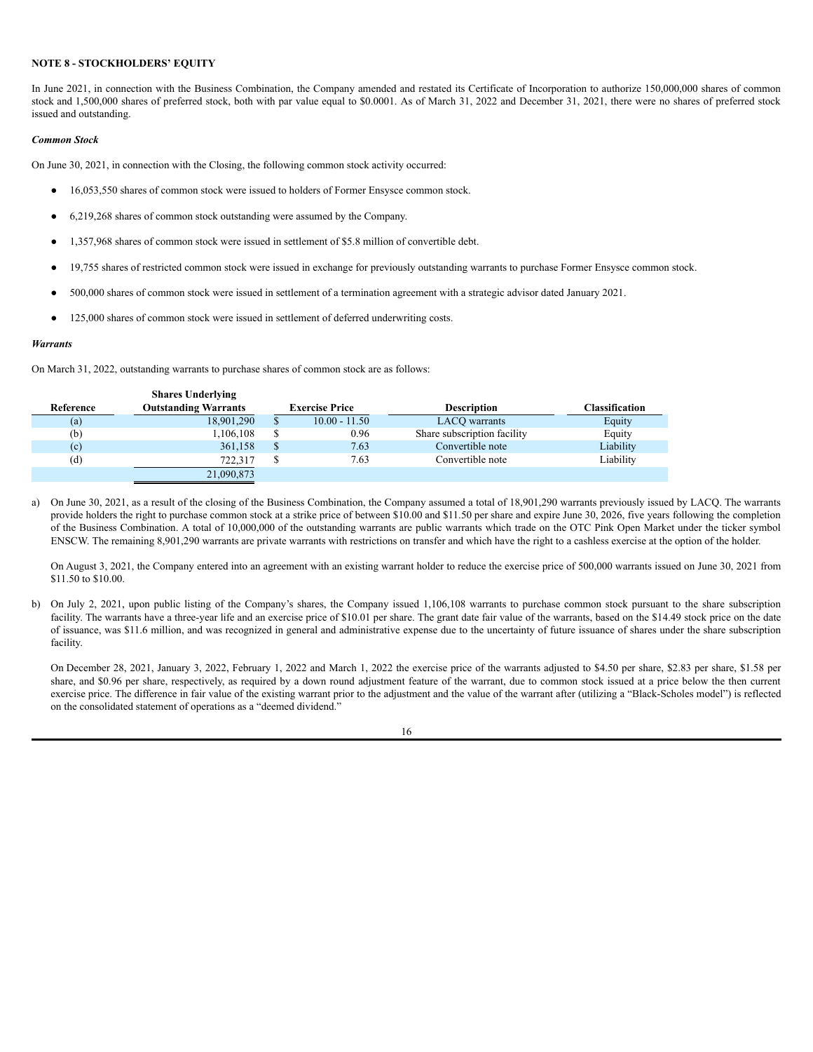**NOTE 8 - STOCKHOLDERS' EQUITY**

In June 2021, in connection with the Business Combination, the Company amended and restated its Certificate of Incorporation to authorize 150,000,000 shares of common stock and 1,500,000 shares of preferred stock, both with par value equal to $0.0001. As of March 31, 2022 and December 31, 2021, there were no shares of preferred stock issued and outstanding.

***Common Stock***

On June 30, 2021, in connection with the Closing, the following common stock activity occurred:

- 16,053,550 shares of common stock were issued to holders of Former Ensysce common stock.
- 6,219,268 shares of common stock outstanding were assumed by the Company.
- 1,357,968 shares of common stock were issued in settlement of $5.8 million of convertible debt.
- 19,755 shares of restricted common stock were issued in exchange for previously outstanding warrants to purchase Former Ensysce common stock.
- 500,000 shares of common stock were issued in settlement of a termination agreement with a strategic advisor dated January 2021.
- 125,000 shares of common stock were issued in settlement of deferred underwriting costs.

***Warrants***

On March 31, 2022, outstanding warrants to purchase shares of common stock are as follows:

| Reference | Shares Underlying Outstanding Warrants | Exercise Price | Description | Classification |
|---|---|---|---|---|
| (a) | 18,901,290 | $ 10.00 - 11.50 | LACQ warrants | Equity |
| (b) | 1,106,108 | $ 0.96 | Share subscription facility | Equity |
| (c) | 361,158 | $ 7.63 | Convertible note | Liability |
| (d) | 722,317 | $ 7.63 | Convertible note | Liability |
| | 21,090,873 | | | |

a) On June 30, 2021, as a result of the closing of the Business Combination, the Company assumed a total of 18,901,290 warrants previously issued by LACQ. The warrants provide holders the right to purchase common stock at a strike price of between $10.00 and $11.50 per share and expire June 30, 2026, five years following the completion of the Business Combination. A total of 10,000,000 of the outstanding warrants are public warrants which trade on the OTC Pink Open Market under the ticker symbol ENSCW. The remaining 8,901,290 warrants are private warrants with restrictions on transfer and which have the right to a cashless exercise at the option of the holder.

   On August 3, 2021, the Company entered into an agreement with an existing warrant holder to reduce the exercise price of 500,000 warrants issued on June 30, 2021 from $11.50 to $10.00.

b) On July 2, 2021, upon public listing of the Company's shares, the Company issued 1,106,108 warrants to purchase common stock pursuant to the share subscription facility. The warrants have a three-year life and an exercise price of $10.01 per share. The grant date fair value of the warrants, based on the $14.49 stock price on the date of issuance, was $11.6 million, and was recognized in general and administrative expense due to the uncertainty of future issuance of shares under the share subscription facility.

   On December 28, 2021, January 3, 2022, February 1, 2022 and March 1, 2022 the exercise price of the warrants adjusted to $4.50 per share, $2.83 per share, $1.58 per share, and $0.96 per share, respectively, as required by a down round adjustment feature of the warrant, due to common stock issued at a price below the then current exercise price. The difference in fair value of the existing warrant prior to the adjustment and the value of the warrant after (utilizing a "Black-Scholes model") is reflected on the consolidated statement of operations as a "deemed dividend."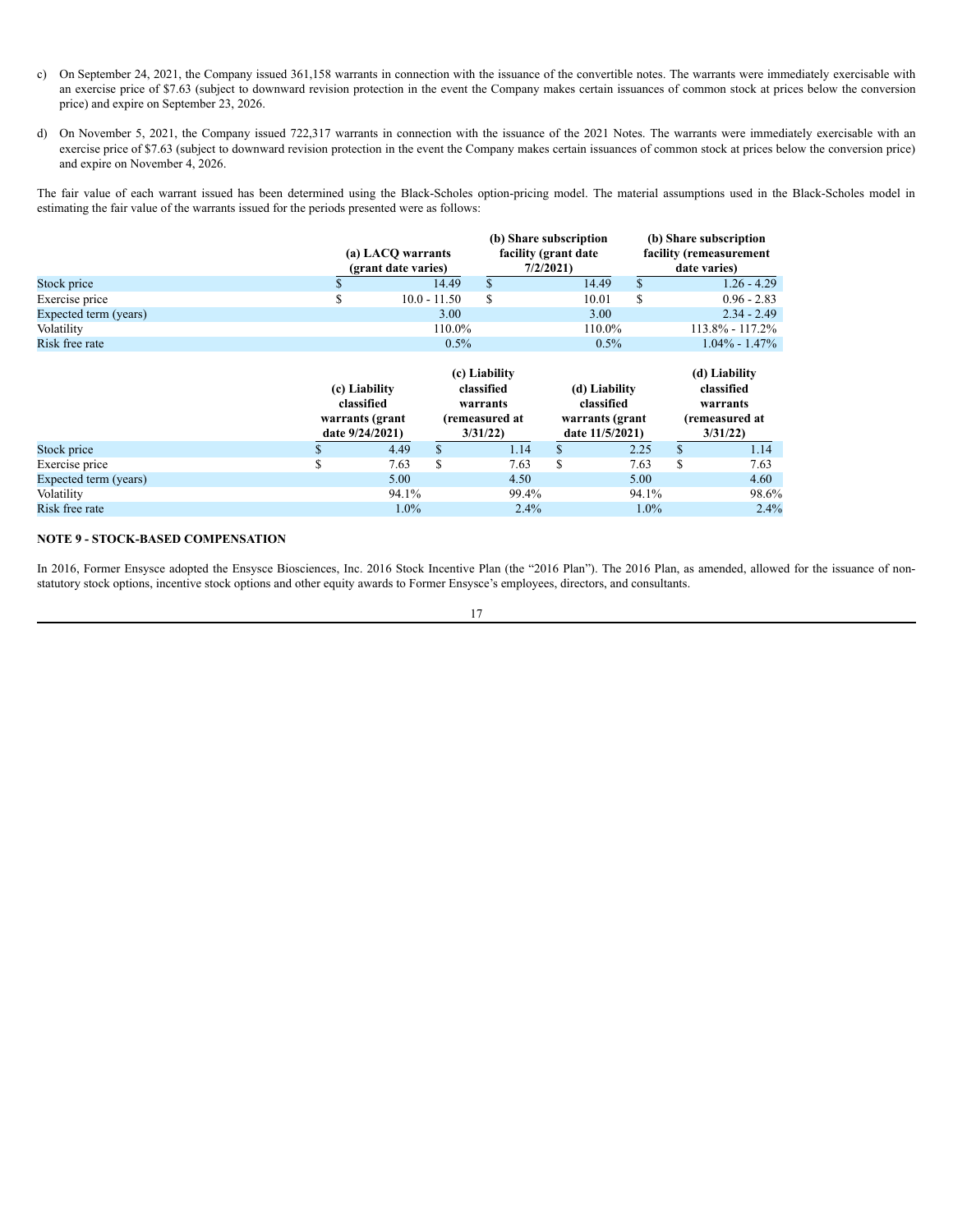c) On September 24, 2021, the Company issued 361,158 warrants in connection with the issuance of the convertible notes. The warrants were immediately exercisable with an exercise price of $7.63 (subject to downward revision protection in the event the Company makes certain issuances of common stock at prices below the conversion price) and expire on September 23, 2026.

d) On November 5, 2021, the Company issued 722,317 warrants in connection with the issuance of the 2021 Notes. The warrants were immediately exercisable with an exercise price of $7.63 (subject to downward revision protection in the event the Company makes certain issuances of common stock at prices below the conversion price) and expire on November 4, 2026.

The fair value of each warrant issued has been determined using the Black-Scholes option-pricing model. The material assumptions used in the Black-Scholes model in estimating the fair value of the warrants issued for the periods presented were as follows:

| | (a) LACQ warrants (grant date varies) | (b) Share subscription facility (grant date 7/2/2021) | (b) Share subscription facility (remeasurement date varies) |
|---|---|---|---|
| Stock price | $ 14.49 | $ 14.49 | $ 1.26 - 4.29 |
| Exercise price | $ 10.0 - 11.50 | $ 10.01 | $ 0.96 - 2.83 |
| Expected term (years) | 3.00 | 3.00 | 2.34 - 2.49 |
| Volatility | 110.0% | 110.0% | 113.8% - 117.2% |
| Risk free rate | 0.5% | 0.5% | 1.04% - 1.47% |

| | (c) Liability classified warrants (grant date 9/24/2021) | (c) Liability classified warrants (remeasured at 3/31/22) | (d) Liability classified warrants (grant date 11/5/2021) | (d) Liability classified warrants (remeasured at 3/31/22) |
|---|---|---|---|---|
| Stock price | $ 4.49 | $ 1.14 | $ 2.25 | $ 1.14 |
| Exercise price | $ 7.63 | $ 7.63 | $ 7.63 | $ 7.63 |
| Expected term (years) | 5.00 | 4.50 | 5.00 | 4.60 |
| Volatility | 94.1% | 99.4% | 94.1% | 98.6% |
| Risk free rate | 1.0% | 2.4% | 1.0% | 2.4% |

## NOTE 9 - STOCK-BASED COMPENSATION

In 2016, Former Ensysce adopted the Ensysce Biosciences, Inc. 2016 Stock Incentive Plan (the "2016 Plan"). The 2016 Plan, as amended, allowed for the issuance of non-statutory stock options, incentive stock options and other equity awards to Former Ensysce's employees, directors, and consultants.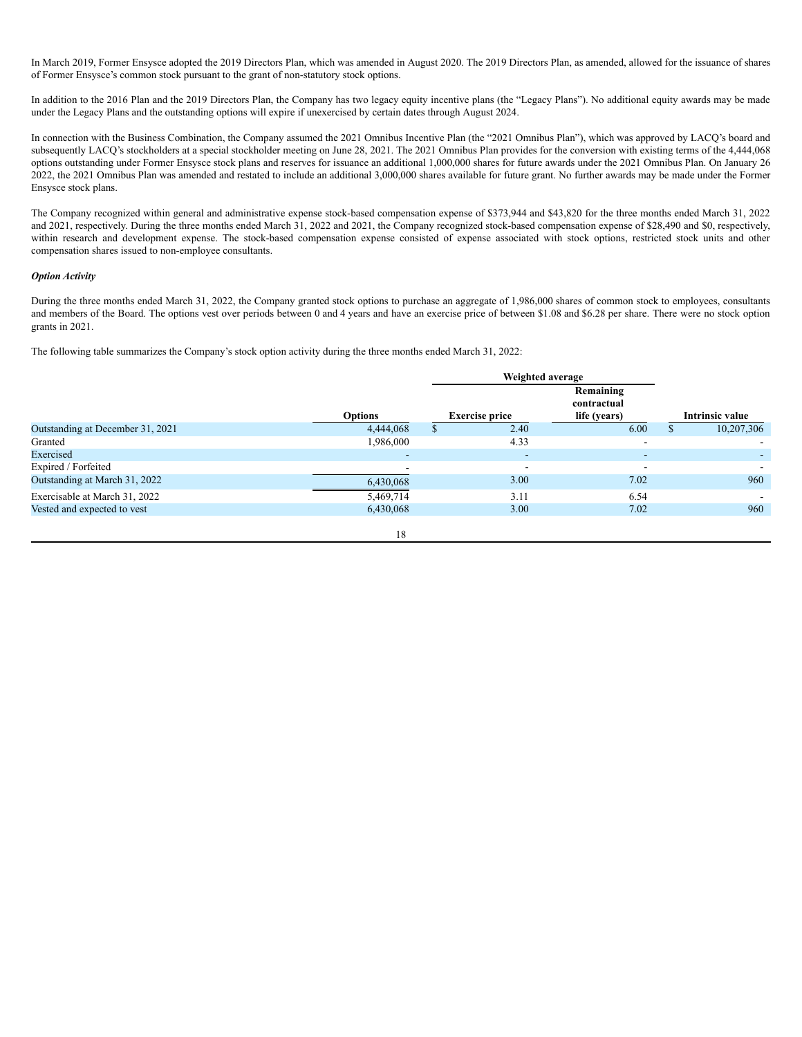In March 2019, Former Ensysce adopted the 2019 Directors Plan, which was amended in August 2020. The 2019 Directors Plan, as amended, allowed for the issuance of shares of Former Ensysce's common stock pursuant to the grant of non-statutory stock options.

In addition to the 2016 Plan and the 2019 Directors Plan, the Company has two legacy equity incentive plans (the "Legacy Plans"). No additional equity awards may be made under the Legacy Plans and the outstanding options will expire if unexercised by certain dates through August 2024.

In connection with the Business Combination, the Company assumed the 2021 Omnibus Incentive Plan (the "2021 Omnibus Plan"), which was approved by LACQ's board and subsequently LACQ's stockholders at a special stockholder meeting on June 28, 2021. The 2021 Omnibus Plan provides for the conversion with existing terms of the 4,444,068 options outstanding under Former Ensysce stock plans and reserves for issuance an additional 1,000,000 shares for future awards under the 2021 Omnibus Plan. On January 26 2022, the 2021 Omnibus Plan was amended and restated to include an additional 3,000,000 shares available for future grant. No further awards may be made under the Former Ensysce stock plans.

The Company recognized within general and administrative expense stock-based compensation expense of $373,944 and $43,820 for the three months ended March 31, 2022 and 2021, respectively. During the three months ended March 31, 2022 and 2021, the Company recognized stock-based compensation expense of $28,490 and $0, respectively, within research and development expense. The stock-based compensation expense consisted of expense associated with stock options, restricted stock units and other compensation shares issued to non-employee consultants.

***Option Activity***

During the three months ended March 31, 2022, the Company granted stock options to purchase an aggregate of 1,986,000 shares of common stock to employees, consultants and members of the Board. The options vest over periods between 0 and 4 years and have an exercise price of between $1.08 and $6.28 per share. There were no stock option grants in 2021.

The following table summarizes the Company's stock option activity during the three months ended March 31, 2022:

| | | Weighted average | | |
|---|---|---|---|---|
| | Options | Exercise price | Remaining contractual life (years) | Intrinsic value |
| Outstanding at December 31, 2021 | 4,444,068 | $ 2.40 | 6.00 | $ 10,207,306 |
| Granted | 1,986,000 | 4.33 | - | - |
| Exercised | - | - | - | - |
| Expired / Forfeited | - | - | - | - |
| Outstanding at March 31, 2022 | 6,430,068 | 3.00 | 7.02 | 960 |
| Exercisable at March 31, 2022 | 5,469,714 | 3.11 | 6.54 | - |
| Vested and expected to vest | 6,430,068 | 3.00 | 7.02 | 960 |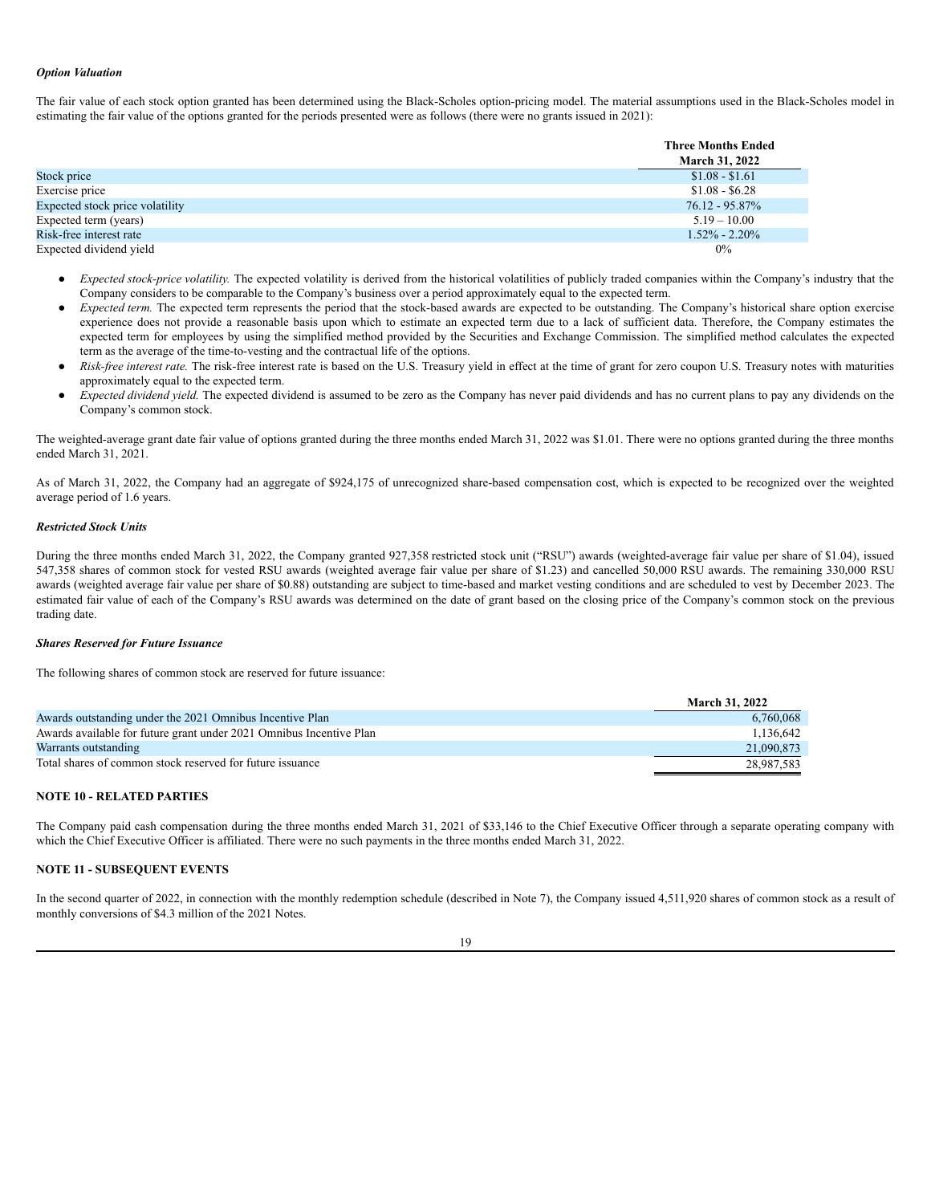***Option Valuation***

The fair value of each stock option granted has been determined using the Black-Scholes option-pricing model. The material assumptions used in the Black-Scholes model in estimating the fair value of the options granted for the periods presented were as follows (there were no grants issued in 2021):

| | Three Months Ended March 31, 2022 |
|---|---|
| Stock price | $1.08 - $1.61 |
| Exercise price | $1.08 - $6.28 |
| Expected stock price volatility | 76.12 - 95.87% |
| Expected term (years) | 5.19 – 10.00 |
| Risk-free interest rate | 1.52% - 2.20% |
| Expected dividend yield | 0% |

- *Expected stock-price volatility.* The expected volatility is derived from the historical volatilities of publicly traded companies within the Company's industry that the Company considers to be comparable to the Company's business over a period approximately equal to the expected term.
- *Expected term.* The expected term represents the period that the stock-based awards are expected to be outstanding. The Company's historical share option exercise experience does not provide a reasonable basis upon which to estimate an expected term due to a lack of sufficient data. Therefore, the Company estimates the expected term for employees by using the simplified method provided by the Securities and Exchange Commission. The simplified method calculates the expected term as the average of the time-to-vesting and the contractual life of the options.
- *Risk-free interest rate.* The risk-free interest rate is based on the U.S. Treasury yield in effect at the time of grant for zero coupon U.S. Treasury notes with maturities approximately equal to the expected term.
- *Expected dividend yield.* The expected dividend is assumed to be zero as the Company has never paid dividends and has no current plans to pay any dividends on the Company's common stock.

The weighted-average grant date fair value of options granted during the three months ended March 31, 2022 was $1.01. There were no options granted during the three months ended March 31, 2021.

As of March 31, 2022, the Company had an aggregate of $924,175 of unrecognized share-based compensation cost, which is expected to be recognized over the weighted average period of 1.6 years.

***Restricted Stock Units***

During the three months ended March 31, 2022, the Company granted 927,358 restricted stock unit ("RSU") awards (weighted-average fair value per share of $1.04), issued 547,358 shares of common stock for vested RSU awards (weighted average fair value per share of $1.23) and cancelled 50,000 RSU awards. The remaining 330,000 RSU awards (weighted average fair value per share of $0.88) outstanding are subject to time-based and market vesting conditions and are scheduled to vest by December 2023. The estimated fair value of each of the Company's RSU awards was determined on the date of grant based on the closing price of the Company's common stock on the previous trading date.

***Shares Reserved for Future Issuance***

The following shares of common stock are reserved for future issuance:

| | March 31, 2022 |
|---|---|
| Awards outstanding under the 2021 Omnibus Incentive Plan | 6,760,068 |
| Awards available for future grant under 2021 Omnibus Incentive Plan | 1,136,642 |
| Warrants outstanding | 21,090,873 |
| Total shares of common stock reserved for future issuance | 28,987,583 |

**NOTE 10 - RELATED PARTIES**

The Company paid cash compensation during the three months ended March 31, 2021 of $33,146 to the Chief Executive Officer through a separate operating company with which the Chief Executive Officer is affiliated. There were no such payments in the three months ended March 31, 2022.

**NOTE 11 - SUBSEQUENT EVENTS**

In the second quarter of 2022, in connection with the monthly redemption schedule (described in Note 7), the Company issued 4,511,920 shares of common stock as a result of monthly conversions of $4.3 million of the 2021 Notes.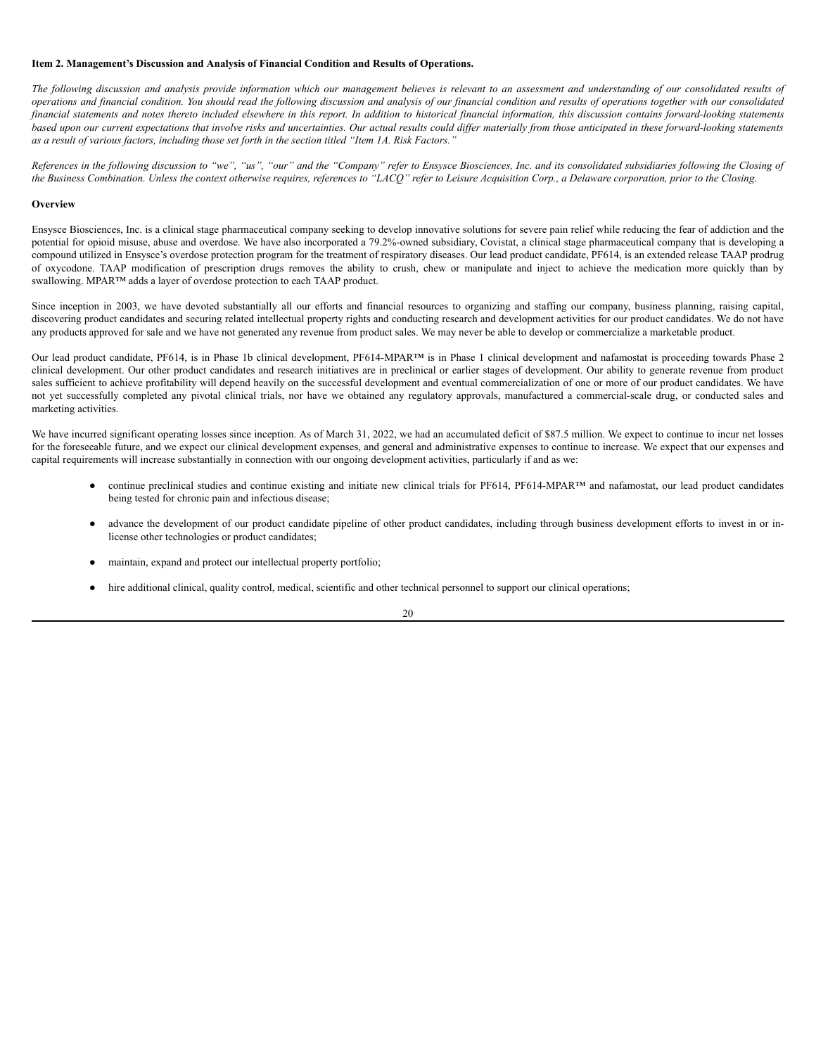**Item 2. Management's Discussion and Analysis of Financial Condition and Results of Operations.**

*The following discussion and analysis provide information which our management believes is relevant to an assessment and understanding of our consolidated results of operations and financial condition. You should read the following discussion and analysis of our financial condition and results of operations together with our consolidated financial statements and notes thereto included elsewhere in this report. In addition to historical financial information, this discussion contains forward-looking statements based upon our current expectations that involve risks and uncertainties. Our actual results could differ materially from those anticipated in these forward-looking statements as a result of various factors, including those set forth in the section titled "Item 1A. Risk Factors."*

*References in the following discussion to "we", "us", "our" and the "Company" refer to Ensysce Biosciences, Inc. and its consolidated subsidiaries following the Closing of the Business Combination. Unless the context otherwise requires, references to "LACQ" refer to Leisure Acquisition Corp., a Delaware corporation, prior to the Closing.*

**Overview**

Ensysce Biosciences, Inc. is a clinical stage pharmaceutical company seeking to develop innovative solutions for severe pain relief while reducing the fear of addiction and the potential for opioid misuse, abuse and overdose. We have also incorporated a 79.2%-owned subsidiary, Covistat, a clinical stage pharmaceutical company that is developing a compound utilized in Ensysce's overdose protection program for the treatment of respiratory diseases. Our lead product candidate, PF614, is an extended release TAAP prodrug of oxycodone. TAAP modification of prescription drugs removes the ability to crush, chew or manipulate and inject to achieve the medication more quickly than by swallowing. MPAR™ adds a layer of overdose protection to each TAAP product.

Since inception in 2003, we have devoted substantially all our efforts and financial resources to organizing and staffing our company, business planning, raising capital, discovering product candidates and securing related intellectual property rights and conducting research and development activities for our product candidates. We do not have any products approved for sale and we have not generated any revenue from product sales. We may never be able to develop or commercialize a marketable product.

Our lead product candidate, PF614, is in Phase 1b clinical development, PF614-MPAR™ is in Phase 1 clinical development and nafamostat is proceeding towards Phase 2 clinical development. Our other product candidates and research initiatives are in preclinical or earlier stages of development. Our ability to generate revenue from product sales sufficient to achieve profitability will depend heavily on the successful development and eventual commercialization of one or more of our product candidates. We have not yet successfully completed any pivotal clinical trials, nor have we obtained any regulatory approvals, manufactured a commercial-scale drug, or conducted sales and marketing activities.

We have incurred significant operating losses since inception. As of March 31, 2022, we had an accumulated deficit of $87.5 million. We expect to continue to incur net losses for the foreseeable future, and we expect our clinical development expenses, and general and administrative expenses to continue to increase. We expect that our expenses and capital requirements will increase substantially in connection with our ongoing development activities, particularly if and as we:

- continue preclinical studies and continue existing and initiate new clinical trials for PF614, PF614-MPAR™ and nafamostat, our lead product candidates being tested for chronic pain and infectious disease;
- advance the development of our product candidate pipeline of other product candidates, including through business development efforts to invest in or in-license other technologies or product candidates;
- maintain, expand and protect our intellectual property portfolio;
- hire additional clinical, quality control, medical, scientific and other technical personnel to support our clinical operations;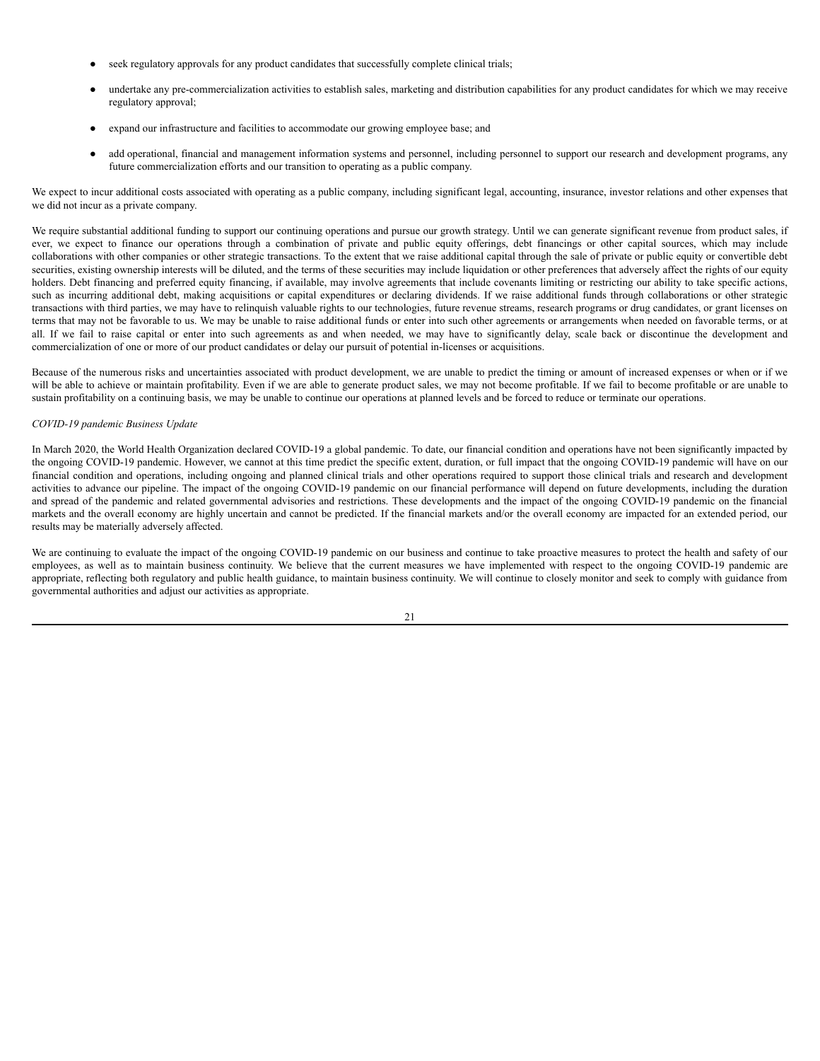- seek regulatory approvals for any product candidates that successfully complete clinical trials;
- undertake any pre-commercialization activities to establish sales, marketing and distribution capabilities for any product candidates for which we may receive regulatory approval;
- expand our infrastructure and facilities to accommodate our growing employee base; and
- add operational, financial and management information systems and personnel, including personnel to support our research and development programs, any future commercialization efforts and our transition to operating as a public company.

We expect to incur additional costs associated with operating as a public company, including significant legal, accounting, insurance, investor relations and other expenses that we did not incur as a private company.

We require substantial additional funding to support our continuing operations and pursue our growth strategy. Until we can generate significant revenue from product sales, if ever, we expect to finance our operations through a combination of private and public equity offerings, debt financings or other capital sources, which may include collaborations with other companies or other strategic transactions. To the extent that we raise additional capital through the sale of private or public equity or convertible debt securities, existing ownership interests will be diluted, and the terms of these securities may include liquidation or other preferences that adversely affect the rights of our equity holders. Debt financing and preferred equity financing, if available, may involve agreements that include covenants limiting or restricting our ability to take specific actions, such as incurring additional debt, making acquisitions or capital expenditures or declaring dividends. If we raise additional funds through collaborations or other strategic transactions with third parties, we may have to relinquish valuable rights to our technologies, future revenue streams, research programs or drug candidates, or grant licenses on terms that may not be favorable to us. We may be unable to raise additional funds or enter into such other agreements or arrangements when needed on favorable terms, or at all. If we fail to raise capital or enter into such agreements as and when needed, we may have to significantly delay, scale back or discontinue the development and commercialization of one or more of our product candidates or delay our pursuit of potential in-licenses or acquisitions.

Because of the numerous risks and uncertainties associated with product development, we are unable to predict the timing or amount of increased expenses or when or if we will be able to achieve or maintain profitability. Even if we are able to generate product sales, we may not become profitable. If we fail to become profitable or are unable to sustain profitability on a continuing basis, we may be unable to continue our operations at planned levels and be forced to reduce or terminate our operations.

*COVID-19 pandemic Business Update*

In March 2020, the World Health Organization declared COVID-19 a global pandemic. To date, our financial condition and operations have not been significantly impacted by the ongoing COVID-19 pandemic. However, we cannot at this time predict the specific extent, duration, or full impact that the ongoing COVID-19 pandemic will have on our financial condition and operations, including ongoing and planned clinical trials and other operations required to support those clinical trials and research and development activities to advance our pipeline. The impact of the ongoing COVID-19 pandemic on our financial performance will depend on future developments, including the duration and spread of the pandemic and related governmental advisories and restrictions. These developments and the impact of the ongoing COVID-19 pandemic on the financial markets and the overall economy are highly uncertain and cannot be predicted. If the financial markets and/or the overall economy are impacted for an extended period, our results may be materially adversely affected.

We are continuing to evaluate the impact of the ongoing COVID-19 pandemic on our business and continue to take proactive measures to protect the health and safety of our employees, as well as to maintain business continuity. We believe that the current measures we have implemented with respect to the ongoing COVID-19 pandemic are appropriate, reflecting both regulatory and public health guidance, to maintain business continuity. We will continue to closely monitor and seek to comply with guidance from governmental authorities and adjust our activities as appropriate.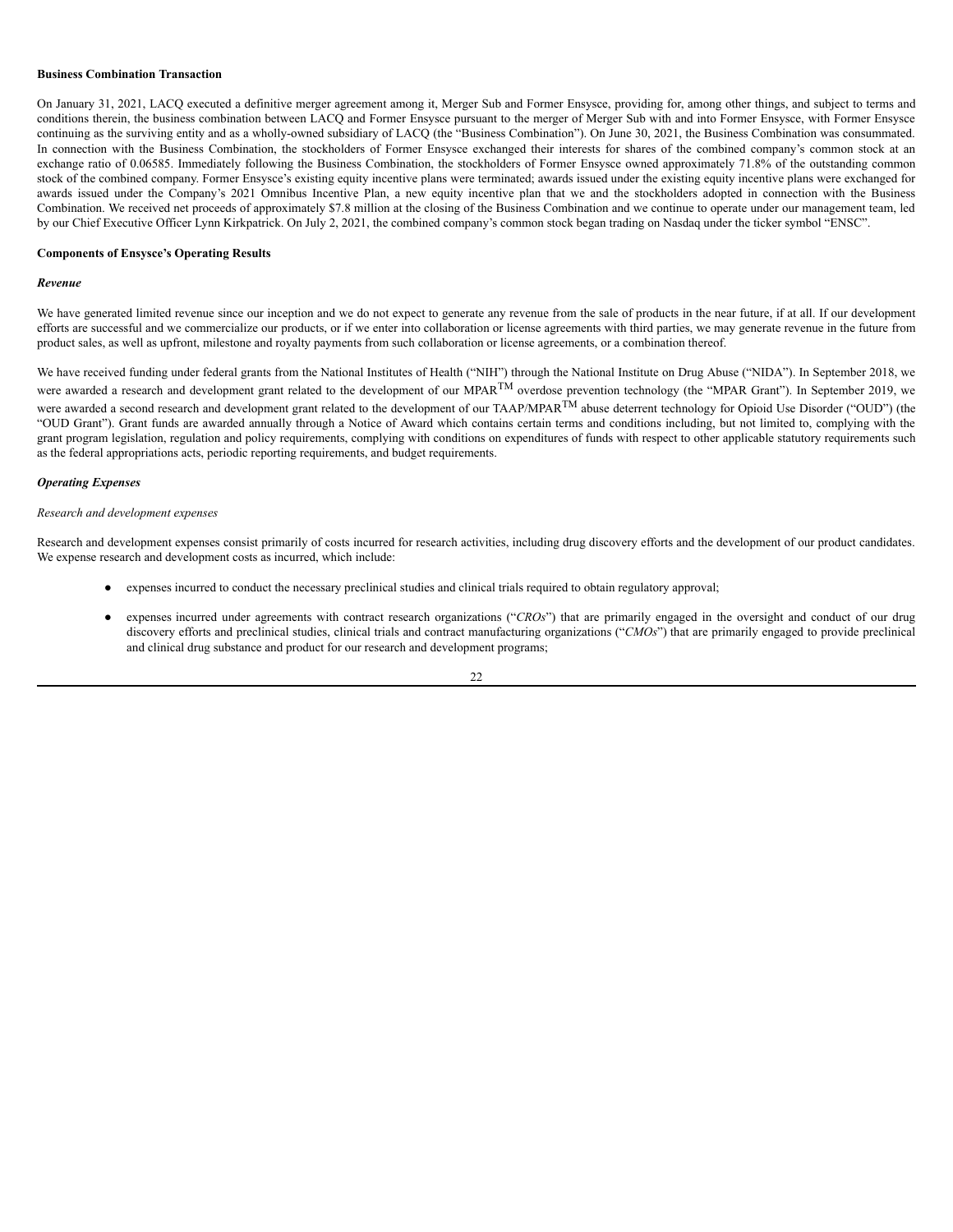**Business Combination Transaction**

On January 31, 2021, LACQ executed a definitive merger agreement among it, Merger Sub and Former Ensysce, providing for, among other things, and subject to terms and conditions therein, the business combination between LACQ and Former Ensysce pursuant to the merger of Merger Sub with and into Former Ensysce, with Former Ensysce continuing as the surviving entity and as a wholly-owned subsidiary of LACQ (the "Business Combination"). On June 30, 2021, the Business Combination was consummated. In connection with the Business Combination, the stockholders of Former Ensysce exchanged their interests for shares of the combined company's common stock at an exchange ratio of 0.06585. Immediately following the Business Combination, the stockholders of Former Ensysce owned approximately 71.8% of the outstanding common stock of the combined company. Former Ensysce's existing equity incentive plans were terminated; awards issued under the existing equity incentive plans were exchanged for awards issued under the Company's 2021 Omnibus Incentive Plan, a new equity incentive plan that we and the stockholders adopted in connection with the Business Combination. We received net proceeds of approximately $7.8 million at the closing of the Business Combination and we continue to operate under our management team, led by our Chief Executive Officer Lynn Kirkpatrick. On July 2, 2021, the combined company's common stock began trading on Nasdaq under the ticker symbol "ENSC".

**Components of Ensysce's Operating Results**

***Revenue***

We have generated limited revenue since our inception and we do not expect to generate any revenue from the sale of products in the near future, if at all. If our development efforts are successful and we commercialize our products, or if we enter into collaboration or license agreements with third parties, we may generate revenue in the future from product sales, as well as upfront, milestone and royalty payments from such collaboration or license agreements, or a combination thereof.

We have received funding under federal grants from the National Institutes of Health ("NIH") through the National Institute on Drug Abuse ("NIDA"). In September 2018, we were awarded a research and development grant related to the development of our MPAR™ overdose prevention technology (the "MPAR Grant"). In September 2019, we were awarded a second research and development grant related to the development of our TAAP/MPAR™ abuse deterrent technology for Opioid Use Disorder ("OUD") (the "OUD Grant"). Grant funds are awarded annually through a Notice of Award which contains certain terms and conditions including, but not limited to, complying with the grant program legislation, regulation and policy requirements, complying with conditions on expenditures of funds with respect to other applicable statutory requirements such as the federal appropriations acts, periodic reporting requirements, and budget requirements.

***Operating Expenses***

*Research and development expenses*

Research and development expenses consist primarily of costs incurred for research activities, including drug discovery efforts and the development of our product candidates. We expense research and development costs as incurred, which include:

- expenses incurred to conduct the necessary preclinical studies and clinical trials required to obtain regulatory approval;
- expenses incurred under agreements with contract research organizations ("*CROs*") that are primarily engaged in the oversight and conduct of our drug discovery efforts and preclinical studies, clinical trials and contract manufacturing organizations ("*CMOs*") that are primarily engaged to provide preclinical and clinical drug substance and product for our research and development programs;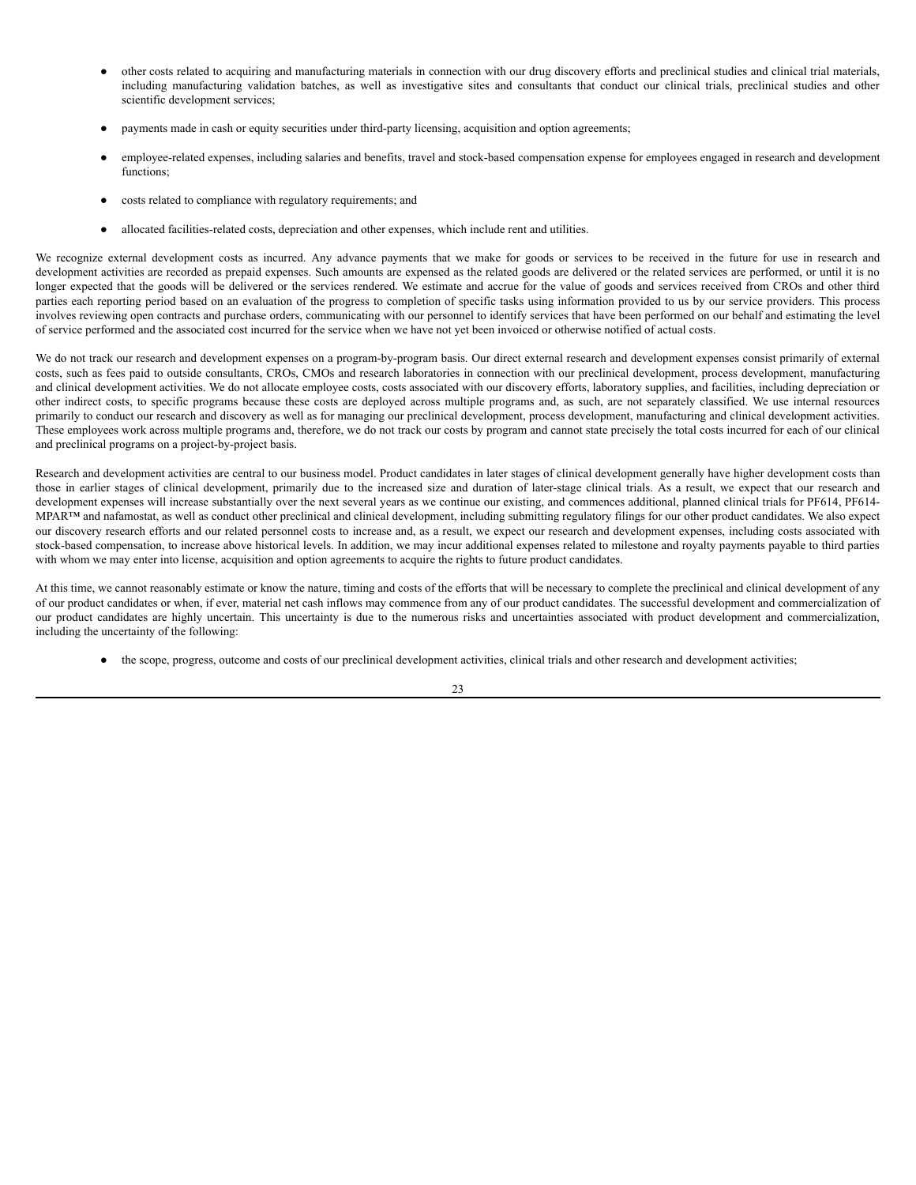- other costs related to acquiring and manufacturing materials in connection with our drug discovery efforts and preclinical studies and clinical trial materials, including manufacturing validation batches, as well as investigative sites and consultants that conduct our clinical trials, preclinical studies and other scientific development services;

- payments made in cash or equity securities under third-party licensing, acquisition and option agreements;

- employee-related expenses, including salaries and benefits, travel and stock-based compensation expense for employees engaged in research and development functions;

- costs related to compliance with regulatory requirements; and

- allocated facilities-related costs, depreciation and other expenses, which include rent and utilities.

We recognize external development costs as incurred. Any advance payments that we make for goods or services to be received in the future for use in research and development activities are recorded as prepaid expenses. Such amounts are expensed as the related goods are delivered or the related services are performed, or until it is no longer expected that the goods will be delivered or the services rendered. We estimate and accrue for the value of goods and services received from CROs and other third parties each reporting period based on an evaluation of the progress to completion of specific tasks using information provided to us by our service providers. This process involves reviewing open contracts and purchase orders, communicating with our personnel to identify services that have been performed on our behalf and estimating the level of service performed and the associated cost incurred for the service when we have not yet been invoiced or otherwise notified of actual costs.

We do not track our research and development expenses on a program-by-program basis. Our direct external research and development expenses consist primarily of external costs, such as fees paid to outside consultants, CROs, CMOs and research laboratories in connection with our preclinical development, process development, manufacturing and clinical development activities. We do not allocate employee costs, costs associated with our discovery efforts, laboratory supplies, and facilities, including depreciation or other indirect costs, to specific programs because these costs are deployed across multiple programs and, as such, are not separately classified. We use internal resources primarily to conduct our research and discovery as well as for managing our preclinical development, process development, manufacturing and clinical development activities. These employees work across multiple programs and, therefore, we do not track our costs by program and cannot state precisely the total costs incurred for each of our clinical and preclinical programs on a project-by-project basis.

Research and development activities are central to our business model. Product candidates in later stages of clinical development generally have higher development costs than those in earlier stages of clinical development, primarily due to the increased size and duration of later-stage clinical trials. As a result, we expect that our research and development expenses will increase substantially over the next several years as we continue our existing, and commences additional, planned clinical trials for PF614, PF614-MPAR™ and nafamostat, as well as conduct other preclinical and clinical development, including submitting regulatory filings for our other product candidates. We also expect our discovery research efforts and our related personnel costs to increase and, as a result, we expect our research and development expenses, including costs associated with stock-based compensation, to increase above historical levels. In addition, we may incur additional expenses related to milestone and royalty payments payable to third parties with whom we may enter into license, acquisition and option agreements to acquire the rights to future product candidates.

At this time, we cannot reasonably estimate or know the nature, timing and costs of the efforts that will be necessary to complete the preclinical and clinical development of any of our product candidates or when, if ever, material net cash inflows may commence from any of our product candidates. The successful development and commercialization of our product candidates are highly uncertain. This uncertainty is due to the numerous risks and uncertainties associated with product development and commercialization, including the uncertainty of the following:

- the scope, progress, outcome and costs of our preclinical development activities, clinical trials and other research and development activities;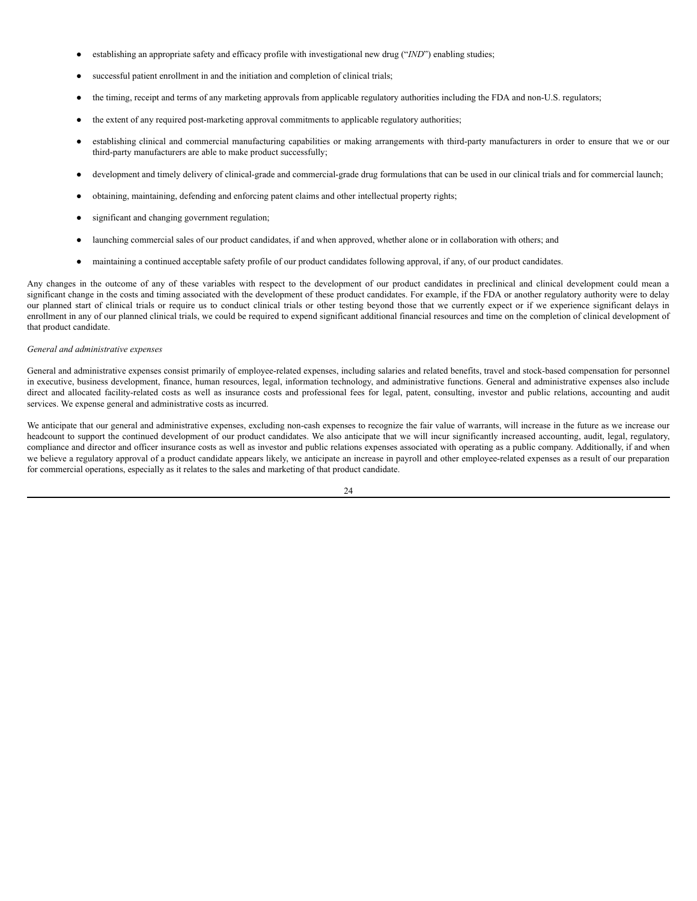- establishing an appropriate safety and efficacy profile with investigational new drug (“*IND*”) enabling studies;
- successful patient enrollment in and the initiation and completion of clinical trials;
- the timing, receipt and terms of any marketing approvals from applicable regulatory authorities including the FDA and non-U.S. regulators;
- the extent of any required post-marketing approval commitments to applicable regulatory authorities;
- establishing clinical and commercial manufacturing capabilities or making arrangements with third-party manufacturers in order to ensure that we or our third-party manufacturers are able to make product successfully;
- development and timely delivery of clinical-grade and commercial-grade drug formulations that can be used in our clinical trials and for commercial launch;
- obtaining, maintaining, defending and enforcing patent claims and other intellectual property rights;
- significant and changing government regulation;
- launching commercial sales of our product candidates, if and when approved, whether alone or in collaboration with others; and
- maintaining a continued acceptable safety profile of our product candidates following approval, if any, of our product candidates.

Any changes in the outcome of any of these variables with respect to the development of our product candidates in preclinical and clinical development could mean a significant change in the costs and timing associated with the development of these product candidates. For example, if the FDA or another regulatory authority were to delay our planned start of clinical trials or require us to conduct clinical trials or other testing beyond those that we currently expect or if we experience significant delays in enrollment in any of our planned clinical trials, we could be required to expend significant additional financial resources and time on the completion of clinical development of that product candidate.

*General and administrative expenses*

General and administrative expenses consist primarily of employee-related expenses, including salaries and related benefits, travel and stock-based compensation for personnel in executive, business development, finance, human resources, legal, information technology, and administrative functions. General and administrative expenses also include direct and allocated facility-related costs as well as insurance costs and professional fees for legal, patent, consulting, investor and public relations, accounting and audit services. We expense general and administrative costs as incurred.

We anticipate that our general and administrative expenses, excluding non-cash expenses to recognize the fair value of warrants, will increase in the future as we increase our headcount to support the continued development of our product candidates. We also anticipate that we will incur significantly increased accounting, audit, legal, regulatory, compliance and director and officer insurance costs as well as investor and public relations expenses associated with operating as a public company. Additionally, if and when we believe a regulatory approval of a product candidate appears likely, we anticipate an increase in payroll and other employee-related expenses as a result of our preparation for commercial operations, especially as it relates to the sales and marketing of that product candidate.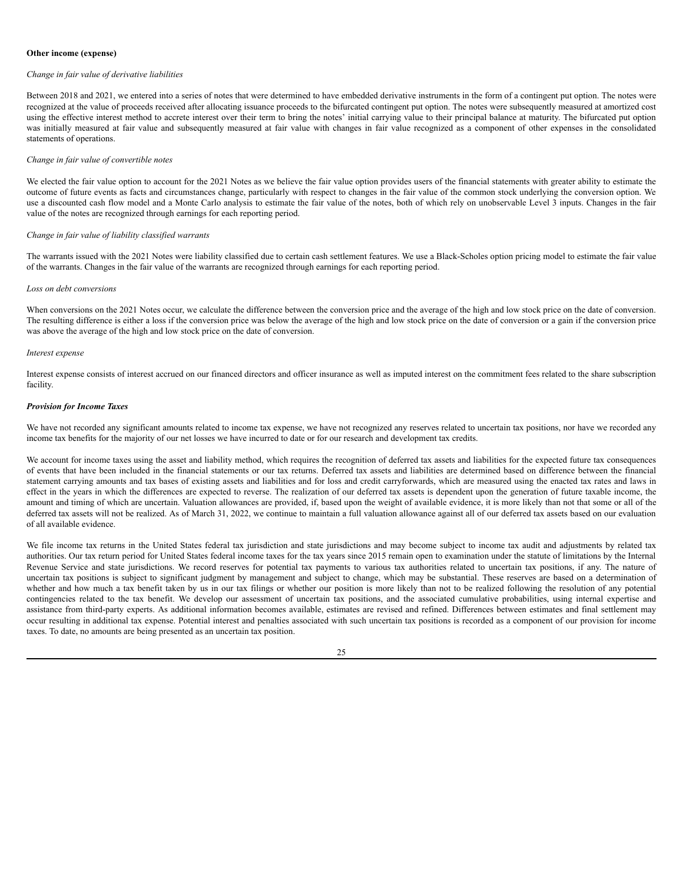**Other income (expense)**

*Change in fair value of derivative liabilities*

Between 2018 and 2021, we entered into a series of notes that were determined to have embedded derivative instruments in the form of a contingent put option. The notes were recognized at the value of proceeds received after allocating issuance proceeds to the bifurcated contingent put option. The notes were subsequently measured at amortized cost using the effective interest method to accrete interest over their term to bring the notes' initial carrying value to their principal balance at maturity. The bifurcated put option was initially measured at fair value and subsequently measured at fair value with changes in fair value recognized as a component of other expenses in the consolidated statements of operations.

*Change in fair value of convertible notes*

We elected the fair value option to account for the 2021 Notes as we believe the fair value option provides users of the financial statements with greater ability to estimate the outcome of future events as facts and circumstances change, particularly with respect to changes in the fair value of the common stock underlying the conversion option. We use a discounted cash flow model and a Monte Carlo analysis to estimate the fair value of the notes, both of which rely on unobservable Level 3 inputs. Changes in the fair value of the notes are recognized through earnings for each reporting period.

*Change in fair value of liability classified warrants*

The warrants issued with the 2021 Notes were liability classified due to certain cash settlement features. We use a Black-Scholes option pricing model to estimate the fair value of the warrants. Changes in the fair value of the warrants are recognized through earnings for each reporting period.

*Loss on debt conversions*

When conversions on the 2021 Notes occur, we calculate the difference between the conversion price and the average of the high and low stock price on the date of conversion. The resulting difference is either a loss if the conversion price was below the average of the high and low stock price on the date of conversion or a gain if the conversion price was above the average of the high and low stock price on the date of conversion.

*Interest expense*

Interest expense consists of interest accrued on our financed directors and officer insurance as well as imputed interest on the commitment fees related to the share subscription facility.

***Provision for Income Taxes***

We have not recorded any significant amounts related to income tax expense, we have not recognized any reserves related to uncertain tax positions, nor have we recorded any income tax benefits for the majority of our net losses we have incurred to date or for our research and development tax credits.

We account for income taxes using the asset and liability method, which requires the recognition of deferred tax assets and liabilities for the expected future tax consequences of events that have been included in the financial statements or our tax returns. Deferred tax assets and liabilities are determined based on difference between the financial statement carrying amounts and tax bases of existing assets and liabilities and for loss and credit carryforwards, which are measured using the enacted tax rates and laws in effect in the years in which the differences are expected to reverse. The realization of our deferred tax assets is dependent upon the generation of future taxable income, the amount and timing of which are uncertain. Valuation allowances are provided, if, based upon the weight of available evidence, it is more likely than not that some or all of the deferred tax assets will not be realized. As of March 31, 2022, we continue to maintain a full valuation allowance against all of our deferred tax assets based on our evaluation of all available evidence.

We file income tax returns in the United States federal tax jurisdiction and state jurisdictions and may become subject to income tax audit and adjustments by related tax authorities. Our tax return period for United States federal income taxes for the tax years since 2015 remain open to examination under the statute of limitations by the Internal Revenue Service and state jurisdictions. We record reserves for potential tax payments to various tax authorities related to uncertain tax positions, if any. The nature of uncertain tax positions is subject to significant judgment by management and subject to change, which may be substantial. These reserves are based on a determination of whether and how much a tax benefit taken by us in our tax filings or whether our position is more likely than not to be realized following the resolution of any potential contingencies related to the tax benefit. We develop our assessment of uncertain tax positions, and the associated cumulative probabilities, using internal expertise and assistance from third-party experts. As additional information becomes available, estimates are revised and refined. Differences between estimates and final settlement may occur resulting in additional tax expense. Potential interest and penalties associated with such uncertain tax positions is recorded as a component of our provision for income taxes. To date, no amounts are being presented as an uncertain tax position.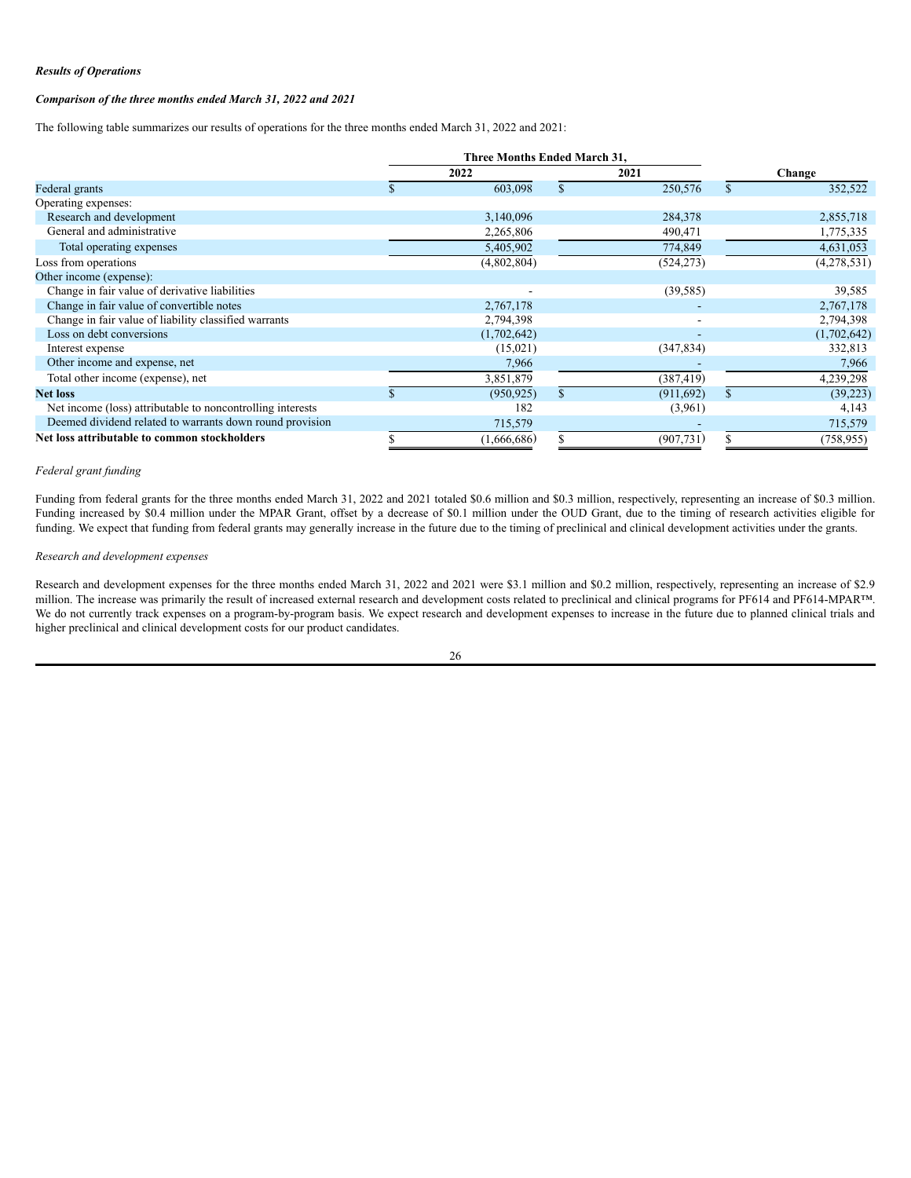***Results of Operations***

***Comparison of the three months ended March 31, 2022 and 2021***

The following table summarizes our results of operations for the three months ended March 31, 2022 and 2021:

| | Three Months Ended March 31, | | |
|---|---|---|---|
| | 2022 | 2021 | Change |
| Federal grants | $ 603,098 | $ 250,576 | $ 352,522 |
| Operating expenses: | | | |
| Research and development | 3,140,096 | 284,378 | 2,855,718 |
| General and administrative | 2,265,806 | 490,471 | 1,775,335 |
| Total operating expenses | 5,405,902 | 774,849 | 4,631,053 |
| Loss from operations | (4,802,804) | (524,273) | (4,278,531) |
| Other income (expense): | | | |
| Change in fair value of derivative liabilities | - | (39,585) | 39,585 |
| Change in fair value of convertible notes | 2,767,178 | - | 2,767,178 |
| Change in fair value of liability classified warrants | 2,794,398 | - | 2,794,398 |
| Loss on debt conversions | (1,702,642) | - | (1,702,642) |
| Interest expense | (15,021) | (347,834) | 332,813 |
| Other income and expense, net | 7,966 | - | 7,966 |
| Total other income (expense), net | 3,851,879 | (387,419) | 4,239,298 |
| **Net loss** | $ (950,925) | $ (911,692) | $ (39,223) |
| Net income (loss) attributable to noncontrolling interests | 182 | (3,961) | 4,143 |
| Deemed dividend related to warrants down round provision | 715,579 | - | 715,579 |
| **Net loss attributable to common stockholders** | $ (1,666,686) | $ (907,731) | $ (758,955) |

*Federal grant funding*

Funding from federal grants for the three months ended March 31, 2022 and 2021 totaled $0.6 million and $0.3 million, respectively, representing an increase of $0.3 million. Funding increased by $0.4 million under the MPAR Grant, offset by a decrease of $0.1 million under the OUD Grant, due to the timing of research activities eligible for funding. We expect that funding from federal grants may generally increase in the future due to the timing of preclinical and clinical development activities under the grants.

*Research and development expenses*

Research and development expenses for the three months ended March 31, 2022 and 2021 were $3.1 million and $0.2 million, respectively, representing an increase of $2.9 million. The increase was primarily the result of increased external research and development costs related to preclinical and clinical programs for PF614 and PF614-MPAR™. We do not currently track expenses on a program-by-program basis. We expect research and development expenses to increase in the future due to planned clinical trials and higher preclinical and clinical development costs for our product candidates.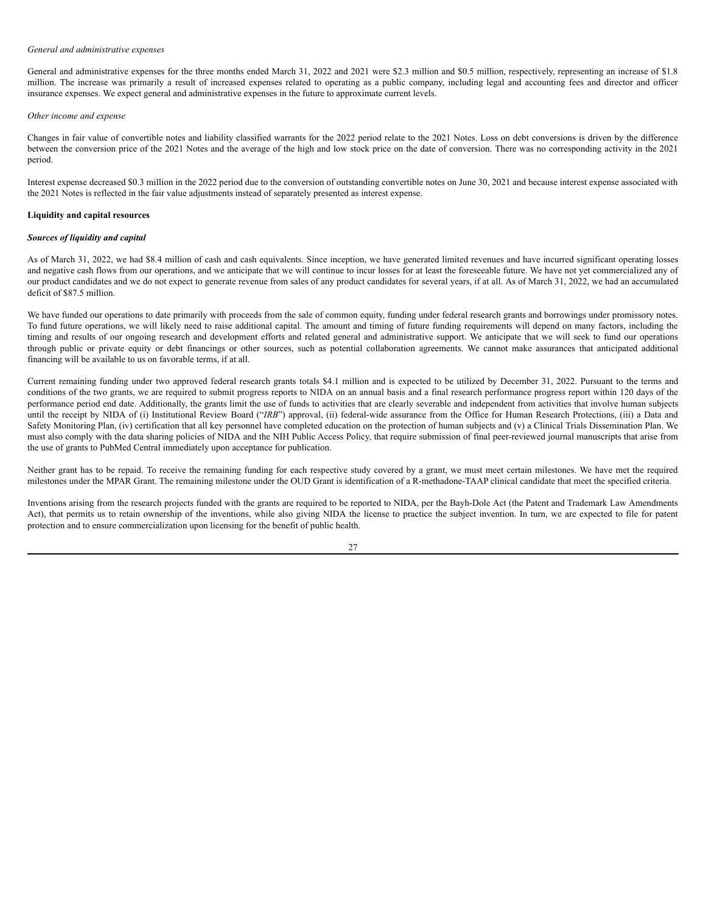*General and administrative expenses*

General and administrative expenses for the three months ended March 31, 2022 and 2021 were $2.3 million and $0.5 million, respectively, representing an increase of $1.8 million. The increase was primarily a result of increased expenses related to operating as a public company, including legal and accounting fees and director and officer insurance expenses. We expect general and administrative expenses in the future to approximate current levels.

*Other income and expense*

Changes in fair value of convertible notes and liability classified warrants for the 2022 period relate to the 2021 Notes. Loss on debt conversions is driven by the difference between the conversion price of the 2021 Notes and the average of the high and low stock price on the date of conversion. There was no corresponding activity in the 2021 period.

Interest expense decreased $0.3 million in the 2022 period due to the conversion of outstanding convertible notes on June 30, 2021 and because interest expense associated with the 2021 Notes is reflected in the fair value adjustments instead of separately presented as interest expense.

**Liquidity and capital resources**

***Sources of liquidity and capital***

As of March 31, 2022, we had $8.4 million of cash and cash equivalents. Since inception, we have generated limited revenues and have incurred significant operating losses and negative cash flows from our operations, and we anticipate that we will continue to incur losses for at least the foreseeable future. We have not yet commercialized any of our product candidates and we do not expect to generate revenue from sales of any product candidates for several years, if at all. As of March 31, 2022, we had an accumulated deficit of $87.5 million.

We have funded our operations to date primarily with proceeds from the sale of common equity, funding under federal research grants and borrowings under promissory notes. To fund future operations, we will likely need to raise additional capital. The amount and timing of future funding requirements will depend on many factors, including the timing and results of our ongoing research and development efforts and related general and administrative support. We anticipate that we will seek to fund our operations through public or private equity or debt financings or other sources, such as potential collaboration agreements. We cannot make assurances that anticipated additional financing will be available to us on favorable terms, if at all.

Current remaining funding under two approved federal research grants totals $4.1 million and is expected to be utilized by December 31, 2022. Pursuant to the terms and conditions of the two grants, we are required to submit progress reports to NIDA on an annual basis and a final research performance progress report within 120 days of the performance period end date. Additionally, the grants limit the use of funds to activities that are clearly severable and independent from activities that involve human subjects until the receipt by NIDA of (i) Institutional Review Board ("*IRB*") approval, (ii) federal-wide assurance from the Office for Human Research Protections, (iii) a Data and Safety Monitoring Plan, (iv) certification that all key personnel have completed education on the protection of human subjects and (v) a Clinical Trials Dissemination Plan. We must also comply with the data sharing policies of NIDA and the NIH Public Access Policy, that require submission of final peer-reviewed journal manuscripts that arise from the use of grants to PubMed Central immediately upon acceptance for publication.

Neither grant has to be repaid. To receive the remaining funding for each respective study covered by a grant, we must meet certain milestones. We have met the required milestones under the MPAR Grant. The remaining milestone under the OUD Grant is identification of a R-methadone-TAAP clinical candidate that meet the specified criteria.

Inventions arising from the research projects funded with the grants are required to be reported to NIDA, per the Bayh-Dole Act (the Patent and Trademark Law Amendments Act), that permits us to retain ownership of the inventions, while also giving NIDA the license to practice the subject invention. In turn, we are expected to file for patent protection and to ensure commercialization upon licensing for the benefit of public health.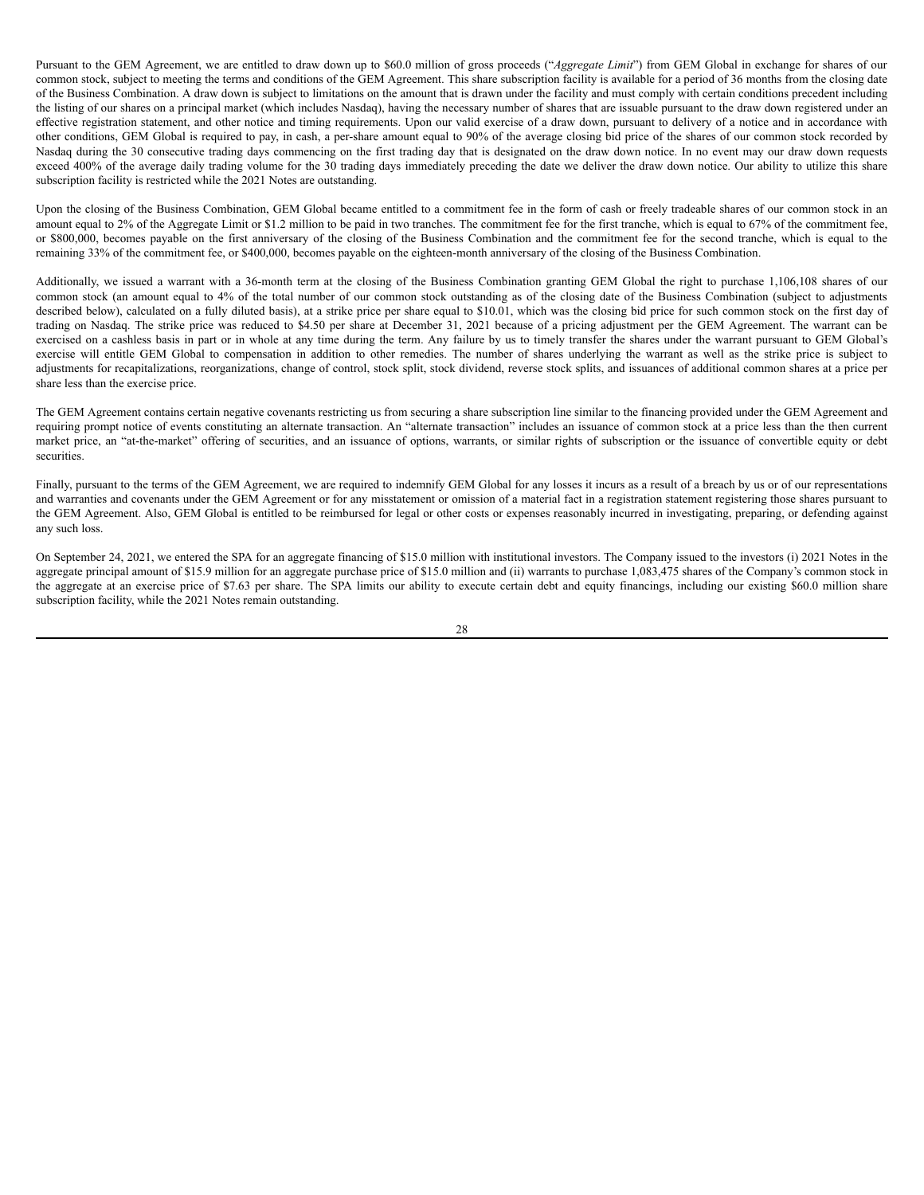Pursuant to the GEM Agreement, we are entitled to draw down up to $60.0 million of gross proceeds (“*Aggregate Limit*”) from GEM Global in exchange for shares of our common stock, subject to meeting the terms and conditions of the GEM Agreement. This share subscription facility is available for a period of 36 months from the closing date of the Business Combination. A draw down is subject to limitations on the amount that is drawn under the facility and must comply with certain conditions precedent including the listing of our shares on a principal market (which includes Nasdaq), having the necessary number of shares that are issuable pursuant to the draw down registered under an effective registration statement, and other notice and timing requirements. Upon our valid exercise of a draw down, pursuant to delivery of a notice and in accordance with other conditions, GEM Global is required to pay, in cash, a per-share amount equal to 90% of the average closing bid price of the shares of our common stock recorded by Nasdaq during the 30 consecutive trading days commencing on the first trading day that is designated on the draw down notice. In no event may our draw down requests exceed 400% of the average daily trading volume for the 30 trading days immediately preceding the date we deliver the draw down notice. Our ability to utilize this share subscription facility is restricted while the 2021 Notes are outstanding.

Upon the closing of the Business Combination, GEM Global became entitled to a commitment fee in the form of cash or freely tradeable shares of our common stock in an amount equal to 2% of the Aggregate Limit or $1.2 million to be paid in two tranches. The commitment fee for the first tranche, which is equal to 67% of the commitment fee, or $800,000, becomes payable on the first anniversary of the closing of the Business Combination and the commitment fee for the second tranche, which is equal to the remaining 33% of the commitment fee, or $400,000, becomes payable on the eighteen-month anniversary of the closing of the Business Combination.

Additionally, we issued a warrant with a 36-month term at the closing of the Business Combination granting GEM Global the right to purchase 1,106,108 shares of our common stock (an amount equal to 4% of the total number of our common stock outstanding as of the closing date of the Business Combination (subject to adjustments described below), calculated on a fully diluted basis), at a strike price per share equal to $10.01, which was the closing bid price for such common stock on the first day of trading on Nasdaq. The strike price was reduced to $4.50 per share at December 31, 2021 because of a pricing adjustment per the GEM Agreement. The warrant can be exercised on a cashless basis in part or in whole at any time during the term. Any failure by us to timely transfer the shares under the warrant pursuant to GEM Global's exercise will entitle GEM Global to compensation in addition to other remedies. The number of shares underlying the warrant as well as the strike price is subject to adjustments for recapitalizations, reorganizations, change of control, stock split, stock dividend, reverse stock splits, and issuances of additional common shares at a price per share less than the exercise price.

The GEM Agreement contains certain negative covenants restricting us from securing a share subscription line similar to the financing provided under the GEM Agreement and requiring prompt notice of events constituting an alternate transaction. An “alternate transaction” includes an issuance of common stock at a price less than the then current market price, an “at-the-market” offering of securities, and an issuance of options, warrants, or similar rights of subscription or the issuance of convertible equity or debt securities.

Finally, pursuant to the terms of the GEM Agreement, we are required to indemnify GEM Global for any losses it incurs as a result of a breach by us or of our representations and warranties and covenants under the GEM Agreement or for any misstatement or omission of a material fact in a registration statement registering those shares pursuant to the GEM Agreement. Also, GEM Global is entitled to be reimbursed for legal or other costs or expenses reasonably incurred in investigating, preparing, or defending against any such loss.

On September 24, 2021, we entered the SPA for an aggregate financing of $15.0 million with institutional investors. The Company issued to the investors (i) 2021 Notes in the aggregate principal amount of $15.9 million for an aggregate purchase price of $15.0 million and (ii) warrants to purchase 1,083,475 shares of the Company's common stock in the aggregate at an exercise price of $7.63 per share. The SPA limits our ability to execute certain debt and equity financings, including our existing $60.0 million share subscription facility, while the 2021 Notes remain outstanding.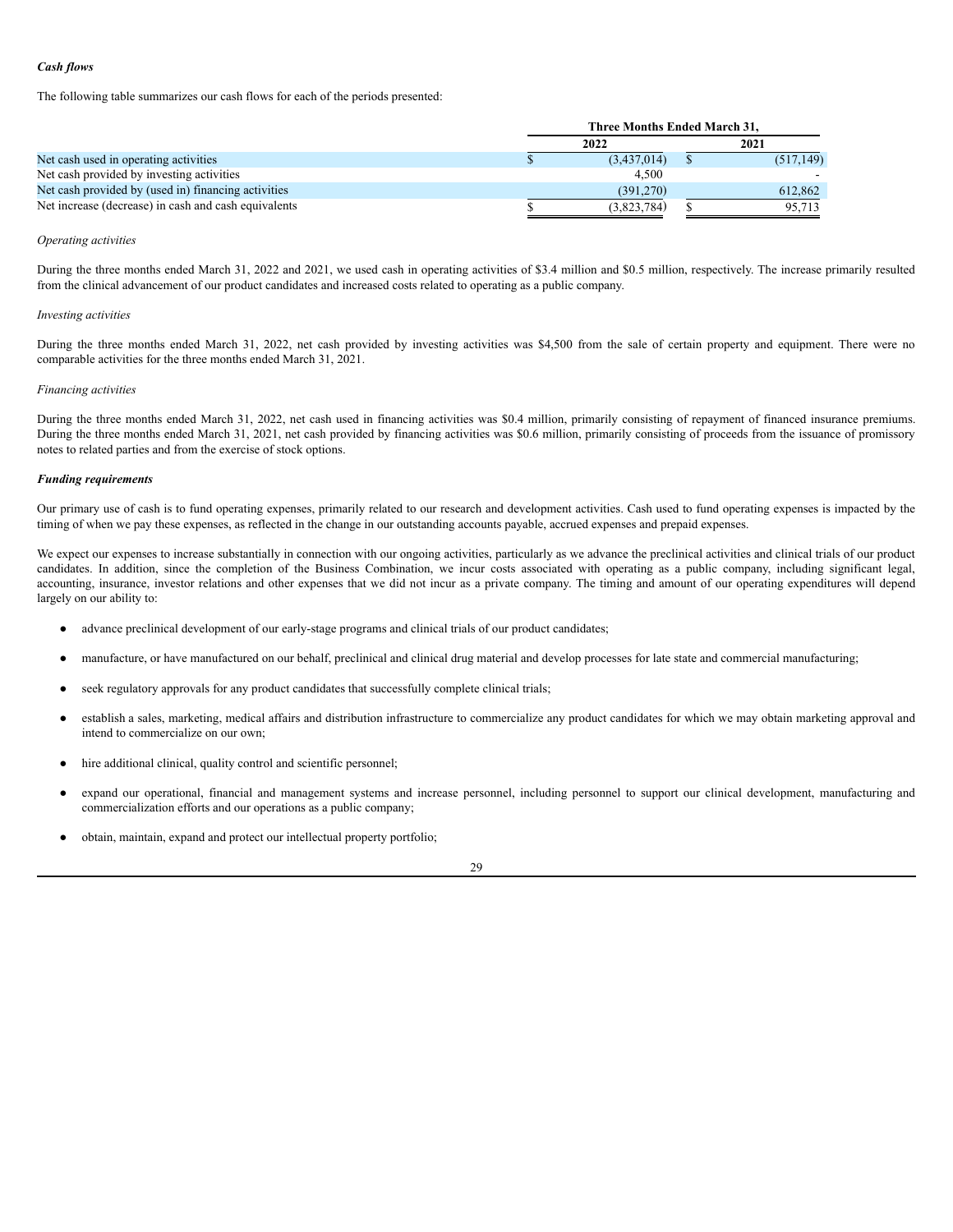***Cash flows***

The following table summarizes our cash flows for each of the periods presented:

| | Three Months Ended March 31, | |
|---|---|---|
| | 2022 | 2021 |
| Net cash used in operating activities | $ (3,437,014) | $ (517,149) |
| Net cash provided by investing activities | 4,500 | - |
| Net cash provided by (used in) financing activities | (391,270) | 612,862 |
| Net increase (decrease) in cash and cash equivalents | $ (3,823,784) | $ 95,713 |

*Operating activities*

During the three months ended March 31, 2022 and 2021, we used cash in operating activities of $3.4 million and $0.5 million, respectively. The increase primarily resulted from the clinical advancement of our product candidates and increased costs related to operating as a public company.

*Investing activities*

During the three months ended March 31, 2022, net cash provided by investing activities was $4,500 from the sale of certain property and equipment. There were no comparable activities for the three months ended March 31, 2021.

*Financing activities*

During the three months ended March 31, 2022, net cash used in financing activities was $0.4 million, primarily consisting of repayment of financed insurance premiums. During the three months ended March 31, 2021, net cash provided by financing activities was $0.6 million, primarily consisting of proceeds from the issuance of promissory notes to related parties and from the exercise of stock options.

***Funding requirements***

Our primary use of cash is to fund operating expenses, primarily related to our research and development activities. Cash used to fund operating expenses is impacted by the timing of when we pay these expenses, as reflected in the change in our outstanding accounts payable, accrued expenses and prepaid expenses.

We expect our expenses to increase substantially in connection with our ongoing activities, particularly as we advance the preclinical activities and clinical trials of our product candidates. In addition, since the completion of the Business Combination, we incur costs associated with operating as a public company, including significant legal, accounting, insurance, investor relations and other expenses that we did not incur as a private company. The timing and amount of our operating expenditures will depend largely on our ability to:

- advance preclinical development of our early-stage programs and clinical trials of our product candidates;
- manufacture, or have manufactured on our behalf, preclinical and clinical drug material and develop processes for late state and commercial manufacturing;
- seek regulatory approvals for any product candidates that successfully complete clinical trials;
- establish a sales, marketing, medical affairs and distribution infrastructure to commercialize any product candidates for which we may obtain marketing approval and intend to commercialize on our own;
- hire additional clinical, quality control and scientific personnel;
- expand our operational, financial and management systems and increase personnel, including personnel to support our clinical development, manufacturing and commercialization efforts and our operations as a public company;
- obtain, maintain, expand and protect our intellectual property portfolio;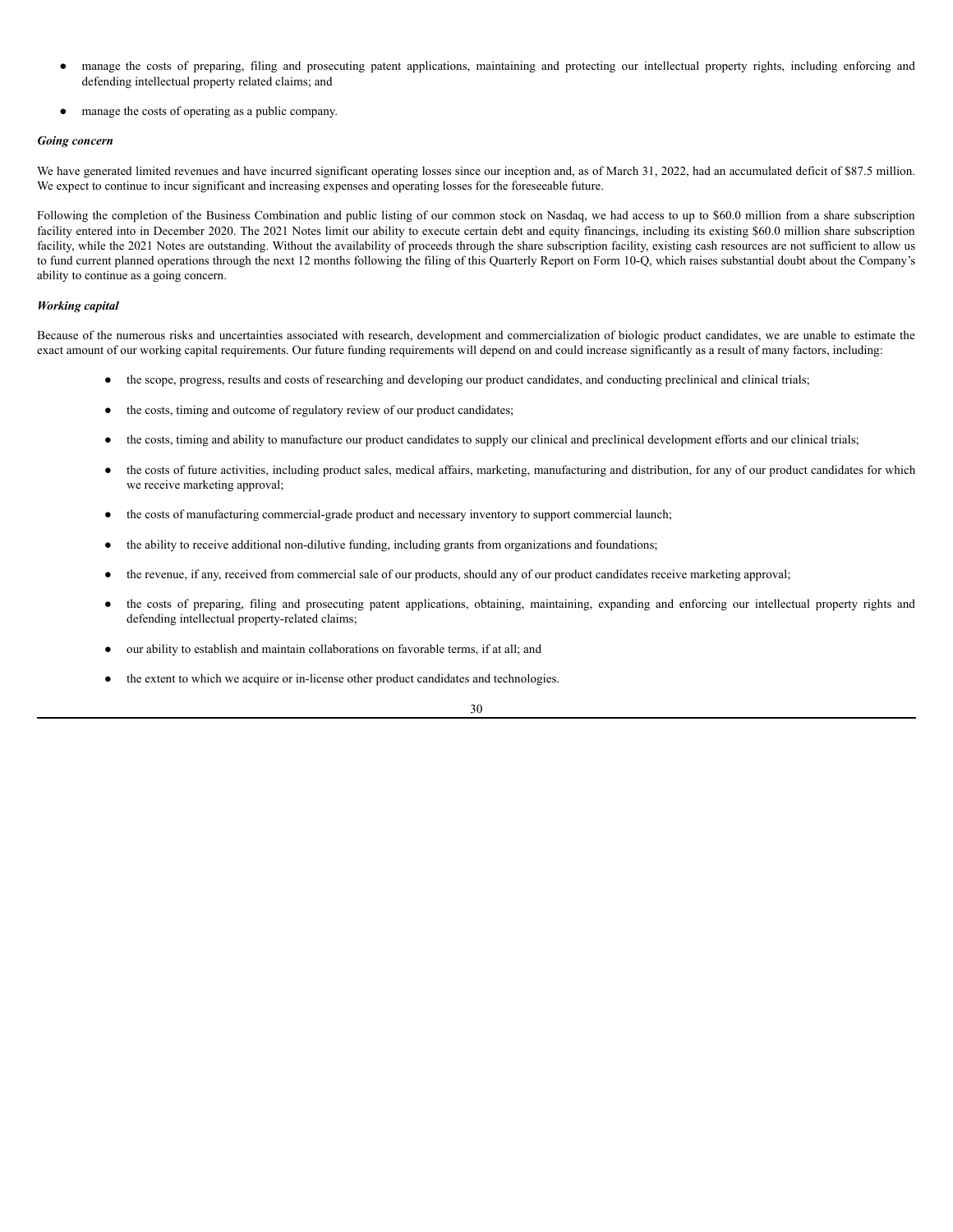- manage the costs of preparing, filing and prosecuting patent applications, maintaining and protecting our intellectual property rights, including enforcing and defending intellectual property related claims; and
- manage the costs of operating as a public company.

***Going concern***

We have generated limited revenues and have incurred significant operating losses since our inception and, as of March 31, 2022, had an accumulated deficit of $87.5 million. We expect to continue to incur significant and increasing expenses and operating losses for the foreseeable future.

Following the completion of the Business Combination and public listing of our common stock on Nasdaq, we had access to up to $60.0 million from a share subscription facility entered into in December 2020. The 2021 Notes limit our ability to execute certain debt and equity financings, including its existing $60.0 million share subscription facility, while the 2021 Notes are outstanding. Without the availability of proceeds through the share subscription facility, existing cash resources are not sufficient to allow us to fund current planned operations through the next 12 months following the filing of this Quarterly Report on Form 10-Q, which raises substantial doubt about the Company's ability to continue as a going concern.

***Working capital***

Because of the numerous risks and uncertainties associated with research, development and commercialization of biologic product candidates, we are unable to estimate the exact amount of our working capital requirements. Our future funding requirements will depend on and could increase significantly as a result of many factors, including:

- the scope, progress, results and costs of researching and developing our product candidates, and conducting preclinical and clinical trials;
- the costs, timing and outcome of regulatory review of our product candidates;
- the costs, timing and ability to manufacture our product candidates to supply our clinical and preclinical development efforts and our clinical trials;
- the costs of future activities, including product sales, medical affairs, marketing, manufacturing and distribution, for any of our product candidates for which we receive marketing approval;
- the costs of manufacturing commercial-grade product and necessary inventory to support commercial launch;
- the ability to receive additional non-dilutive funding, including grants from organizations and foundations;
- the revenue, if any, received from commercial sale of our products, should any of our product candidates receive marketing approval;
- the costs of preparing, filing and prosecuting patent applications, obtaining, maintaining, expanding and enforcing our intellectual property rights and defending intellectual property-related claims;
- our ability to establish and maintain collaborations on favorable terms, if at all; and
- the extent to which we acquire or in-license other product candidates and technologies.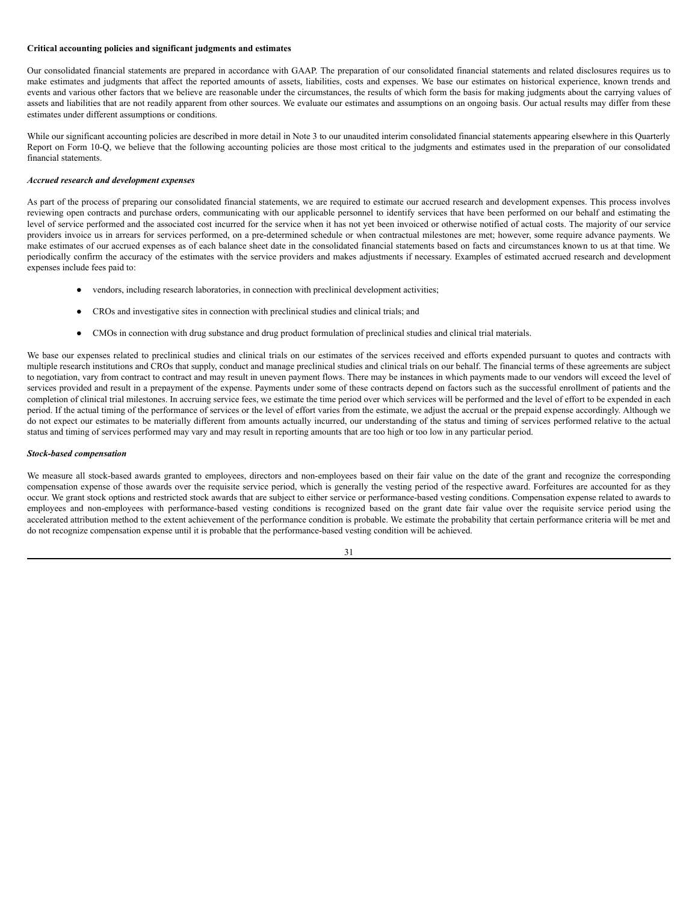**Critical accounting policies and significant judgments and estimates**

Our consolidated financial statements are prepared in accordance with GAAP. The preparation of our consolidated financial statements and related disclosures requires us to make estimates and judgments that affect the reported amounts of assets, liabilities, costs and expenses. We base our estimates on historical experience, known trends and events and various other factors that we believe are reasonable under the circumstances, the results of which form the basis for making judgments about the carrying values of assets and liabilities that are not readily apparent from other sources. We evaluate our estimates and assumptions on an ongoing basis. Our actual results may differ from these estimates under different assumptions or conditions.

While our significant accounting policies are described in more detail in Note 3 to our unaudited interim consolidated financial statements appearing elsewhere in this Quarterly Report on Form 10-Q, we believe that the following accounting policies are those most critical to the judgments and estimates used in the preparation of our consolidated financial statements.

***Accrued research and development expenses***

As part of the process of preparing our consolidated financial statements, we are required to estimate our accrued research and development expenses. This process involves reviewing open contracts and purchase orders, communicating with our applicable personnel to identify services that have been performed on our behalf and estimating the level of service performed and the associated cost incurred for the service when it has not yet been invoiced or otherwise notified of actual costs. The majority of our service providers invoice us in arrears for services performed, on a pre-determined schedule or when contractual milestones are met; however, some require advance payments. We make estimates of our accrued expenses as of each balance sheet date in the consolidated financial statements based on facts and circumstances known to us at that time. We periodically confirm the accuracy of the estimates with the service providers and makes adjustments if necessary. Examples of estimated accrued research and development expenses include fees paid to:

- vendors, including research laboratories, in connection with preclinical development activities;
- CROs and investigative sites in connection with preclinical studies and clinical trials; and
- CMOs in connection with drug substance and drug product formulation of preclinical studies and clinical trial materials.

We base our expenses related to preclinical studies and clinical trials on our estimates of the services received and efforts expended pursuant to quotes and contracts with multiple research institutions and CROs that supply, conduct and manage preclinical studies and clinical trials on our behalf. The financial terms of these agreements are subject to negotiation, vary from contract to contract and may result in uneven payment flows. There may be instances in which payments made to our vendors will exceed the level of services provided and result in a prepayment of the expense. Payments under some of these contracts depend on factors such as the successful enrollment of patients and the completion of clinical trial milestones. In accruing service fees, we estimate the time period over which services will be performed and the level of effort to be expended in each period. If the actual timing of the performance of services or the level of effort varies from the estimate, we adjust the accrual or the prepaid expense accordingly. Although we do not expect our estimates to be materially different from amounts actually incurred, our understanding of the status and timing of services performed relative to the actual status and timing of services performed may vary and may result in reporting amounts that are too high or too low in any particular period.

***Stock-based compensation***

We measure all stock-based awards granted to employees, directors and non-employees based on their fair value on the date of the grant and recognize the corresponding compensation expense of those awards over the requisite service period, which is generally the vesting period of the respective award. Forfeitures are accounted for as they occur. We grant stock options and restricted stock awards that are subject to either service or performance-based vesting conditions. Compensation expense related to awards to employees and non-employees with performance-based vesting conditions is recognized based on the grant date fair value over the requisite service period using the accelerated attribution method to the extent achievement of the performance condition is probable. We estimate the probability that certain performance criteria will be met and do not recognize compensation expense until it is probable that the performance-based vesting condition will be achieved.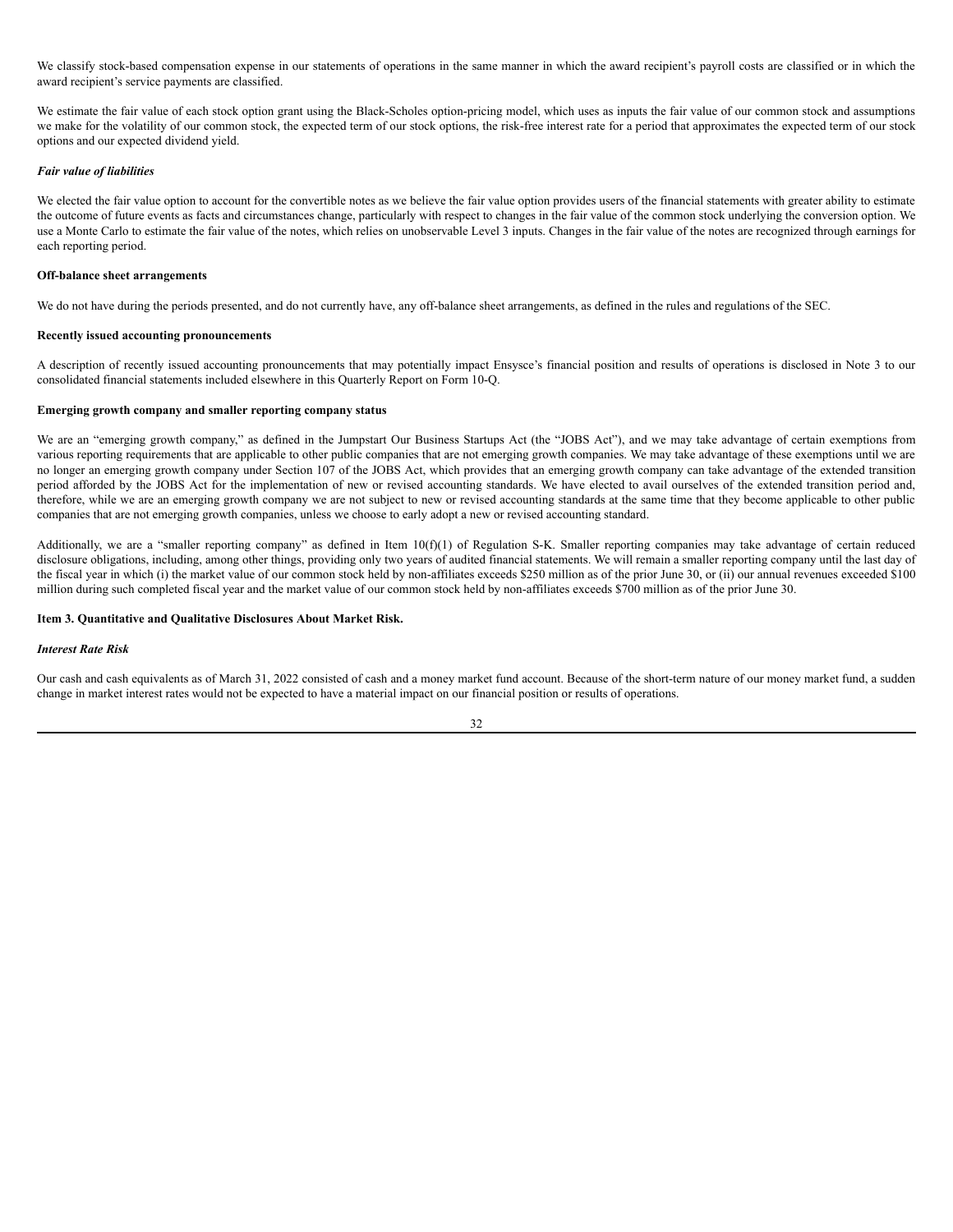We classify stock-based compensation expense in our statements of operations in the same manner in which the award recipient's payroll costs are classified or in which the award recipient's service payments are classified.

We estimate the fair value of each stock option grant using the Black-Scholes option-pricing model, which uses as inputs the fair value of our common stock and assumptions we make for the volatility of our common stock, the expected term of our stock options, the risk-free interest rate for a period that approximates the expected term of our stock options and our expected dividend yield.

***Fair value of liabilities***

We elected the fair value option to account for the convertible notes as we believe the fair value option provides users of the financial statements with greater ability to estimate the outcome of future events as facts and circumstances change, particularly with respect to changes in the fair value of the common stock underlying the conversion option. We use a Monte Carlo to estimate the fair value of the notes, which relies on unobservable Level 3 inputs. Changes in the fair value of the notes are recognized through earnings for each reporting period.

**Off-balance sheet arrangements**

We do not have during the periods presented, and do not currently have, any off-balance sheet arrangements, as defined in the rules and regulations of the SEC.

**Recently issued accounting pronouncements**

A description of recently issued accounting pronouncements that may potentially impact Ensysce's financial position and results of operations is disclosed in Note 3 to our consolidated financial statements included elsewhere in this Quarterly Report on Form 10-Q.

**Emerging growth company and smaller reporting company status**

We are an "emerging growth company," as defined in the Jumpstart Our Business Startups Act (the "JOBS Act"), and we may take advantage of certain exemptions from various reporting requirements that are applicable to other public companies that are not emerging growth companies. We may take advantage of these exemptions until we are no longer an emerging growth company under Section 107 of the JOBS Act, which provides that an emerging growth company can take advantage of the extended transition period afforded by the JOBS Act for the implementation of new or revised accounting standards. We have elected to avail ourselves of the extended transition period and, therefore, while we are an emerging growth company we are not subject to new or revised accounting standards at the same time that they become applicable to other public companies that are not emerging growth companies, unless we choose to early adopt a new or revised accounting standard.

Additionally, we are a "smaller reporting company" as defined in Item 10(f)(1) of Regulation S-K. Smaller reporting companies may take advantage of certain reduced disclosure obligations, including, among other things, providing only two years of audited financial statements. We will remain a smaller reporting company until the last day of the fiscal year in which (i) the market value of our common stock held by non-affiliates exceeds $250 million as of the prior June 30, or (ii) our annual revenues exceeded $100 million during such completed fiscal year and the market value of our common stock held by non-affiliates exceeds $700 million as of the prior June 30.

**Item 3. Quantitative and Qualitative Disclosures About Market Risk.**

***Interest Rate Risk***

Our cash and cash equivalents as of March 31, 2022 consisted of cash and a money market fund account. Because of the short-term nature of our money market fund, a sudden change in market interest rates would not be expected to have a material impact on our financial position or results of operations.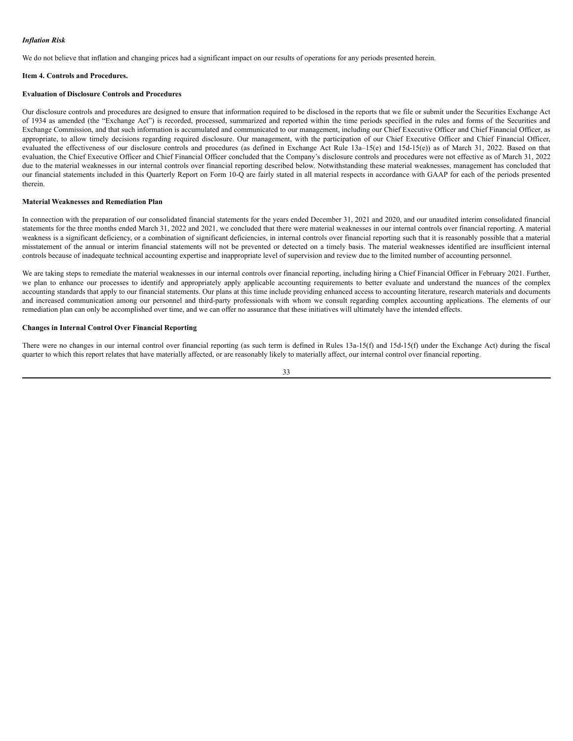*Inflation Risk*

We do not believe that inflation and changing prices had a significant impact on our results of operations for any periods presented herein.

**Item 4. Controls and Procedures.**

**Evaluation of Disclosure Controls and Procedures**

Our disclosure controls and procedures are designed to ensure that information required to be disclosed in the reports that we file or submit under the Securities Exchange Act of 1934 as amended (the "Exchange Act") is recorded, processed, summarized and reported within the time periods specified in the rules and forms of the Securities and Exchange Commission, and that such information is accumulated and communicated to our management, including our Chief Executive Officer and Chief Financial Officer, as appropriate, to allow timely decisions regarding required disclosure. Our management, with the participation of our Chief Executive Officer and Chief Financial Officer, evaluated the effectiveness of our disclosure controls and procedures (as defined in Exchange Act Rule 13a–15(e) and 15d-15(e)) as of March 31, 2022. Based on that evaluation, the Chief Executive Officer and Chief Financial Officer concluded that the Company's disclosure controls and procedures were not effective as of March 31, 2022 due to the material weaknesses in our internal controls over financial reporting described below. Notwithstanding these material weaknesses, management has concluded that our financial statements included in this Quarterly Report on Form 10-Q are fairly stated in all material respects in accordance with GAAP for each of the periods presented therein.

**Material Weaknesses and Remediation Plan**

In connection with the preparation of our consolidated financial statements for the years ended December 31, 2021 and 2020, and our unaudited interim consolidated financial statements for the three months ended March 31, 2022 and 2021, we concluded that there were material weaknesses in our internal controls over financial reporting. A material weakness is a significant deficiency, or a combination of significant deficiencies, in internal controls over financial reporting such that it is reasonably possible that a material misstatement of the annual or interim financial statements will not be prevented or detected on a timely basis. The material weaknesses identified are insufficient internal controls because of inadequate technical accounting expertise and inappropriate level of supervision and review due to the limited number of accounting personnel.

We are taking steps to remediate the material weaknesses in our internal controls over financial reporting, including hiring a Chief Financial Officer in February 2021. Further, we plan to enhance our processes to identify and appropriately apply applicable accounting requirements to better evaluate and understand the nuances of the complex accounting standards that apply to our financial statements. Our plans at this time include providing enhanced access to accounting literature, research materials and documents and increased communication among our personnel and third-party professionals with whom we consult regarding complex accounting applications. The elements of our remediation plan can only be accomplished over time, and we can offer no assurance that these initiatives will ultimately have the intended effects.

**Changes in Internal Control Over Financial Reporting**

There were no changes in our internal control over financial reporting (as such term is defined in Rules 13a-15(f) and 15d-15(f) under the Exchange Act) during the fiscal quarter to which this report relates that have materially affected, or are reasonably likely to materially affect, our internal control over financial reporting.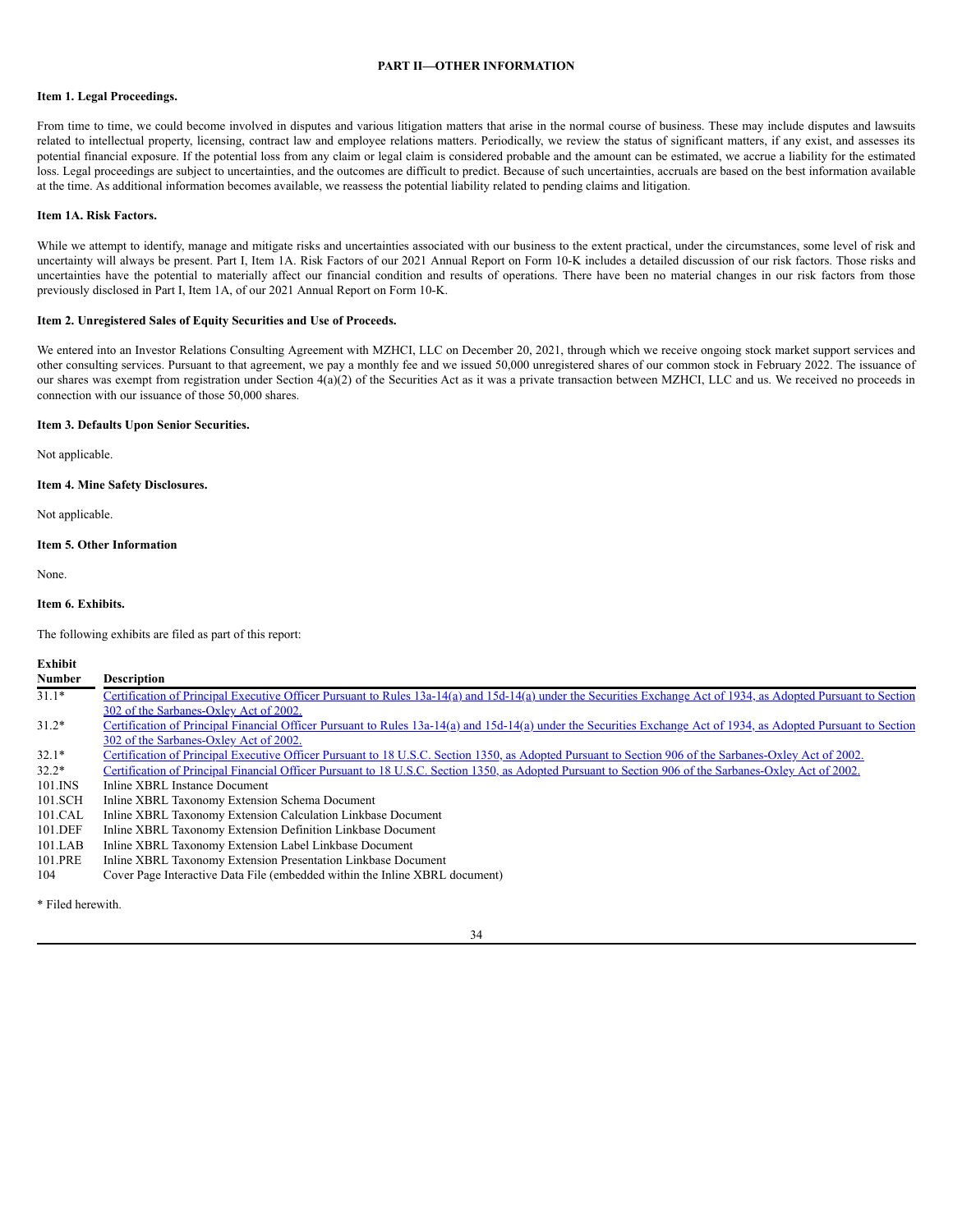## PART II—OTHER INFORMATION

### Item 1. Legal Proceedings.

From time to time, we could become involved in disputes and various litigation matters that arise in the normal course of business. These may include disputes and lawsuits related to intellectual property, licensing, contract law and employee relations matters. Periodically, we review the status of significant matters, if any exist, and assesses its potential financial exposure. If the potential loss from any claim or legal claim is considered probable and the amount can be estimated, we accrue a liability for the estimated loss. Legal proceedings are subject to uncertainties, and the outcomes are difficult to predict. Because of such uncertainties, accruals are based on the best information available at the time. As additional information becomes available, we reassess the potential liability related to pending claims and litigation.

### Item 1A. Risk Factors.

While we attempt to identify, manage and mitigate risks and uncertainties associated with our business to the extent practical, under the circumstances, some level of risk and uncertainty will always be present. Part I, Item 1A. Risk Factors of our 2021 Annual Report on Form 10-K includes a detailed discussion of our risk factors. Those risks and uncertainties have the potential to materially affect our financial condition and results of operations. There have been no material changes in our risk factors from those previously disclosed in Part I, Item 1A, of our 2021 Annual Report on Form 10-K.

### Item 2. Unregistered Sales of Equity Securities and Use of Proceeds.

We entered into an Investor Relations Consulting Agreement with MZHCI, LLC on December 20, 2021, through which we receive ongoing stock market support services and other consulting services. Pursuant to that agreement, we pay a monthly fee and we issued 50,000 unregistered shares of our common stock in February 2022. The issuance of our shares was exempt from registration under Section 4(a)(2) of the Securities Act as it was a private transaction between MZHCI, LLC and us. We received no proceeds in connection with our issuance of those 50,000 shares.

### Item 3. Defaults Upon Senior Securities.

Not applicable.

### Item 4. Mine Safety Disclosures.

Not applicable.

### Item 5. Other Information

None.

### Item 6. Exhibits.

The following exhibits are filed as part of this report:

| Exhibit Number | Description |
|---|---|
| 31.1* | Certification of Principal Executive Officer Pursuant to Rules 13a-14(a) and 15d-14(a) under the Securities Exchange Act of 1934, as Adopted Pursuant to Section 302 of the Sarbanes-Oxley Act of 2002. |
| 31.2* | Certification of Principal Financial Officer Pursuant to Rules 13a-14(a) and 15d-14(a) under the Securities Exchange Act of 1934, as Adopted Pursuant to Section 302 of the Sarbanes-Oxley Act of 2002. |
| 32.1* | Certification of Principal Executive Officer Pursuant to 18 U.S.C. Section 1350, as Adopted Pursuant to Section 906 of the Sarbanes-Oxley Act of 2002. |
| 32.2* | Certification of Principal Financial Officer Pursuant to 18 U.S.C. Section 1350, as Adopted Pursuant to Section 906 of the Sarbanes-Oxley Act of 2002. |
| 101.INS | Inline XBRL Instance Document |
| 101.SCH | Inline XBRL Taxonomy Extension Schema Document |
| 101.CAL | Inline XBRL Taxonomy Extension Calculation Linkbase Document |
| 101.DEF | Inline XBRL Taxonomy Extension Definition Linkbase Document |
| 101.LAB | Inline XBRL Taxonomy Extension Label Linkbase Document |
| 101.PRE | Inline XBRL Taxonomy Extension Presentation Linkbase Document |
| 104 | Cover Page Interactive Data File (embedded within the Inline XBRL document) |

* Filed herewith.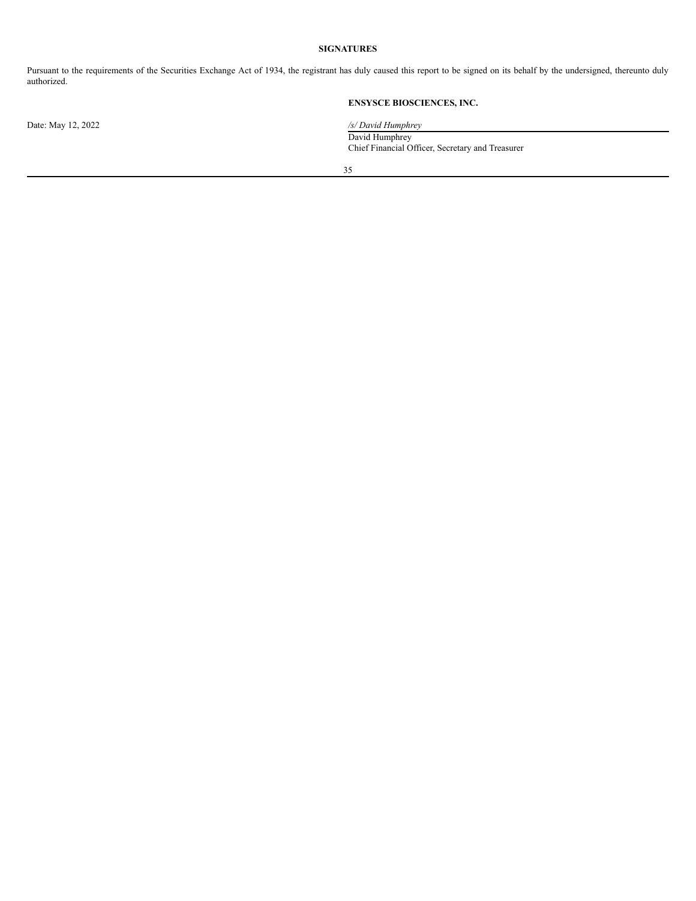**SIGNATURES**

Pursuant to the requirements of the Securities Exchange Act of 1934, the registrant has duly caused this report to be signed on its behalf by the undersigned, thereunto duly authorized.

**ENSYSCE BIOSCIENCES, INC.**

Date: May 12, 2022

*/s/ David Humphrey*

David Humphrey
Chief Financial Officer, Secretary and Treasurer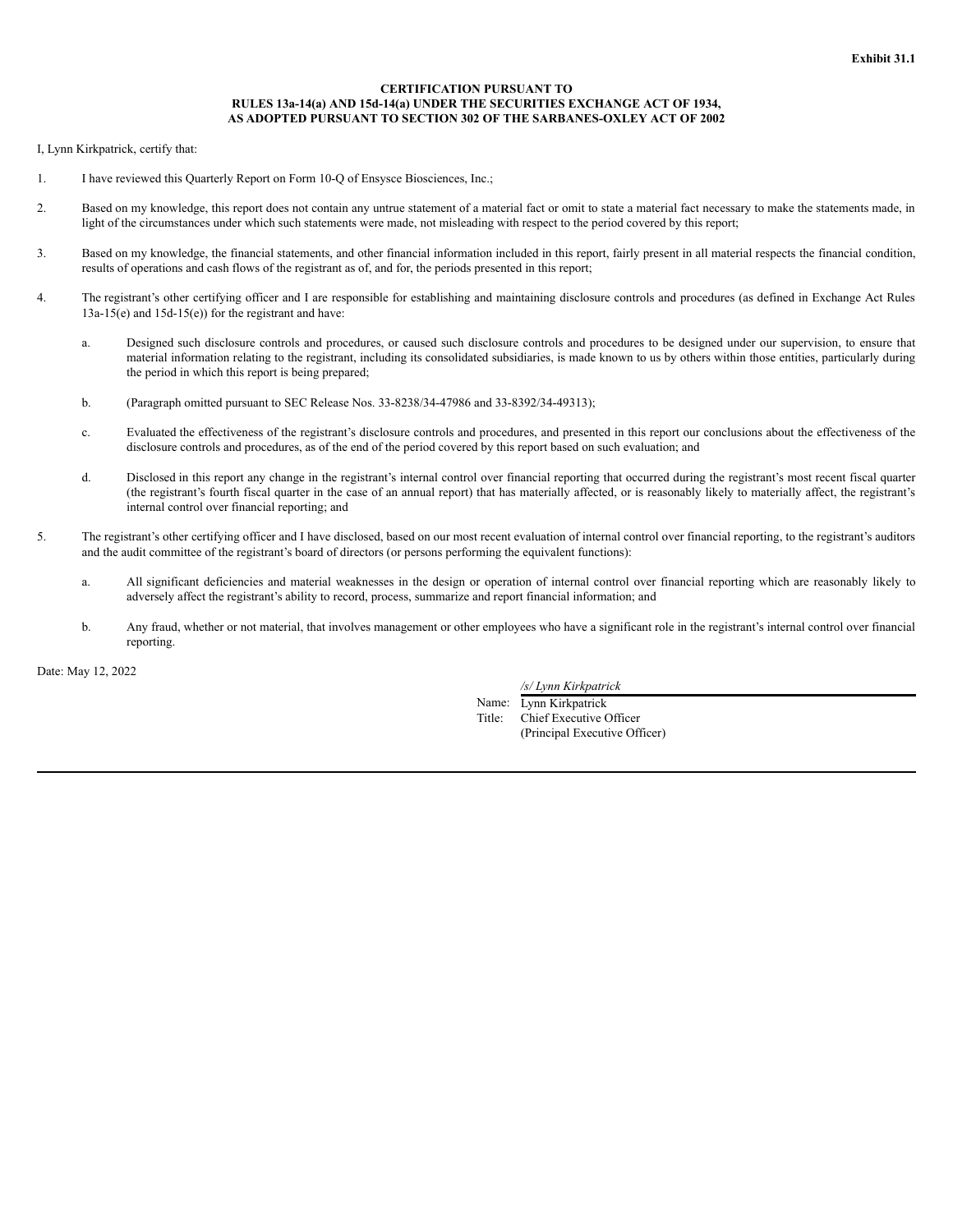**Exhibit 31.1**

**CERTIFICATION PURSUANT TO
RULES 13a-14(a) AND 15d-14(a) UNDER THE SECURITIES EXCHANGE ACT OF 1934,
AS ADOPTED PURSUANT TO SECTION 302 OF THE SARBANES-OXLEY ACT OF 2002**

I, Lynn Kirkpatrick, certify that:

1. I have reviewed this Quarterly Report on Form 10-Q of Ensysce Biosciences, Inc.;

2. Based on my knowledge, this report does not contain any untrue statement of a material fact or omit to state a material fact necessary to make the statements made, in light of the circumstances under which such statements were made, not misleading with respect to the period covered by this report;

3. Based on my knowledge, the financial statements, and other financial information included in this report, fairly present in all material respects the financial condition, results of operations and cash flows of the registrant as of, and for, the periods presented in this report;

4. The registrant's other certifying officer and I are responsible for establishing and maintaining disclosure controls and procedures (as defined in Exchange Act Rules 13a-15(e) and 15d-15(e)) for the registrant and have:

   a. Designed such disclosure controls and procedures, or caused such disclosure controls and procedures to be designed under our supervision, to ensure that material information relating to the registrant, including its consolidated subsidiaries, is made known to us by others within those entities, particularly during the period in which this report is being prepared;

   b. (Paragraph omitted pursuant to SEC Release Nos. 33-8238/34-47986 and 33-8392/34-49313);

   c. Evaluated the effectiveness of the registrant's disclosure controls and procedures, and presented in this report our conclusions about the effectiveness of the disclosure controls and procedures, as of the end of the period covered by this report based on such evaluation; and

   d. Disclosed in this report any change in the registrant's internal control over financial reporting that occurred during the registrant's most recent fiscal quarter (the registrant's fourth fiscal quarter in the case of an annual report) that has materially affected, or is reasonably likely to materially affect, the registrant's internal control over financial reporting; and

5. The registrant's other certifying officer and I have disclosed, based on our most recent evaluation of internal control over financial reporting, to the registrant's auditors and the audit committee of the registrant's board of directors (or persons performing the equivalent functions):

   a. All significant deficiencies and material weaknesses in the design or operation of internal control over financial reporting which are reasonably likely to adversely affect the registrant's ability to record, process, summarize and report financial information; and

   b. Any fraud, whether or not material, that involves management or other employees who have a significant role in the registrant's internal control over financial reporting.

Date: May 12, 2022

*/s/ Lynn Kirkpatrick*

Name: Lynn Kirkpatrick
Title: Chief Executive Officer
(Principal Executive Officer)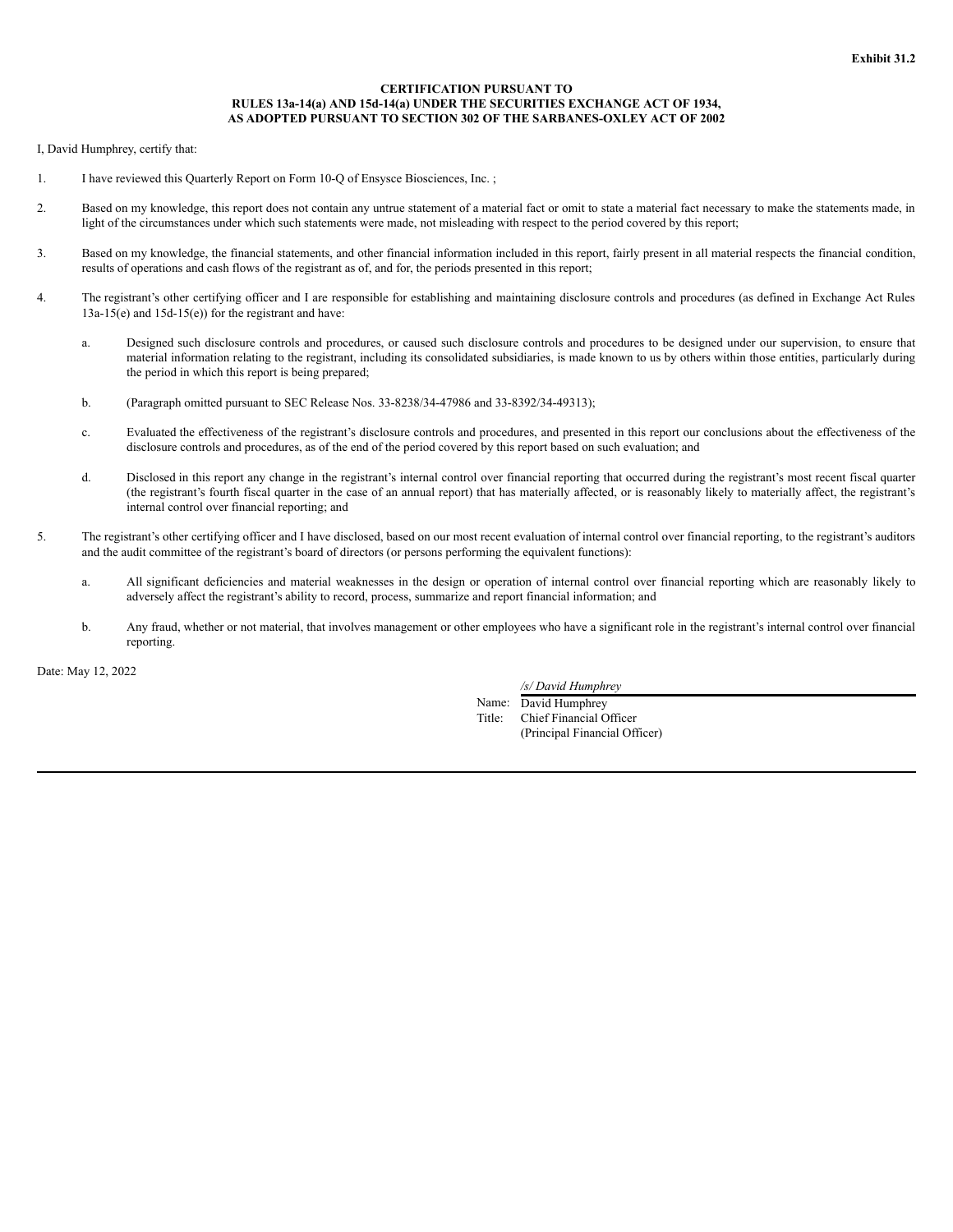**Exhibit 31.2**

**CERTIFICATION PURSUANT TO**
**RULES 13a-14(a) AND 15d-14(a) UNDER THE SECURITIES EXCHANGE ACT OF 1934,**
**AS ADOPTED PURSUANT TO SECTION 302 OF THE SARBANES-OXLEY ACT OF 2002**

I, David Humphrey, certify that:

1. I have reviewed this Quarterly Report on Form 10-Q of Ensysce Biosciences, Inc. ;

2. Based on my knowledge, this report does not contain any untrue statement of a material fact or omit to state a material fact necessary to make the statements made, in light of the circumstances under which such statements were made, not misleading with respect to the period covered by this report;

3. Based on my knowledge, the financial statements, and other financial information included in this report, fairly present in all material respects the financial condition, results of operations and cash flows of the registrant as of, and for, the periods presented in this report;

4. The registrant's other certifying officer and I are responsible for establishing and maintaining disclosure controls and procedures (as defined in Exchange Act Rules 13a-15(e) and 15d-15(e)) for the registrant and have:

   a. Designed such disclosure controls and procedures, or caused such disclosure controls and procedures to be designed under our supervision, to ensure that material information relating to the registrant, including its consolidated subsidiaries, is made known to us by others within those entities, particularly during the period in which this report is being prepared;

   b. (Paragraph omitted pursuant to SEC Release Nos. 33-8238/34-47986 and 33-8392/34-49313);

   c. Evaluated the effectiveness of the registrant's disclosure controls and procedures, and presented in this report our conclusions about the effectiveness of the disclosure controls and procedures, as of the end of the period covered by this report based on such evaluation; and

   d. Disclosed in this report any change in the registrant's internal control over financial reporting that occurred during the registrant's most recent fiscal quarter (the registrant's fourth fiscal quarter in the case of an annual report) that has materially affected, or is reasonably likely to materially affect, the registrant's internal control over financial reporting; and

5. The registrant's other certifying officer and I have disclosed, based on our most recent evaluation of internal control over financial reporting, to the registrant's auditors and the audit committee of the registrant's board of directors (or persons performing the equivalent functions):

   a. All significant deficiencies and material weaknesses in the design or operation of internal control over financial reporting which are reasonably likely to adversely affect the registrant's ability to record, process, summarize and report financial information; and

   b. Any fraud, whether or not material, that involves management or other employees who have a significant role in the registrant's internal control over financial reporting.

Date: May 12, 2022

*/s/ David Humphrey*

Name: David Humphrey
Title: Chief Financial Officer
(Principal Financial Officer)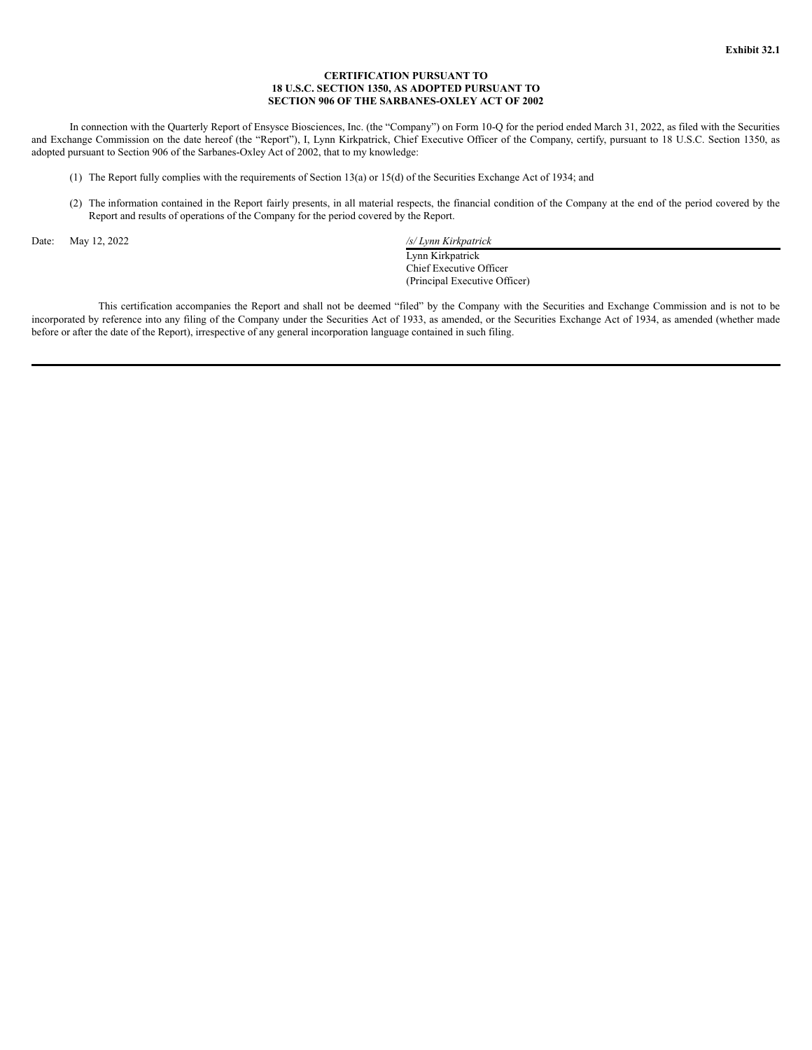**Exhibit 32.1**

**CERTIFICATION PURSUANT TO**
**18 U.S.C. SECTION 1350, AS ADOPTED PURSUANT TO**
**SECTION 906 OF THE SARBANES-OXLEY ACT OF 2002**

In connection with the Quarterly Report of Ensysce Biosciences, Inc. (the "Company") on Form 10-Q for the period ended March 31, 2022, as filed with the Securities and Exchange Commission on the date hereof (the "Report"), I, Lynn Kirkpatrick, Chief Executive Officer of the Company, certify, pursuant to 18 U.S.C. Section 1350, as adopted pursuant to Section 906 of the Sarbanes-Oxley Act of 2002, that to my knowledge:

(1) The Report fully complies with the requirements of Section 13(a) or 15(d) of the Securities Exchange Act of 1934; and

(2) The information contained in the Report fairly presents, in all material respects, the financial condition of the Company at the end of the period covered by the Report and results of operations of the Company for the period covered by the Report.

Date: May 12, 2022

*/s/ Lynn Kirkpatrick*
Lynn Kirkpatrick
Chief Executive Officer
(Principal Executive Officer)

This certification accompanies the Report and shall not be deemed "filed" by the Company with the Securities and Exchange Commission and is not to be incorporated by reference into any filing of the Company under the Securities Act of 1933, as amended, or the Securities Exchange Act of 1934, as amended (whether made before or after the date of the Report), irrespective of any general incorporation language contained in such filing.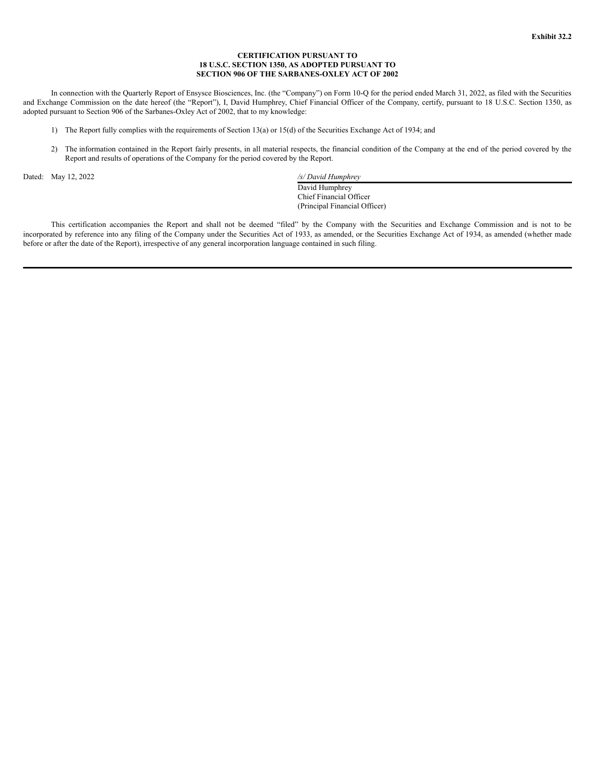**Exhibit 32.2**

**CERTIFICATION PURSUANT TO
18 U.S.C. SECTION 1350, AS ADOPTED PURSUANT TO
SECTION 906 OF THE SARBANES-OXLEY ACT OF 2002**

In connection with the Quarterly Report of Ensysce Biosciences, Inc. (the "Company") on Form 10-Q for the period ended March 31, 2022, as filed with the Securities and Exchange Commission on the date hereof (the "Report"), I, David Humphrey, Chief Financial Officer of the Company, certify, pursuant to 18 U.S.C. Section 1350, as adopted pursuant to Section 906 of the Sarbanes-Oxley Act of 2002, that to my knowledge:

1) The Report fully complies with the requirements of Section 13(a) or 15(d) of the Securities Exchange Act of 1934; and

2) The information contained in the Report fairly presents, in all material respects, the financial condition of the Company at the end of the period covered by the Report and results of operations of the Company for the period covered by the Report.

Dated: May 12, 2022

*/s/ David Humphrey*
David Humphrey
Chief Financial Officer
(Principal Financial Officer)

This certification accompanies the Report and shall not be deemed "filed" by the Company with the Securities and Exchange Commission and is not to be incorporated by reference into any filing of the Company under the Securities Act of 1933, as amended, or the Securities Exchange Act of 1934, as amended (whether made before or after the date of the Report), irrespective of any general incorporation language contained in such filing.